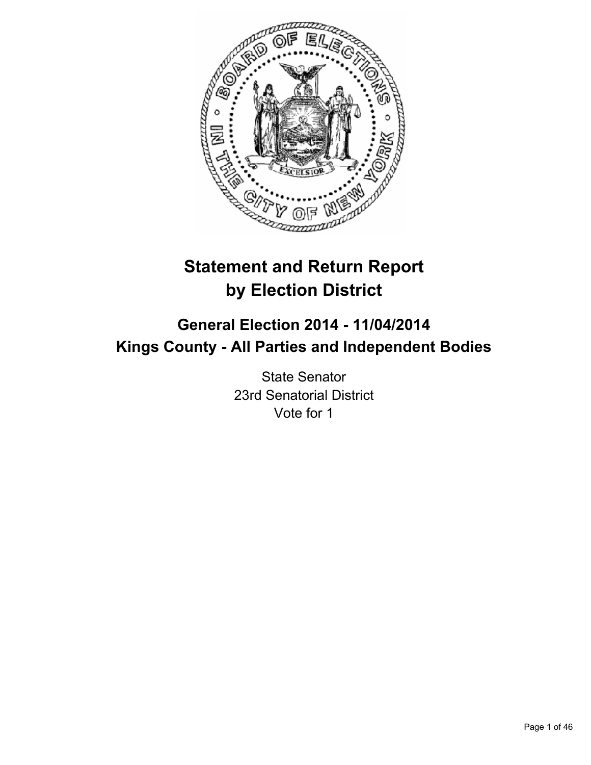# Statement and Return Report by Election District

## General Election 2014 - 11/04/2014
## Kings County - All Parties and Independent Bodies

State Senator
23rd Senatorial District
Vote for 1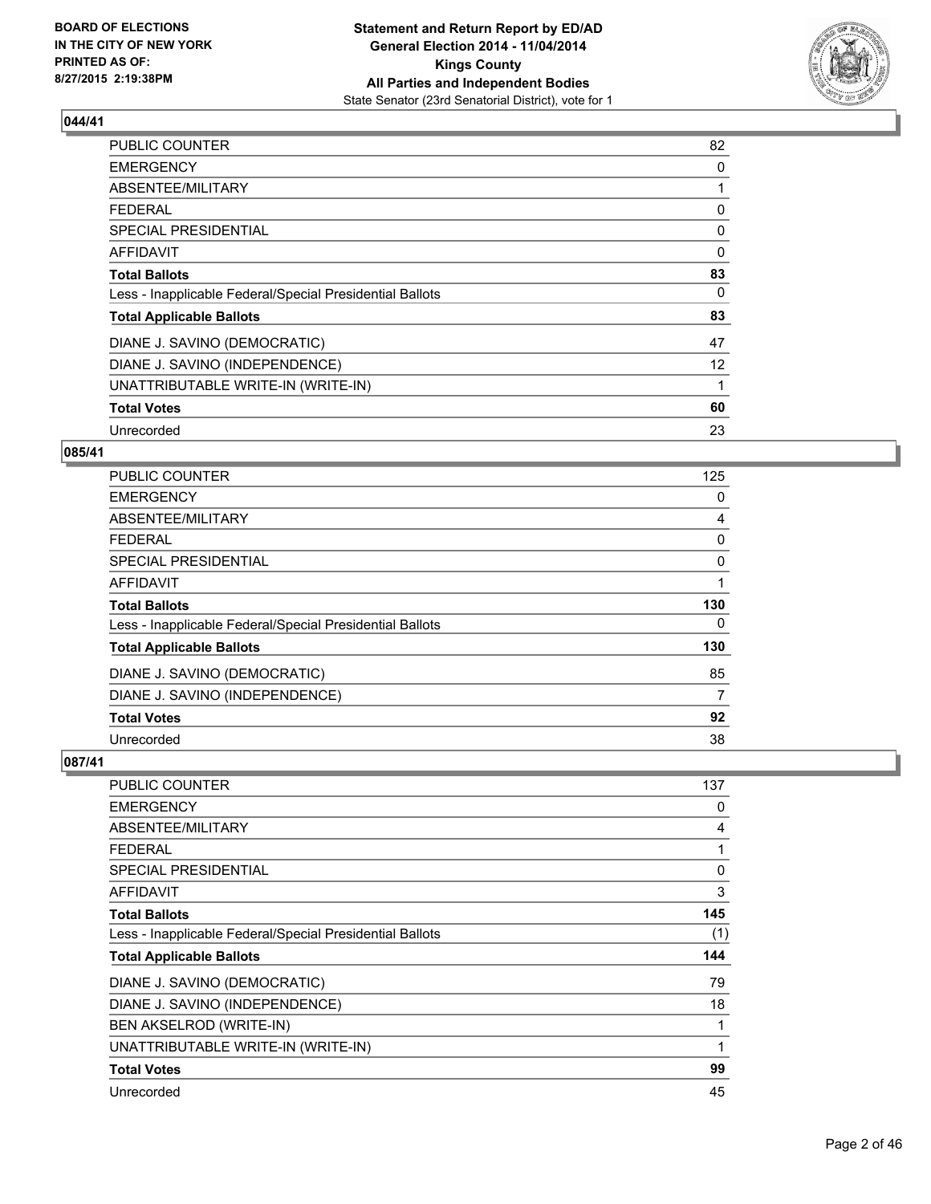## 044/41

| | |
|---|---|
| PUBLIC COUNTER | 82 |
| EMERGENCY | 0 |
| ABSENTEE/MILITARY | 1 |
| FEDERAL | 0 |
| SPECIAL PRESIDENTIAL | 0 |
| AFFIDAVIT | 0 |
| **Total Ballots** | **83** |
| Less - Inapplicable Federal/Special Presidential Ballots | 0 |
| **Total Applicable Ballots** | **83** |
| DIANE J. SAVINO (DEMOCRATIC) | 47 |
| DIANE J. SAVINO (INDEPENDENCE) | 12 |
| UNATTRIBUTABLE WRITE-IN (WRITE-IN) | 1 |
| **Total Votes** | **60** |
| Unrecorded | 23 |

## 085/41

| | |
|---|---|
| PUBLIC COUNTER | 125 |
| EMERGENCY | 0 |
| ABSENTEE/MILITARY | 4 |
| FEDERAL | 0 |
| SPECIAL PRESIDENTIAL | 0 |
| AFFIDAVIT | 1 |
| **Total Ballots** | **130** |
| Less - Inapplicable Federal/Special Presidential Ballots | 0 |
| **Total Applicable Ballots** | **130** |
| DIANE J. SAVINO (DEMOCRATIC) | 85 |
| DIANE J. SAVINO (INDEPENDENCE) | 7 |
| **Total Votes** | **92** |
| Unrecorded | 38 |

## 087/41

| | |
|---|---|
| PUBLIC COUNTER | 137 |
| EMERGENCY | 0 |
| ABSENTEE/MILITARY | 4 |
| FEDERAL | 1 |
| SPECIAL PRESIDENTIAL | 0 |
| AFFIDAVIT | 3 |
| **Total Ballots** | **145** |
| Less - Inapplicable Federal/Special Presidential Ballots | (1) |
| **Total Applicable Ballots** | **144** |
| DIANE J. SAVINO (DEMOCRATIC) | 79 |
| DIANE J. SAVINO (INDEPENDENCE) | 18 |
| BEN AKSELROD (WRITE-IN) | 1 |
| UNATTRIBUTABLE WRITE-IN (WRITE-IN) | 1 |
| **Total Votes** | **99** |
| Unrecorded | 45 |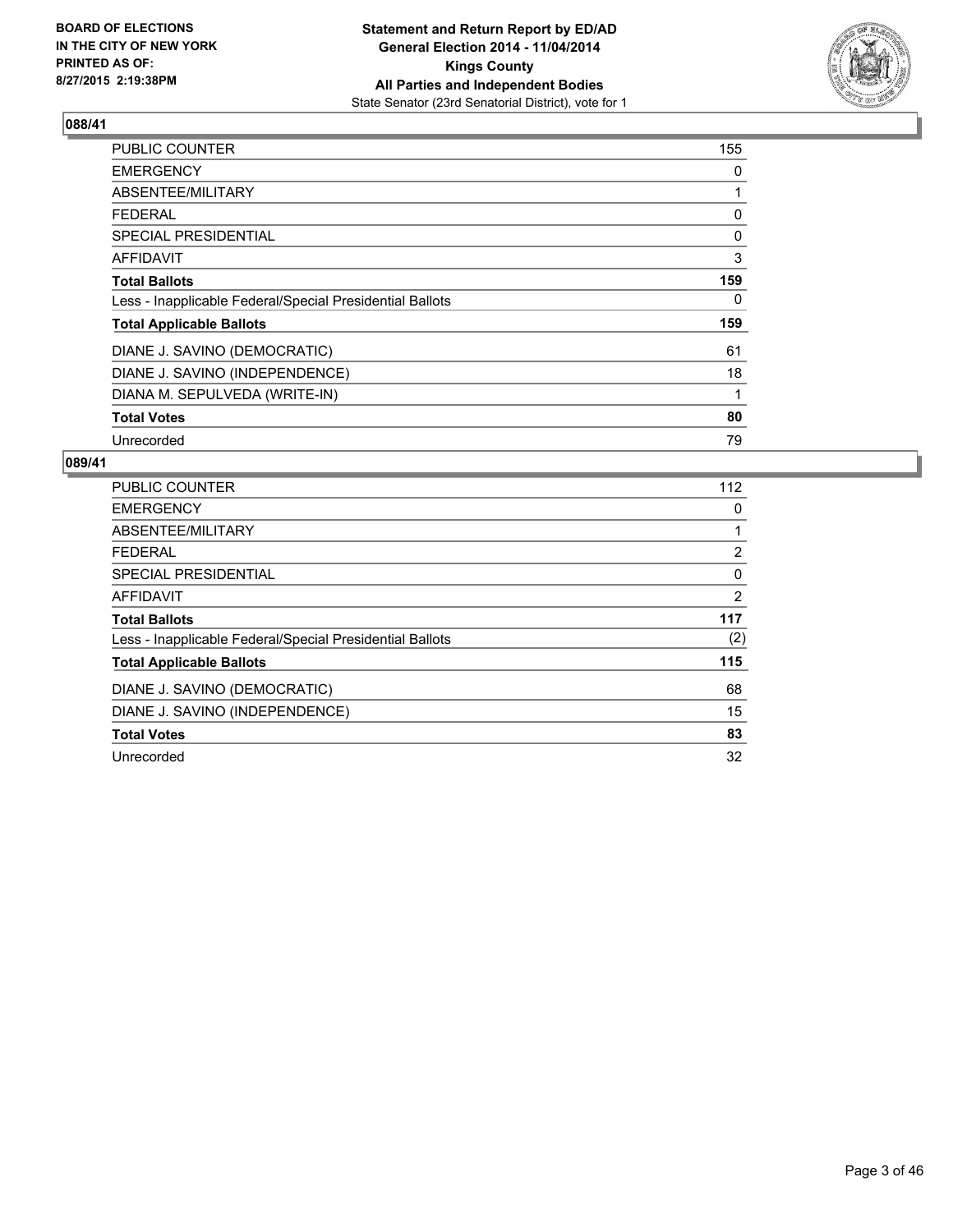## 088/41

| | |
|---|---|
| PUBLIC COUNTER | 155 |
| EMERGENCY | 0 |
| ABSENTEE/MILITARY | 1 |
| FEDERAL | 0 |
| SPECIAL PRESIDENTIAL | 0 |
| AFFIDAVIT | 3 |
| **Total Ballots** | **159** |
| Less - Inapplicable Federal/Special Presidential Ballots | 0 |
| **Total Applicable Ballots** | **159** |
| DIANE J. SAVINO (DEMOCRATIC) | 61 |
| DIANE J. SAVINO (INDEPENDENCE) | 18 |
| DIANA M. SEPULVEDA (WRITE-IN) | 1 |
| **Total Votes** | **80** |
| Unrecorded | 79 |

## 089/41

| | |
|---|---|
| PUBLIC COUNTER | 112 |
| EMERGENCY | 0 |
| ABSENTEE/MILITARY | 1 |
| FEDERAL | 2 |
| SPECIAL PRESIDENTIAL | 0 |
| AFFIDAVIT | 2 |
| **Total Ballots** | **117** |
| Less - Inapplicable Federal/Special Presidential Ballots | (2) |
| **Total Applicable Ballots** | **115** |
| DIANE J. SAVINO (DEMOCRATIC) | 68 |
| DIANE J. SAVINO (INDEPENDENCE) | 15 |
| **Total Votes** | **83** |
| Unrecorded | 32 |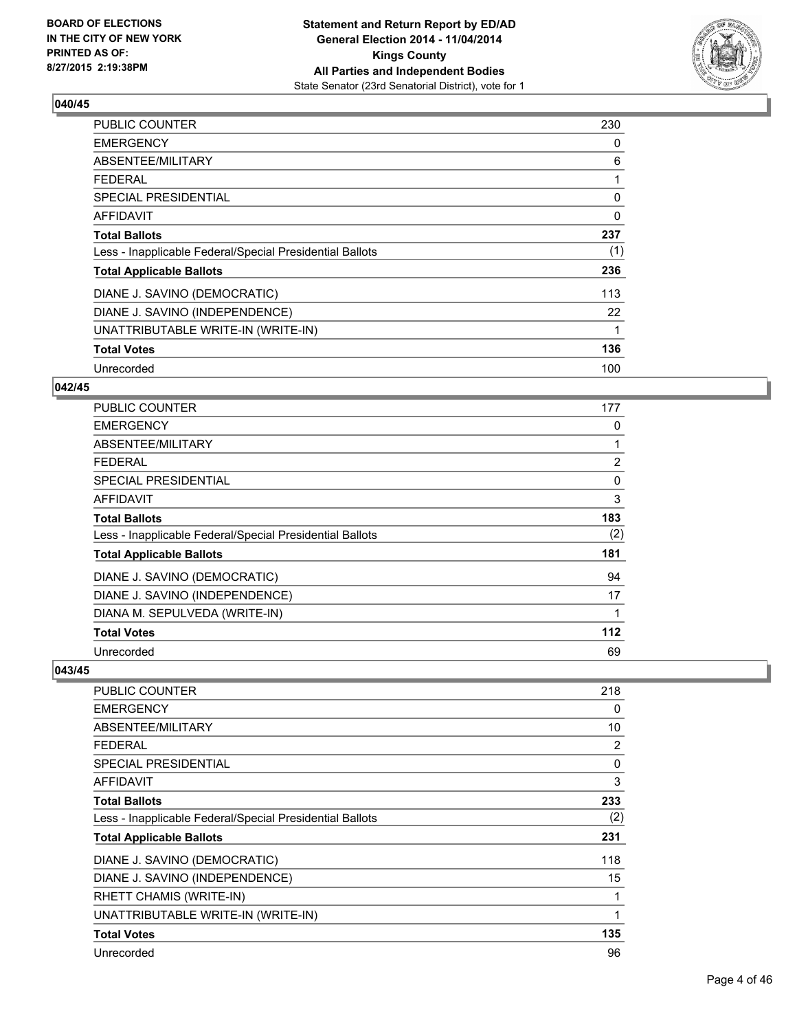## 040/45

| | |
|---|---|
| PUBLIC COUNTER | 230 |
| EMERGENCY | 0 |
| ABSENTEE/MILITARY | 6 |
| FEDERAL | 1 |
| SPECIAL PRESIDENTIAL | 0 |
| AFFIDAVIT | 0 |
| **Total Ballots** | **237** |
| Less - Inapplicable Federal/Special Presidential Ballots | (1) |
| **Total Applicable Ballots** | **236** |
| DIANE J. SAVINO (DEMOCRATIC) | 113 |
| DIANE J. SAVINO (INDEPENDENCE) | 22 |
| UNATTRIBUTABLE WRITE-IN (WRITE-IN) | 1 |
| **Total Votes** | **136** |
| Unrecorded | 100 |

## 042/45

| | |
|---|---|
| PUBLIC COUNTER | 177 |
| EMERGENCY | 0 |
| ABSENTEE/MILITARY | 1 |
| FEDERAL | 2 |
| SPECIAL PRESIDENTIAL | 0 |
| AFFIDAVIT | 3 |
| **Total Ballots** | **183** |
| Less - Inapplicable Federal/Special Presidential Ballots | (2) |
| **Total Applicable Ballots** | **181** |
| DIANE J. SAVINO (DEMOCRATIC) | 94 |
| DIANE J. SAVINO (INDEPENDENCE) | 17 |
| DIANA M. SEPULVEDA (WRITE-IN) | 1 |
| **Total Votes** | **112** |
| Unrecorded | 69 |

## 043/45

| | |
|---|---|
| PUBLIC COUNTER | 218 |
| EMERGENCY | 0 |
| ABSENTEE/MILITARY | 10 |
| FEDERAL | 2 |
| SPECIAL PRESIDENTIAL | 0 |
| AFFIDAVIT | 3 |
| **Total Ballots** | **233** |
| Less - Inapplicable Federal/Special Presidential Ballots | (2) |
| **Total Applicable Ballots** | **231** |
| DIANE J. SAVINO (DEMOCRATIC) | 118 |
| DIANE J. SAVINO (INDEPENDENCE) | 15 |
| RHETT CHAMIS (WRITE-IN) | 1 |
| UNATTRIBUTABLE WRITE-IN (WRITE-IN) | 1 |
| **Total Votes** | **135** |
| Unrecorded | 96 |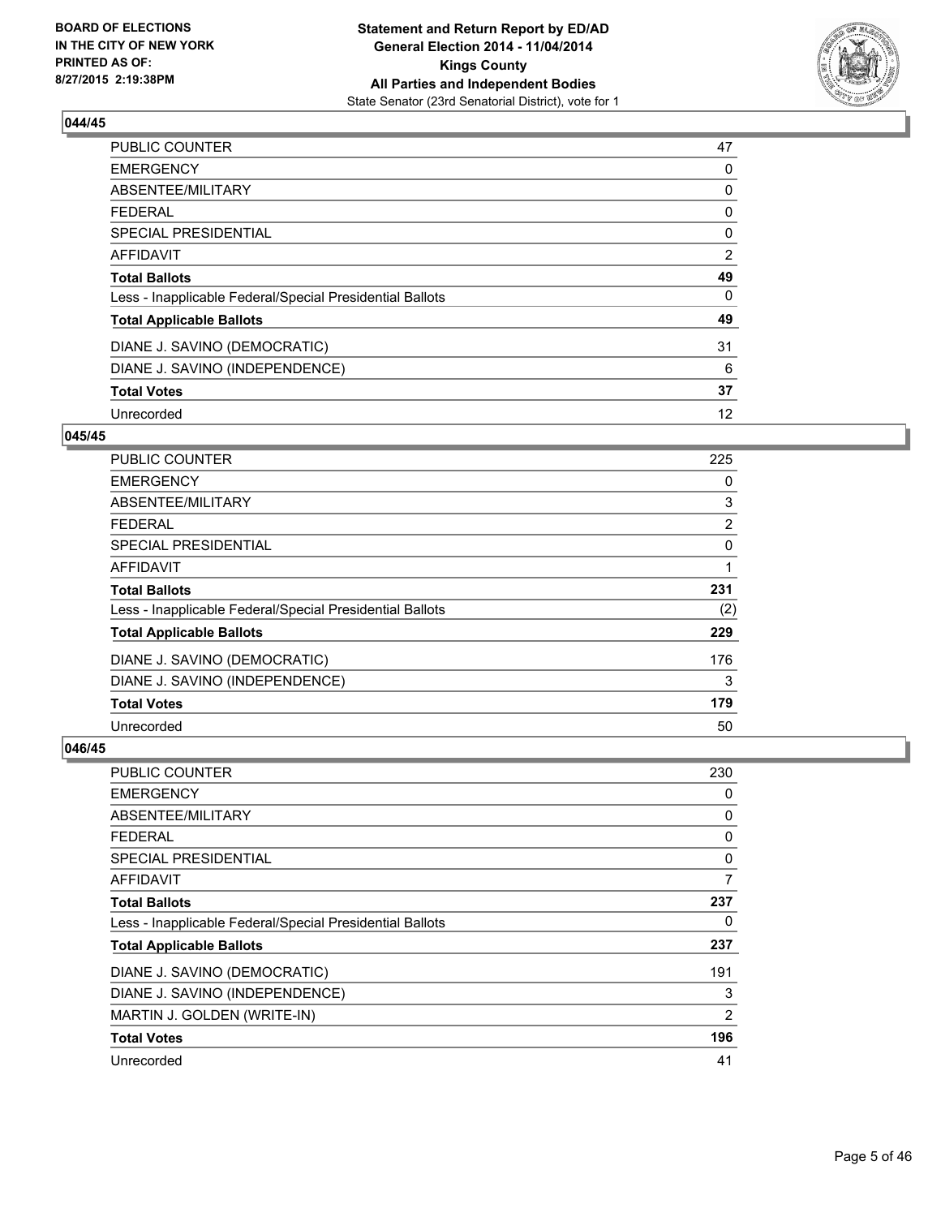BOARD OF ELECTIONS
IN THE CITY OF NEW YORK
PRINTED AS OF:
8/27/2015 2:19:38PM

**Statement and Return Report by ED/AD**
**General Election 2014 - 11/04/2014**
**Kings County**
**All Parties and Independent Bodies**
State Senator (23rd Senatorial District), vote for 1

### 044/45

| | |
|---|---|
| PUBLIC COUNTER | 47 |
| EMERGENCY | 0 |
| ABSENTEE/MILITARY | 0 |
| FEDERAL | 0 |
| SPECIAL PRESIDENTIAL | 0 |
| AFFIDAVIT | 2 |
| **Total Ballots** | **49** |
| Less - Inapplicable Federal/Special Presidential Ballots | 0 |
| **Total Applicable Ballots** | **49** |
| DIANE J. SAVINO (DEMOCRATIC) | 31 |
| DIANE J. SAVINO (INDEPENDENCE) | 6 |
| **Total Votes** | **37** |
| Unrecorded | 12 |

### 045/45

| | |
|---|---|
| PUBLIC COUNTER | 225 |
| EMERGENCY | 0 |
| ABSENTEE/MILITARY | 3 |
| FEDERAL | 2 |
| SPECIAL PRESIDENTIAL | 0 |
| AFFIDAVIT | 1 |
| **Total Ballots** | **231** |
| Less - Inapplicable Federal/Special Presidential Ballots | (2) |
| **Total Applicable Ballots** | **229** |
| DIANE J. SAVINO (DEMOCRATIC) | 176 |
| DIANE J. SAVINO (INDEPENDENCE) | 3 |
| **Total Votes** | **179** |
| Unrecorded | 50 |

### 046/45

| | |
|---|---|
| PUBLIC COUNTER | 230 |
| EMERGENCY | 0 |
| ABSENTEE/MILITARY | 0 |
| FEDERAL | 0 |
| SPECIAL PRESIDENTIAL | 0 |
| AFFIDAVIT | 7 |
| **Total Ballots** | **237** |
| Less - Inapplicable Federal/Special Presidential Ballots | 0 |
| **Total Applicable Ballots** | **237** |
| DIANE J. SAVINO (DEMOCRATIC) | 191 |
| DIANE J. SAVINO (INDEPENDENCE) | 3 |
| MARTIN J. GOLDEN (WRITE-IN) | 2 |
| **Total Votes** | **196** |
| Unrecorded | 41 |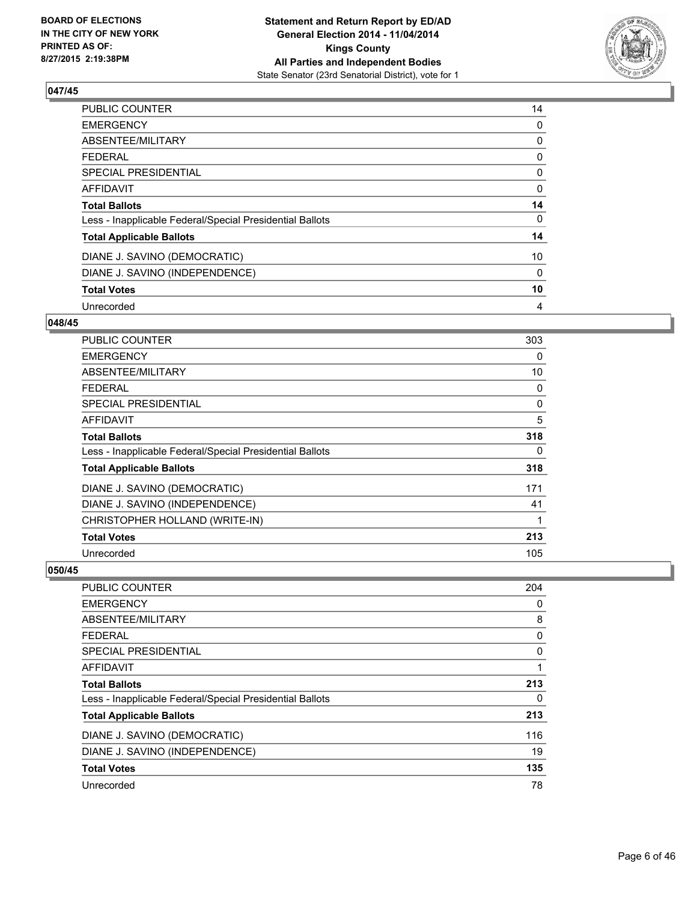## 047/45

| | |
|---|---|
| PUBLIC COUNTER | 14 |
| EMERGENCY | 0 |
| ABSENTEE/MILITARY | 0 |
| FEDERAL | 0 |
| SPECIAL PRESIDENTIAL | 0 |
| AFFIDAVIT | 0 |
| **Total Ballots** | **14** |
| Less - Inapplicable Federal/Special Presidential Ballots | 0 |
| **Total Applicable Ballots** | **14** |
| DIANE J. SAVINO (DEMOCRATIC) | 10 |
| DIANE J. SAVINO (INDEPENDENCE) | 0 |
| **Total Votes** | **10** |
| Unrecorded | 4 |

## 048/45

| | |
|---|---|
| PUBLIC COUNTER | 303 |
| EMERGENCY | 0 |
| ABSENTEE/MILITARY | 10 |
| FEDERAL | 0 |
| SPECIAL PRESIDENTIAL | 0 |
| AFFIDAVIT | 5 |
| **Total Ballots** | **318** |
| Less - Inapplicable Federal/Special Presidential Ballots | 0 |
| **Total Applicable Ballots** | **318** |
| DIANE J. SAVINO (DEMOCRATIC) | 171 |
| DIANE J. SAVINO (INDEPENDENCE) | 41 |
| CHRISTOPHER HOLLAND (WRITE-IN) | 1 |
| **Total Votes** | **213** |
| Unrecorded | 105 |

## 050/45

| | |
|---|---|
| PUBLIC COUNTER | 204 |
| EMERGENCY | 0 |
| ABSENTEE/MILITARY | 8 |
| FEDERAL | 0 |
| SPECIAL PRESIDENTIAL | 0 |
| AFFIDAVIT | 1 |
| **Total Ballots** | **213** |
| Less - Inapplicable Federal/Special Presidential Ballots | 0 |
| **Total Applicable Ballots** | **213** |
| DIANE J. SAVINO (DEMOCRATIC) | 116 |
| DIANE J. SAVINO (INDEPENDENCE) | 19 |
| **Total Votes** | **135** |
| Unrecorded | 78 |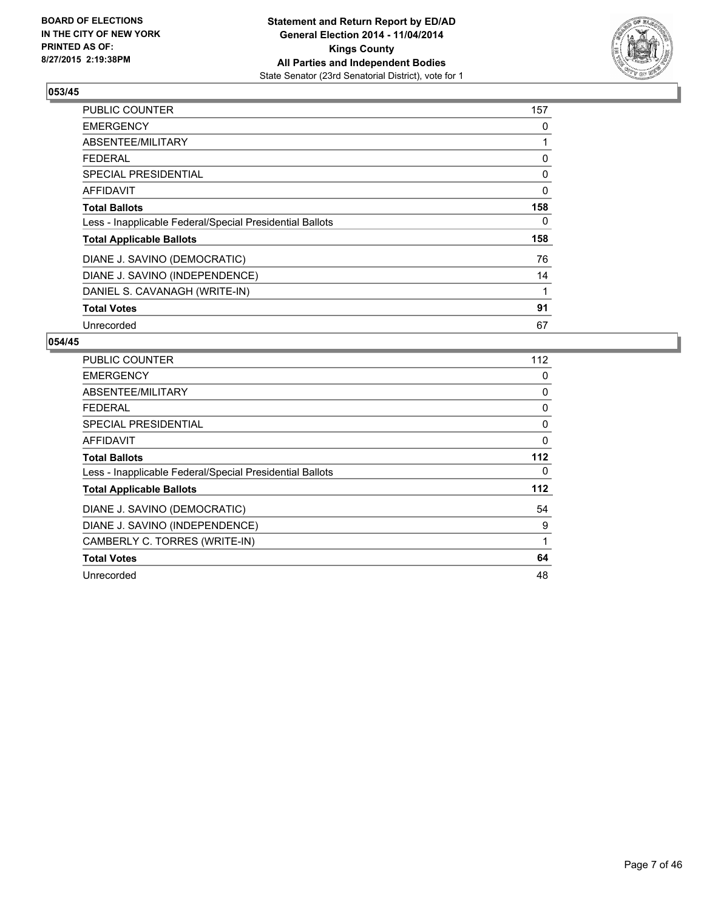**BOARD OF ELECTIONS IN THE CITY OF NEW YORK PRINTED AS OF: 8/27/2015 2:19:38PM**

**Statement and Return Report by ED/AD General Election 2014 - 11/04/2014 Kings County All Parties and Independent Bodies**
State Senator (23rd Senatorial District), vote for 1

## 053/45

| | |
|---|---|
| PUBLIC COUNTER | 157 |
| EMERGENCY | 0 |
| ABSENTEE/MILITARY | 1 |
| FEDERAL | 0 |
| SPECIAL PRESIDENTIAL | 0 |
| AFFIDAVIT | 0 |
| **Total Ballots** | **158** |
| Less - Inapplicable Federal/Special Presidential Ballots | 0 |
| **Total Applicable Ballots** | **158** |
| DIANE J. SAVINO (DEMOCRATIC) | 76 |
| DIANE J. SAVINO (INDEPENDENCE) | 14 |
| DANIEL S. CAVANAGH (WRITE-IN) | 1 |
| **Total Votes** | **91** |
| Unrecorded | 67 |

## 054/45

| | |
|---|---|
| PUBLIC COUNTER | 112 |
| EMERGENCY | 0 |
| ABSENTEE/MILITARY | 0 |
| FEDERAL | 0 |
| SPECIAL PRESIDENTIAL | 0 |
| AFFIDAVIT | 0 |
| **Total Ballots** | **112** |
| Less - Inapplicable Federal/Special Presidential Ballots | 0 |
| **Total Applicable Ballots** | **112** |
| DIANE J. SAVINO (DEMOCRATIC) | 54 |
| DIANE J. SAVINO (INDEPENDENCE) | 9 |
| CAMBERLY C. TORRES (WRITE-IN) | 1 |
| **Total Votes** | **64** |
| Unrecorded | 48 |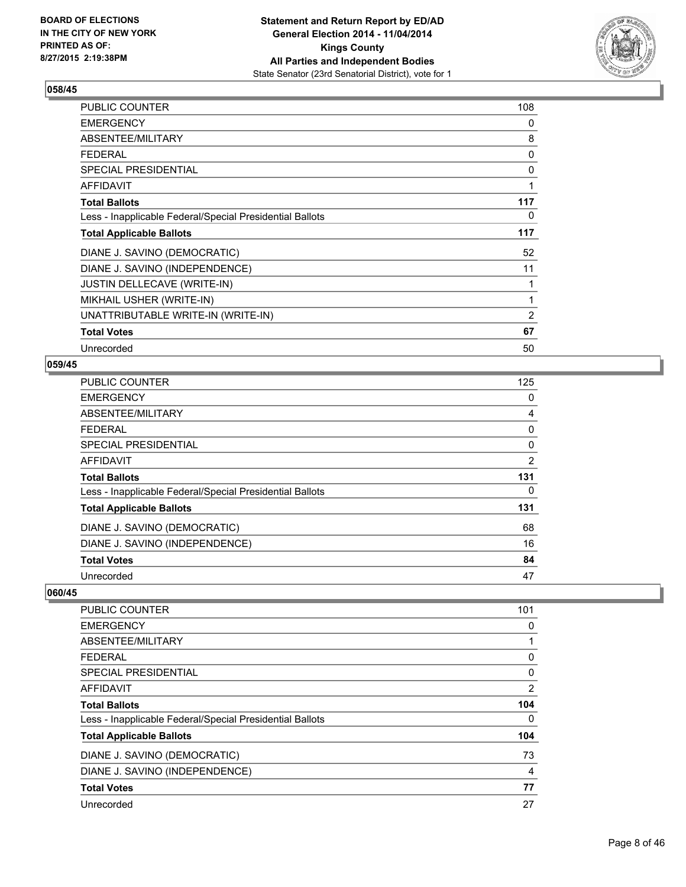### 058/45

| | |
|---|---|
| PUBLIC COUNTER | 108 |
| EMERGENCY | 0 |
| ABSENTEE/MILITARY | 8 |
| FEDERAL | 0 |
| SPECIAL PRESIDENTIAL | 0 |
| AFFIDAVIT | 1 |
| **Total Ballots** | **117** |
| Less - Inapplicable Federal/Special Presidential Ballots | 0 |
| **Total Applicable Ballots** | **117** |
| DIANE J. SAVINO (DEMOCRATIC) | 52 |
| DIANE J. SAVINO (INDEPENDENCE) | 11 |
| JUSTIN DELLECAVE (WRITE-IN) | 1 |
| MIKHAIL USHER (WRITE-IN) | 1 |
| UNATTRIBUTABLE WRITE-IN (WRITE-IN) | 2 |
| **Total Votes** | **67** |
| Unrecorded | 50 |

### 059/45

| | |
|---|---|
| PUBLIC COUNTER | 125 |
| EMERGENCY | 0 |
| ABSENTEE/MILITARY | 4 |
| FEDERAL | 0 |
| SPECIAL PRESIDENTIAL | 0 |
| AFFIDAVIT | 2 |
| **Total Ballots** | **131** |
| Less - Inapplicable Federal/Special Presidential Ballots | 0 |
| **Total Applicable Ballots** | **131** |
| DIANE J. SAVINO (DEMOCRATIC) | 68 |
| DIANE J. SAVINO (INDEPENDENCE) | 16 |
| **Total Votes** | **84** |
| Unrecorded | 47 |

### 060/45

| | |
|---|---|
| PUBLIC COUNTER | 101 |
| EMERGENCY | 0 |
| ABSENTEE/MILITARY | 1 |
| FEDERAL | 0 |
| SPECIAL PRESIDENTIAL | 0 |
| AFFIDAVIT | 2 |
| **Total Ballots** | **104** |
| Less - Inapplicable Federal/Special Presidential Ballots | 0 |
| **Total Applicable Ballots** | **104** |
| DIANE J. SAVINO (DEMOCRATIC) | 73 |
| DIANE J. SAVINO (INDEPENDENCE) | 4 |
| **Total Votes** | **77** |
| Unrecorded | 27 |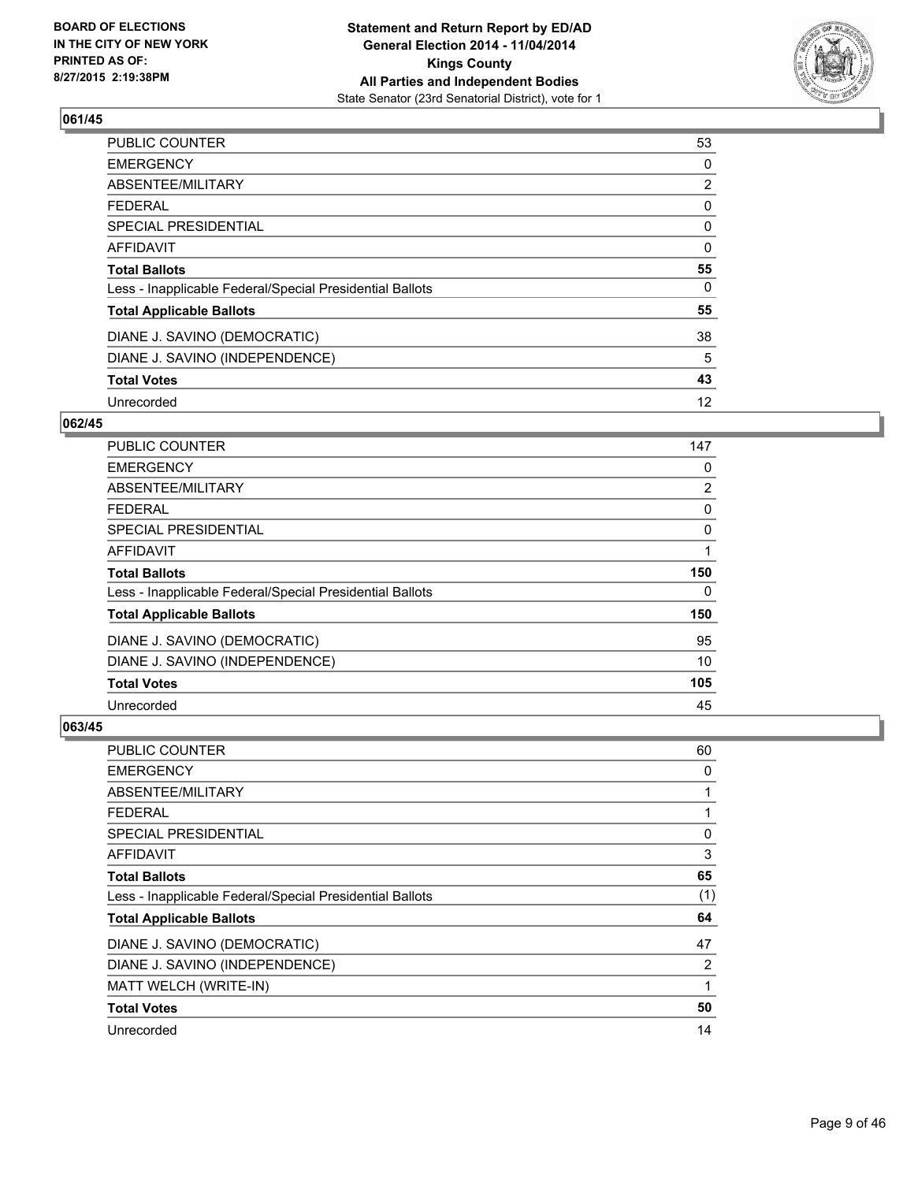BOARD OF ELECTIONS
IN THE CITY OF NEW YORK
PRINTED AS OF:
8/27/2015 2:19:38PM

**Statement and Return Report by ED/AD**
**General Election 2014 - 11/04/2014**
**Kings County**
**All Parties and Independent Bodies**
State Senator (23rd Senatorial District), vote for 1

### 061/45

| | |
|---|---|
| PUBLIC COUNTER | 53 |
| EMERGENCY | 0 |
| ABSENTEE/MILITARY | 2 |
| FEDERAL | 0 |
| SPECIAL PRESIDENTIAL | 0 |
| AFFIDAVIT | 0 |
| **Total Ballots** | **55** |
| Less - Inapplicable Federal/Special Presidential Ballots | 0 |
| **Total Applicable Ballots** | **55** |
| DIANE J. SAVINO (DEMOCRATIC) | 38 |
| DIANE J. SAVINO (INDEPENDENCE) | 5 |
| **Total Votes** | **43** |
| Unrecorded | 12 |

### 062/45

| | |
|---|---|
| PUBLIC COUNTER | 147 |
| EMERGENCY | 0 |
| ABSENTEE/MILITARY | 2 |
| FEDERAL | 0 |
| SPECIAL PRESIDENTIAL | 0 |
| AFFIDAVIT | 1 |
| **Total Ballots** | **150** |
| Less - Inapplicable Federal/Special Presidential Ballots | 0 |
| **Total Applicable Ballots** | **150** |
| DIANE J. SAVINO (DEMOCRATIC) | 95 |
| DIANE J. SAVINO (INDEPENDENCE) | 10 |
| **Total Votes** | **105** |
| Unrecorded | 45 |

### 063/45

| | |
|---|---|
| PUBLIC COUNTER | 60 |
| EMERGENCY | 0 |
| ABSENTEE/MILITARY | 1 |
| FEDERAL | 1 |
| SPECIAL PRESIDENTIAL | 0 |
| AFFIDAVIT | 3 |
| **Total Ballots** | **65** |
| Less - Inapplicable Federal/Special Presidential Ballots | (1) |
| **Total Applicable Ballots** | **64** |
| DIANE J. SAVINO (DEMOCRATIC) | 47 |
| DIANE J. SAVINO (INDEPENDENCE) | 2 |
| MATT WELCH (WRITE-IN) | 1 |
| **Total Votes** | **50** |
| Unrecorded | 14 |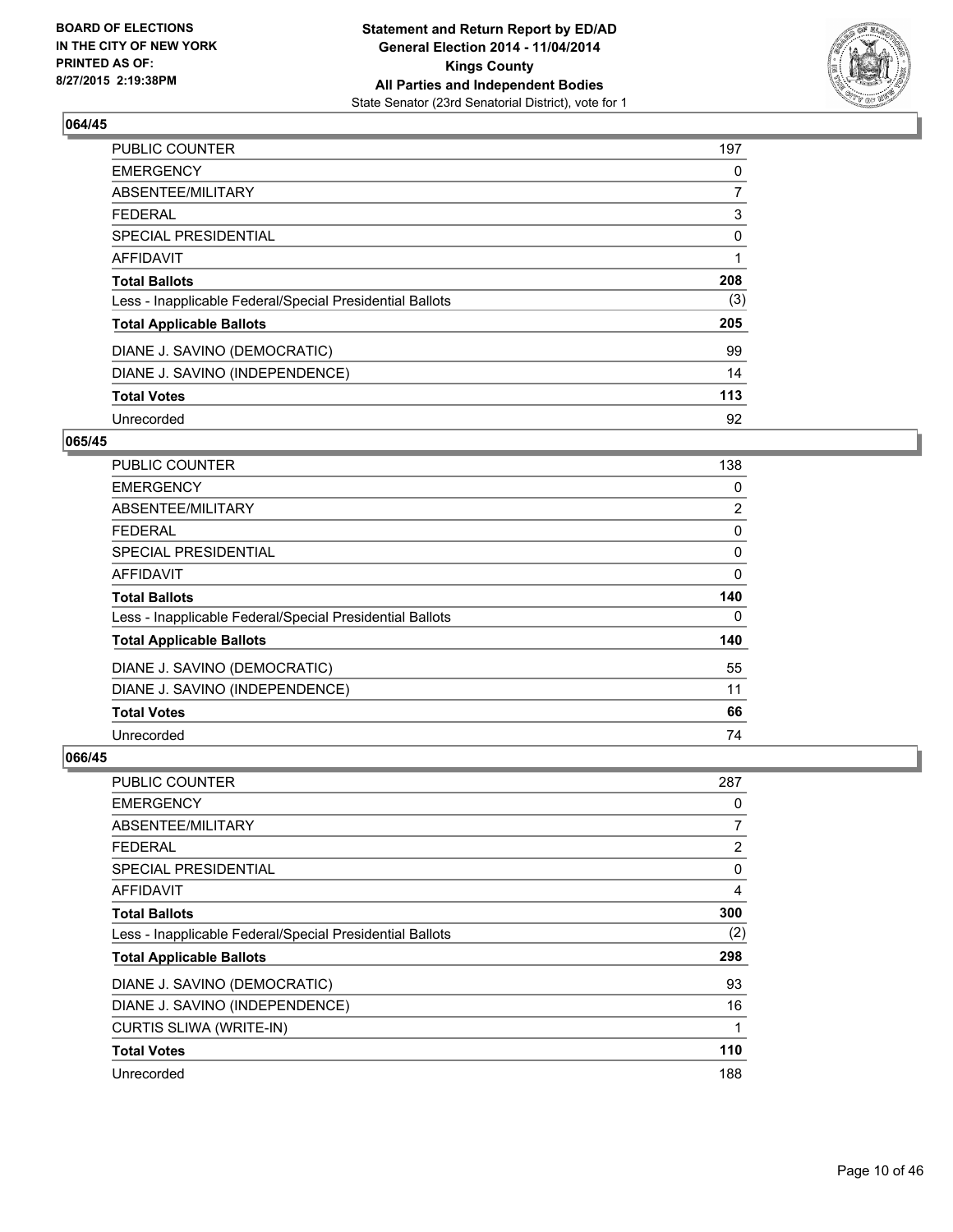**064/45**

| | |
|---|---|
| PUBLIC COUNTER | 197 |
| EMERGENCY | 0 |
| ABSENTEE/MILITARY | 7 |
| FEDERAL | 3 |
| SPECIAL PRESIDENTIAL | 0 |
| AFFIDAVIT | 1 |
| **Total Ballots** | **208** |
| Less - Inapplicable Federal/Special Presidential Ballots | (3) |
| **Total Applicable Ballots** | **205** |
| DIANE J. SAVINO (DEMOCRATIC) | 99 |
| DIANE J. SAVINO (INDEPENDENCE) | 14 |
| **Total Votes** | **113** |
| Unrecorded | 92 |

**065/45**

| | |
|---|---|
| PUBLIC COUNTER | 138 |
| EMERGENCY | 0 |
| ABSENTEE/MILITARY | 2 |
| FEDERAL | 0 |
| SPECIAL PRESIDENTIAL | 0 |
| AFFIDAVIT | 0 |
| **Total Ballots** | **140** |
| Less - Inapplicable Federal/Special Presidential Ballots | 0 |
| **Total Applicable Ballots** | **140** |
| DIANE J. SAVINO (DEMOCRATIC) | 55 |
| DIANE J. SAVINO (INDEPENDENCE) | 11 |
| **Total Votes** | **66** |
| Unrecorded | 74 |

**066/45**

| | |
|---|---|
| PUBLIC COUNTER | 287 |
| EMERGENCY | 0 |
| ABSENTEE/MILITARY | 7 |
| FEDERAL | 2 |
| SPECIAL PRESIDENTIAL | 0 |
| AFFIDAVIT | 4 |
| **Total Ballots** | **300** |
| Less - Inapplicable Federal/Special Presidential Ballots | (2) |
| **Total Applicable Ballots** | **298** |
| DIANE J. SAVINO (DEMOCRATIC) | 93 |
| DIANE J. SAVINO (INDEPENDENCE) | 16 |
| CURTIS SLIWA (WRITE-IN) | 1 |
| **Total Votes** | **110** |
| Unrecorded | 188 |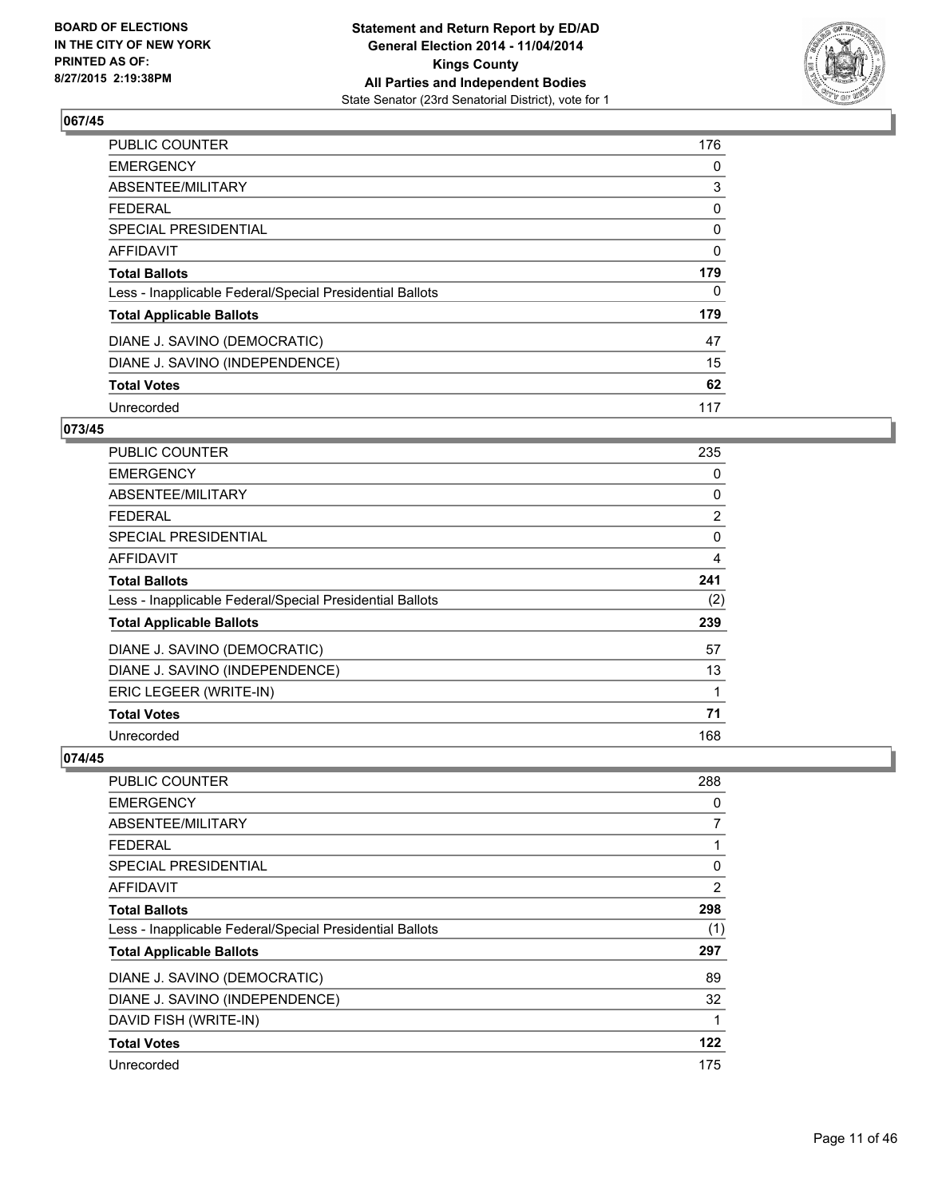### 067/45

| | |
|---|---|
| PUBLIC COUNTER | 176 |
| EMERGENCY | 0 |
| ABSENTEE/MILITARY | 3 |
| FEDERAL | 0 |
| SPECIAL PRESIDENTIAL | 0 |
| AFFIDAVIT | 0 |
| **Total Ballots** | **179** |
| Less - Inapplicable Federal/Special Presidential Ballots | 0 |
| **Total Applicable Ballots** | **179** |
| DIANE J. SAVINO (DEMOCRATIC) | 47 |
| DIANE J. SAVINO (INDEPENDENCE) | 15 |
| **Total Votes** | **62** |
| Unrecorded | 117 |

### 073/45

| | |
|---|---|
| PUBLIC COUNTER | 235 |
| EMERGENCY | 0 |
| ABSENTEE/MILITARY | 0 |
| FEDERAL | 2 |
| SPECIAL PRESIDENTIAL | 0 |
| AFFIDAVIT | 4 |
| **Total Ballots** | **241** |
| Less - Inapplicable Federal/Special Presidential Ballots | (2) |
| **Total Applicable Ballots** | **239** |
| DIANE J. SAVINO (DEMOCRATIC) | 57 |
| DIANE J. SAVINO (INDEPENDENCE) | 13 |
| ERIC LEGEER (WRITE-IN) | 1 |
| **Total Votes** | **71** |
| Unrecorded | 168 |

### 074/45

| | |
|---|---|
| PUBLIC COUNTER | 288 |
| EMERGENCY | 0 |
| ABSENTEE/MILITARY | 7 |
| FEDERAL | 1 |
| SPECIAL PRESIDENTIAL | 0 |
| AFFIDAVIT | 2 |
| **Total Ballots** | **298** |
| Less - Inapplicable Federal/Special Presidential Ballots | (1) |
| **Total Applicable Ballots** | **297** |
| DIANE J. SAVINO (DEMOCRATIC) | 89 |
| DIANE J. SAVINO (INDEPENDENCE) | 32 |
| DAVID FISH (WRITE-IN) | 1 |
| **Total Votes** | **122** |
| Unrecorded | 175 |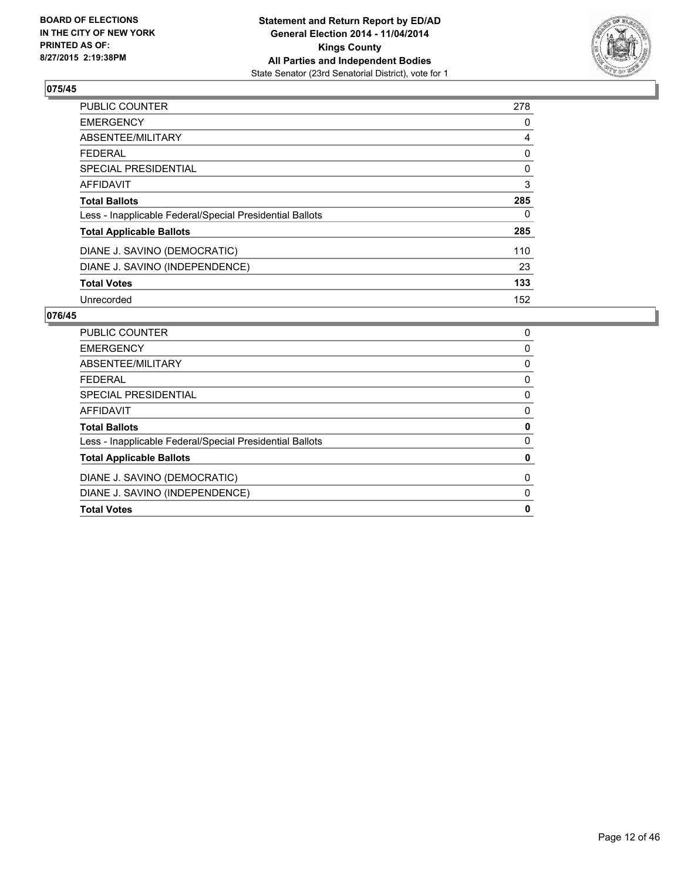### 075/45

| | |
|---|---|
| PUBLIC COUNTER | 278 |
| EMERGENCY | 0 |
| ABSENTEE/MILITARY | 4 |
| FEDERAL | 0 |
| SPECIAL PRESIDENTIAL | 0 |
| AFFIDAVIT | 3 |
| **Total Ballots** | **285** |
| Less - Inapplicable Federal/Special Presidential Ballots | 0 |
| **Total Applicable Ballots** | **285** |
| DIANE J. SAVINO (DEMOCRATIC) | 110 |
| DIANE J. SAVINO (INDEPENDENCE) | 23 |
| **Total Votes** | **133** |
| Unrecorded | 152 |

### 076/45

| | |
|---|---|
| PUBLIC COUNTER | 0 |
| EMERGENCY | 0 |
| ABSENTEE/MILITARY | 0 |
| FEDERAL | 0 |
| SPECIAL PRESIDENTIAL | 0 |
| AFFIDAVIT | 0 |
| **Total Ballots** | **0** |
| Less - Inapplicable Federal/Special Presidential Ballots | 0 |
| **Total Applicable Ballots** | **0** |
| DIANE J. SAVINO (DEMOCRATIC) | 0 |
| DIANE J. SAVINO (INDEPENDENCE) | 0 |
| **Total Votes** | **0** |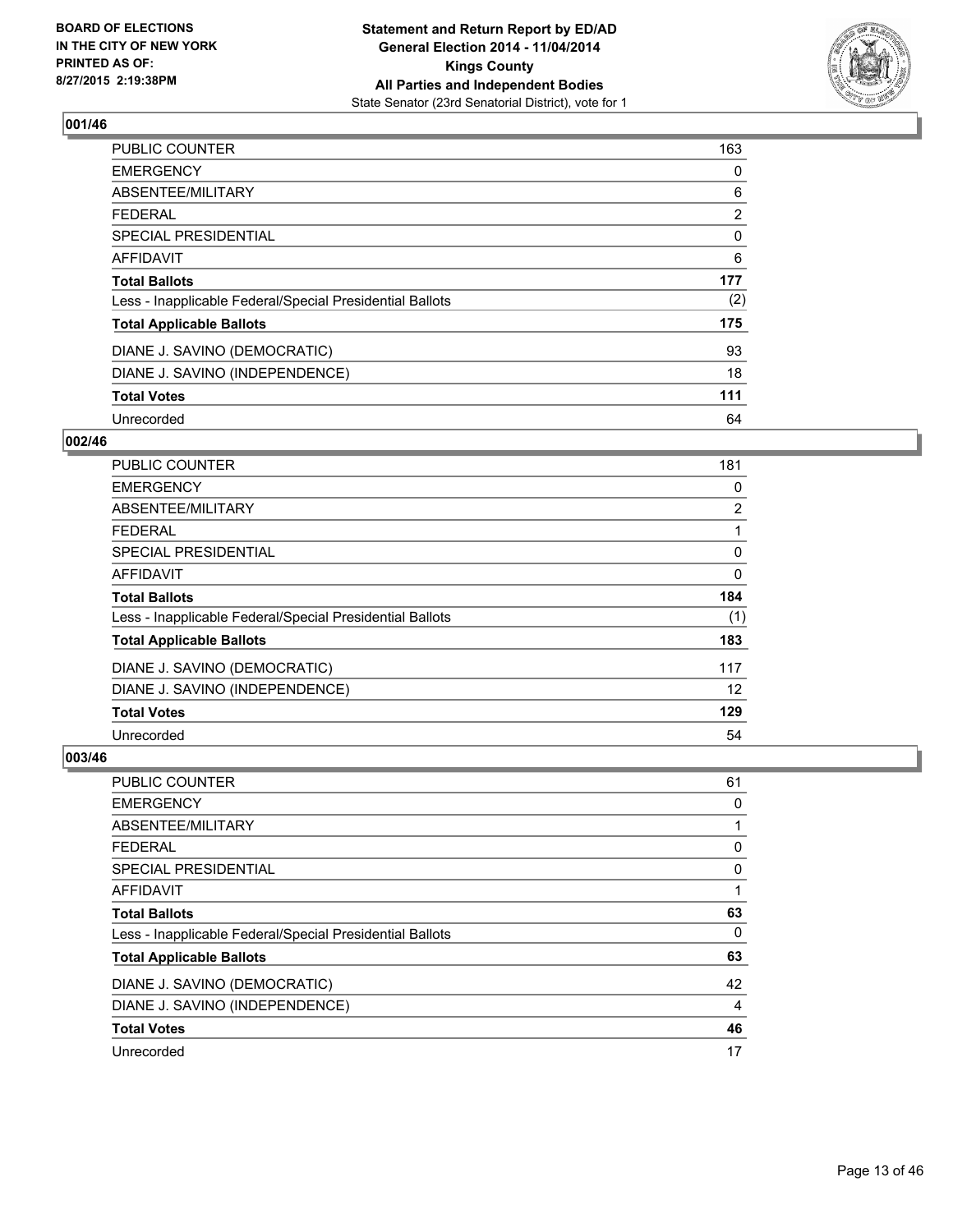BOARD OF ELECTIONS
IN THE CITY OF NEW YORK
PRINTED AS OF:
8/27/2015 2:19:38PM

**Statement and Return Report by ED/AD**
**General Election 2014 - 11/04/2014**
**Kings County**
**All Parties and Independent Bodies**
State Senator (23rd Senatorial District), vote for 1

### 001/46

| | |
|---|---|
| PUBLIC COUNTER | 163 |
| EMERGENCY | 0 |
| ABSENTEE/MILITARY | 6 |
| FEDERAL | 2 |
| SPECIAL PRESIDENTIAL | 0 |
| AFFIDAVIT | 6 |
| **Total Ballots** | **177** |
| Less - Inapplicable Federal/Special Presidential Ballots | (2) |
| **Total Applicable Ballots** | **175** |
| DIANE J. SAVINO (DEMOCRATIC) | 93 |
| DIANE J. SAVINO (INDEPENDENCE) | 18 |
| **Total Votes** | **111** |
| Unrecorded | 64 |

### 002/46

| | |
|---|---|
| PUBLIC COUNTER | 181 |
| EMERGENCY | 0 |
| ABSENTEE/MILITARY | 2 |
| FEDERAL | 1 |
| SPECIAL PRESIDENTIAL | 0 |
| AFFIDAVIT | 0 |
| **Total Ballots** | **184** |
| Less - Inapplicable Federal/Special Presidential Ballots | (1) |
| **Total Applicable Ballots** | **183** |
| DIANE J. SAVINO (DEMOCRATIC) | 117 |
| DIANE J. SAVINO (INDEPENDENCE) | 12 |
| **Total Votes** | **129** |
| Unrecorded | 54 |

### 003/46

| | |
|---|---|
| PUBLIC COUNTER | 61 |
| EMERGENCY | 0 |
| ABSENTEE/MILITARY | 1 |
| FEDERAL | 0 |
| SPECIAL PRESIDENTIAL | 0 |
| AFFIDAVIT | 1 |
| **Total Ballots** | **63** |
| Less - Inapplicable Federal/Special Presidential Ballots | 0 |
| **Total Applicable Ballots** | **63** |
| DIANE J. SAVINO (DEMOCRATIC) | 42 |
| DIANE J. SAVINO (INDEPENDENCE) | 4 |
| **Total Votes** | **46** |
| Unrecorded | 17 |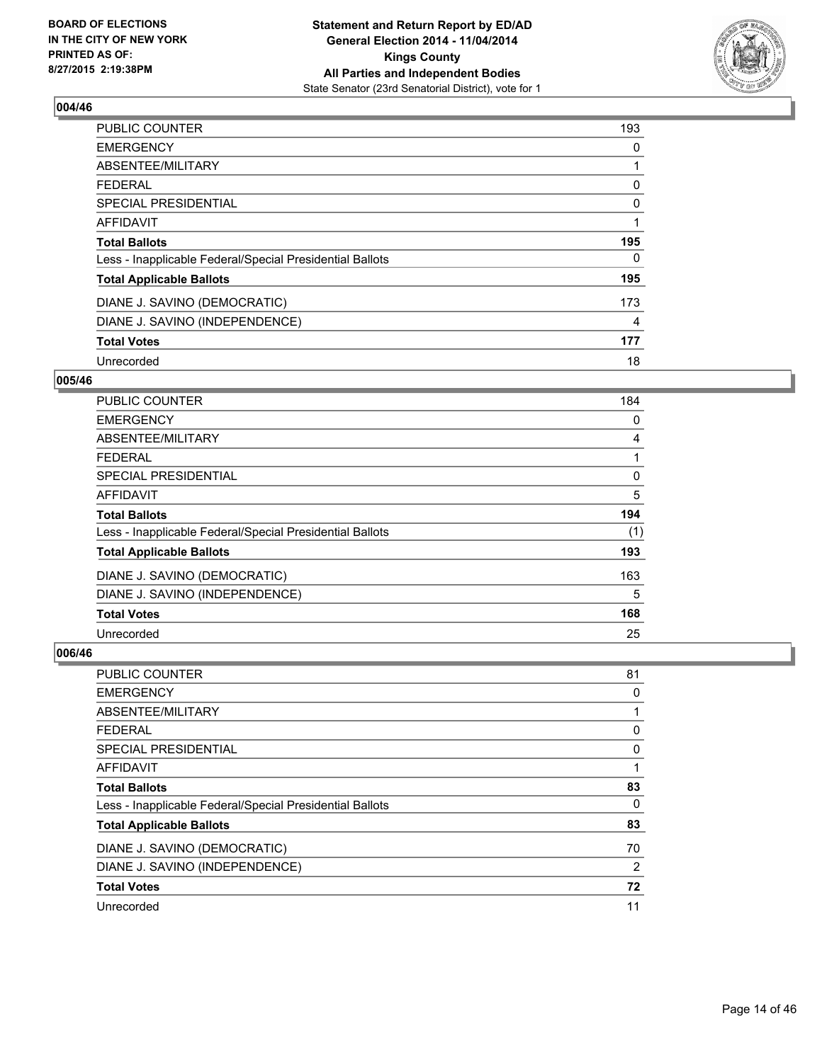### 004/46

| | |
|---|---|
| PUBLIC COUNTER | 193 |
| EMERGENCY | 0 |
| ABSENTEE/MILITARY | 1 |
| FEDERAL | 0 |
| SPECIAL PRESIDENTIAL | 0 |
| AFFIDAVIT | 1 |
| **Total Ballots** | **195** |
| Less - Inapplicable Federal/Special Presidential Ballots | 0 |
| **Total Applicable Ballots** | **195** |
| DIANE J. SAVINO (DEMOCRATIC) | 173 |
| DIANE J. SAVINO (INDEPENDENCE) | 4 |
| **Total Votes** | **177** |
| Unrecorded | 18 |

### 005/46

| | |
|---|---|
| PUBLIC COUNTER | 184 |
| EMERGENCY | 0 |
| ABSENTEE/MILITARY | 4 |
| FEDERAL | 1 |
| SPECIAL PRESIDENTIAL | 0 |
| AFFIDAVIT | 5 |
| **Total Ballots** | **194** |
| Less - Inapplicable Federal/Special Presidential Ballots | (1) |
| **Total Applicable Ballots** | **193** |
| DIANE J. SAVINO (DEMOCRATIC) | 163 |
| DIANE J. SAVINO (INDEPENDENCE) | 5 |
| **Total Votes** | **168** |
| Unrecorded | 25 |

### 006/46

| | |
|---|---|
| PUBLIC COUNTER | 81 |
| EMERGENCY | 0 |
| ABSENTEE/MILITARY | 1 |
| FEDERAL | 0 |
| SPECIAL PRESIDENTIAL | 0 |
| AFFIDAVIT | 1 |
| **Total Ballots** | **83** |
| Less - Inapplicable Federal/Special Presidential Ballots | 0 |
| **Total Applicable Ballots** | **83** |
| DIANE J. SAVINO (DEMOCRATIC) | 70 |
| DIANE J. SAVINO (INDEPENDENCE) | 2 |
| **Total Votes** | **72** |
| Unrecorded | 11 |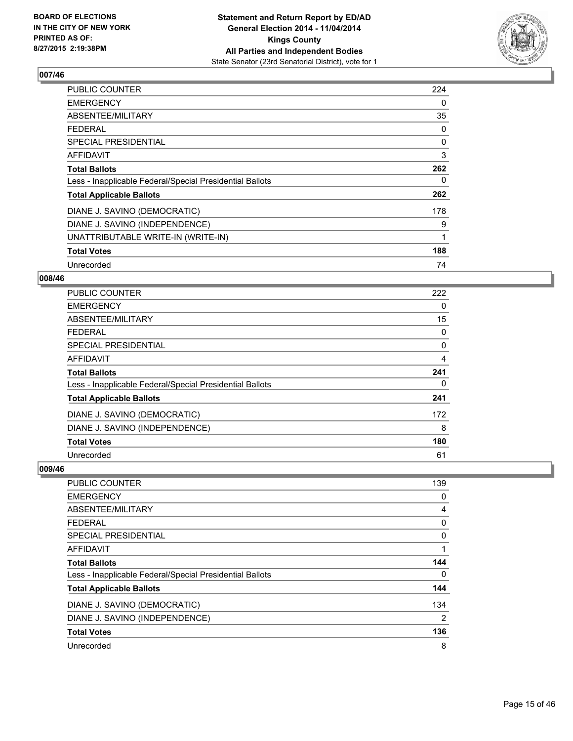**BOARD OF ELECTIONS IN THE CITY OF NEW YORK PRINTED AS OF: 8/27/2015 2:19:38PM**

**Statement and Return Report by ED/AD General Election 2014 - 11/04/2014 Kings County All Parties and Independent Bodies**
State Senator (23rd Senatorial District), vote for 1

### 007/46

| | |
|---|---|
| PUBLIC COUNTER | 224 |
| EMERGENCY | 0 |
| ABSENTEE/MILITARY | 35 |
| FEDERAL | 0 |
| SPECIAL PRESIDENTIAL | 0 |
| AFFIDAVIT | 3 |
| **Total Ballots** | **262** |
| Less - Inapplicable Federal/Special Presidential Ballots | 0 |
| **Total Applicable Ballots** | **262** |
| DIANE J. SAVINO (DEMOCRATIC) | 178 |
| DIANE J. SAVINO (INDEPENDENCE) | 9 |
| UNATTRIBUTABLE WRITE-IN (WRITE-IN) | 1 |
| **Total Votes** | **188** |
| Unrecorded | 74 |

### 008/46

| | |
|---|---|
| PUBLIC COUNTER | 222 |
| EMERGENCY | 0 |
| ABSENTEE/MILITARY | 15 |
| FEDERAL | 0 |
| SPECIAL PRESIDENTIAL | 0 |
| AFFIDAVIT | 4 |
| **Total Ballots** | **241** |
| Less - Inapplicable Federal/Special Presidential Ballots | 0 |
| **Total Applicable Ballots** | **241** |
| DIANE J. SAVINO (DEMOCRATIC) | 172 |
| DIANE J. SAVINO (INDEPENDENCE) | 8 |
| **Total Votes** | **180** |
| Unrecorded | 61 |

### 009/46

| | |
|---|---|
| PUBLIC COUNTER | 139 |
| EMERGENCY | 0 |
| ABSENTEE/MILITARY | 4 |
| FEDERAL | 0 |
| SPECIAL PRESIDENTIAL | 0 |
| AFFIDAVIT | 1 |
| **Total Ballots** | **144** |
| Less - Inapplicable Federal/Special Presidential Ballots | 0 |
| **Total Applicable Ballots** | **144** |
| DIANE J. SAVINO (DEMOCRATIC) | 134 |
| DIANE J. SAVINO (INDEPENDENCE) | 2 |
| **Total Votes** | **136** |
| Unrecorded | 8 |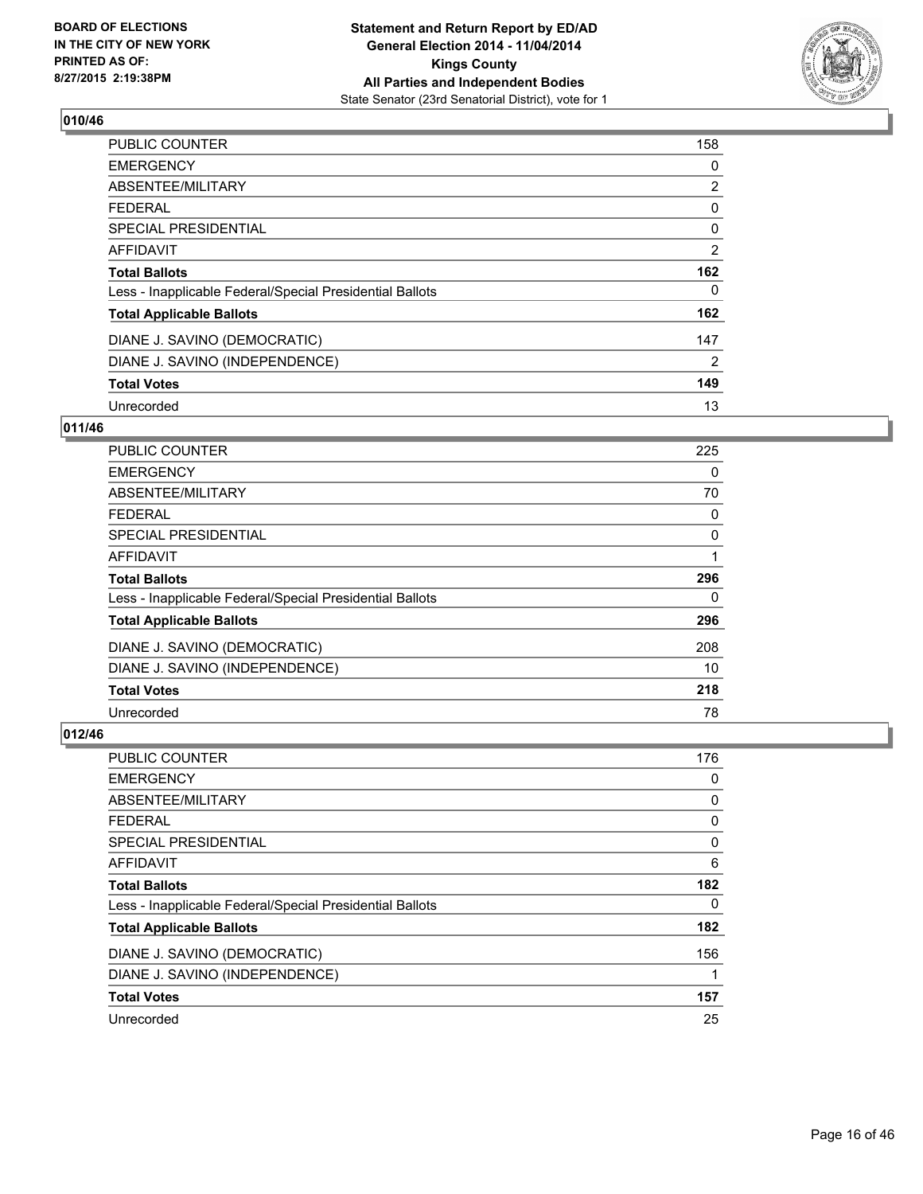BOARD OF ELECTIONS
IN THE CITY OF NEW YORK
PRINTED AS OF:
8/27/2015 2:19:38PM

**Statement and Return Report by ED/AD**
**General Election 2014 - 11/04/2014**
**Kings County**
**All Parties and Independent Bodies**
State Senator (23rd Senatorial District), vote for 1

## 010/46

| | |
|---|---|
| PUBLIC COUNTER | 158 |
| EMERGENCY | 0 |
| ABSENTEE/MILITARY | 2 |
| FEDERAL | 0 |
| SPECIAL PRESIDENTIAL | 0 |
| AFFIDAVIT | 2 |
| **Total Ballots** | **162** |
| Less - Inapplicable Federal/Special Presidential Ballots | 0 |
| **Total Applicable Ballots** | **162** |
| DIANE J. SAVINO (DEMOCRATIC) | 147 |
| DIANE J. SAVINO (INDEPENDENCE) | 2 |
| **Total Votes** | **149** |
| Unrecorded | 13 |

## 011/46

| | |
|---|---|
| PUBLIC COUNTER | 225 |
| EMERGENCY | 0 |
| ABSENTEE/MILITARY | 70 |
| FEDERAL | 0 |
| SPECIAL PRESIDENTIAL | 0 |
| AFFIDAVIT | 1 |
| **Total Ballots** | **296** |
| Less - Inapplicable Federal/Special Presidential Ballots | 0 |
| **Total Applicable Ballots** | **296** |
| DIANE J. SAVINO (DEMOCRATIC) | 208 |
| DIANE J. SAVINO (INDEPENDENCE) | 10 |
| **Total Votes** | **218** |
| Unrecorded | 78 |

## 012/46

| | |
|---|---|
| PUBLIC COUNTER | 176 |
| EMERGENCY | 0 |
| ABSENTEE/MILITARY | 0 |
| FEDERAL | 0 |
| SPECIAL PRESIDENTIAL | 0 |
| AFFIDAVIT | 6 |
| **Total Ballots** | **182** |
| Less - Inapplicable Federal/Special Presidential Ballots | 0 |
| **Total Applicable Ballots** | **182** |
| DIANE J. SAVINO (DEMOCRATIC) | 156 |
| DIANE J. SAVINO (INDEPENDENCE) | 1 |
| **Total Votes** | **157** |
| Unrecorded | 25 |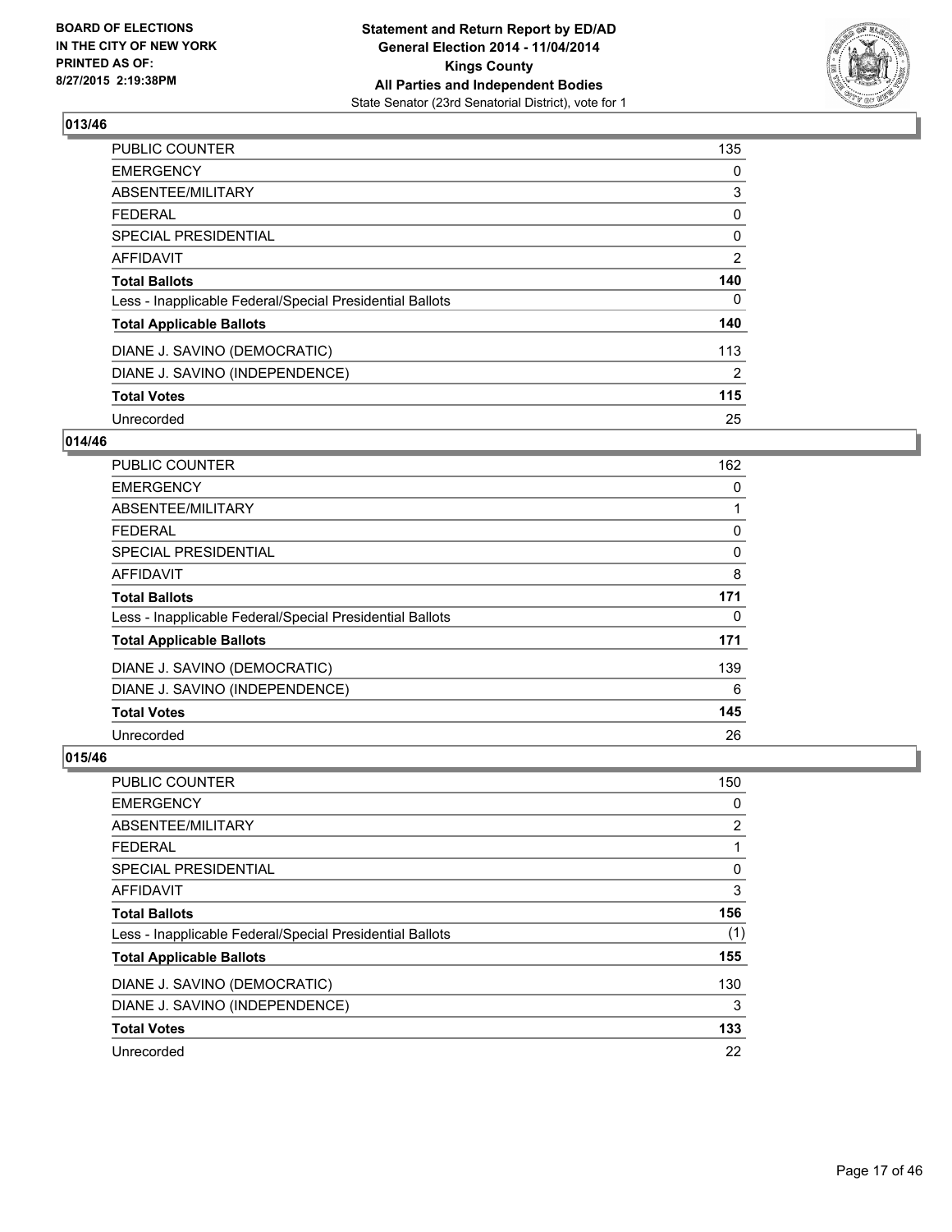## 013/46

| | |
|---|---|
| PUBLIC COUNTER | 135 |
| EMERGENCY | 0 |
| ABSENTEE/MILITARY | 3 |
| FEDERAL | 0 |
| SPECIAL PRESIDENTIAL | 0 |
| AFFIDAVIT | 2 |
| **Total Ballots** | **140** |
| Less - Inapplicable Federal/Special Presidential Ballots | 0 |
| **Total Applicable Ballots** | **140** |
| DIANE J. SAVINO (DEMOCRATIC) | 113 |
| DIANE J. SAVINO (INDEPENDENCE) | 2 |
| **Total Votes** | **115** |
| Unrecorded | 25 |

## 014/46

| | |
|---|---|
| PUBLIC COUNTER | 162 |
| EMERGENCY | 0 |
| ABSENTEE/MILITARY | 1 |
| FEDERAL | 0 |
| SPECIAL PRESIDENTIAL | 0 |
| AFFIDAVIT | 8 |
| **Total Ballots** | **171** |
| Less - Inapplicable Federal/Special Presidential Ballots | 0 |
| **Total Applicable Ballots** | **171** |
| DIANE J. SAVINO (DEMOCRATIC) | 139 |
| DIANE J. SAVINO (INDEPENDENCE) | 6 |
| **Total Votes** | **145** |
| Unrecorded | 26 |

## 015/46

| | |
|---|---|
| PUBLIC COUNTER | 150 |
| EMERGENCY | 0 |
| ABSENTEE/MILITARY | 2 |
| FEDERAL | 1 |
| SPECIAL PRESIDENTIAL | 0 |
| AFFIDAVIT | 3 |
| **Total Ballots** | **156** |
| Less - Inapplicable Federal/Special Presidential Ballots | (1) |
| **Total Applicable Ballots** | **155** |
| DIANE J. SAVINO (DEMOCRATIC) | 130 |
| DIANE J. SAVINO (INDEPENDENCE) | 3 |
| **Total Votes** | **133** |
| Unrecorded | 22 |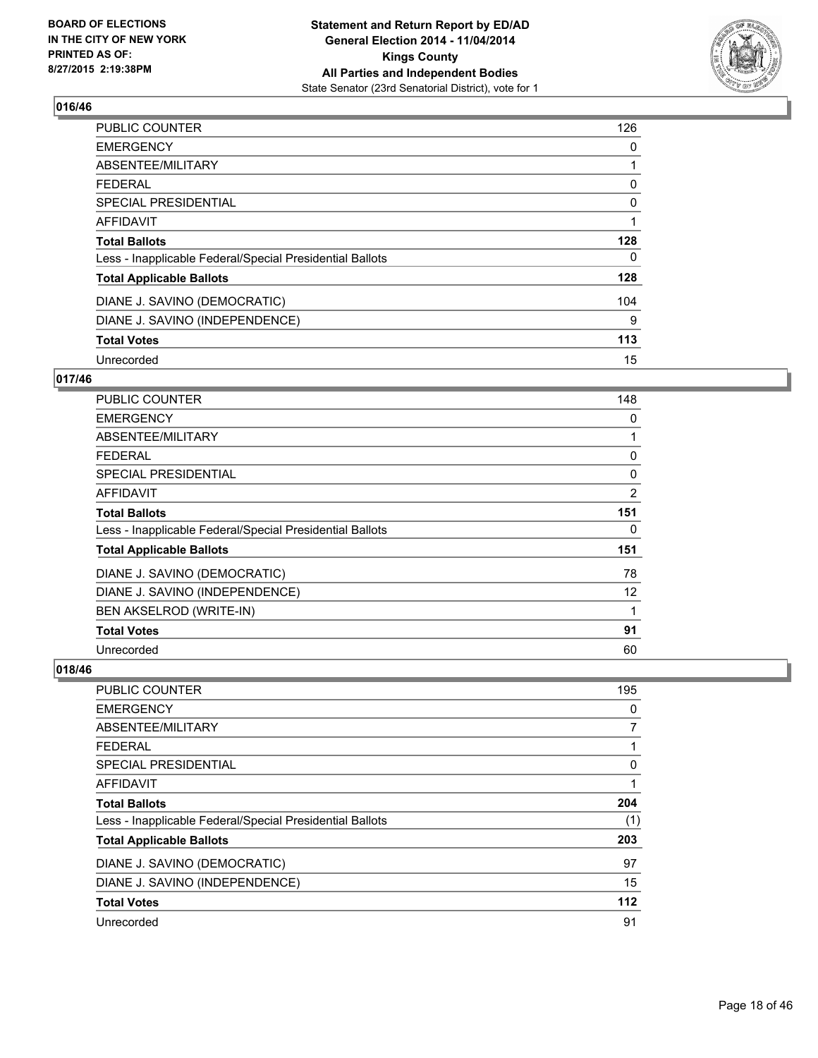**BOARD OF ELECTIONS IN THE CITY OF NEW YORK PRINTED AS OF: 8/27/2015 2:19:38PM**

**Statement and Return Report by ED/AD General Election 2014 - 11/04/2014 Kings County All Parties and Independent Bodies**
State Senator (23rd Senatorial District), vote for 1

## 016/46

| | |
|---|---|
| PUBLIC COUNTER | 126 |
| EMERGENCY | 0 |
| ABSENTEE/MILITARY | 1 |
| FEDERAL | 0 |
| SPECIAL PRESIDENTIAL | 0 |
| AFFIDAVIT | 1 |
| **Total Ballots** | **128** |
| Less - Inapplicable Federal/Special Presidential Ballots | 0 |
| **Total Applicable Ballots** | **128** |
| DIANE J. SAVINO (DEMOCRATIC) | 104 |
| DIANE J. SAVINO (INDEPENDENCE) | 9 |
| **Total Votes** | **113** |
| Unrecorded | 15 |

## 017/46

| | |
|---|---|
| PUBLIC COUNTER | 148 |
| EMERGENCY | 0 |
| ABSENTEE/MILITARY | 1 |
| FEDERAL | 0 |
| SPECIAL PRESIDENTIAL | 0 |
| AFFIDAVIT | 2 |
| **Total Ballots** | **151** |
| Less - Inapplicable Federal/Special Presidential Ballots | 0 |
| **Total Applicable Ballots** | **151** |
| DIANE J. SAVINO (DEMOCRATIC) | 78 |
| DIANE J. SAVINO (INDEPENDENCE) | 12 |
| BEN AKSELROD (WRITE-IN) | 1 |
| **Total Votes** | **91** |
| Unrecorded | 60 |

## 018/46

| | |
|---|---|
| PUBLIC COUNTER | 195 |
| EMERGENCY | 0 |
| ABSENTEE/MILITARY | 7 |
| FEDERAL | 1 |
| SPECIAL PRESIDENTIAL | 0 |
| AFFIDAVIT | 1 |
| **Total Ballots** | **204** |
| Less - Inapplicable Federal/Special Presidential Ballots | (1) |
| **Total Applicable Ballots** | **203** |
| DIANE J. SAVINO (DEMOCRATIC) | 97 |
| DIANE J. SAVINO (INDEPENDENCE) | 15 |
| **Total Votes** | **112** |
| Unrecorded | 91 |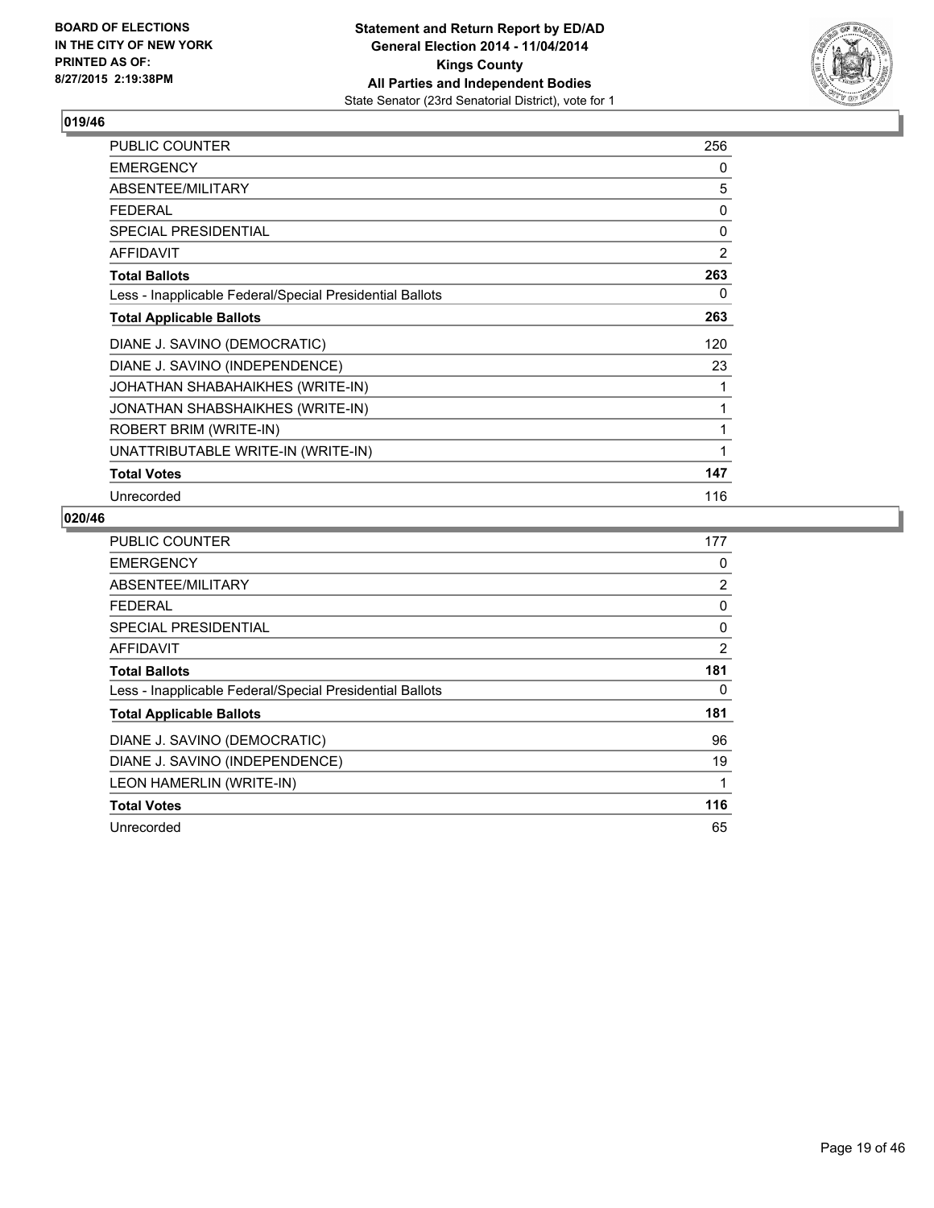**BOARD OF ELECTIONS IN THE CITY OF NEW YORK PRINTED AS OF: 8/27/2015 2:19:38PM**

**Statement and Return Report by ED/AD General Election 2014 - 11/04/2014 Kings County All Parties and Independent Bodies**
State Senator (23rd Senatorial District), vote for 1

## 019/46

| | |
|---|---|
| PUBLIC COUNTER | 256 |
| EMERGENCY | 0 |
| ABSENTEE/MILITARY | 5 |
| FEDERAL | 0 |
| SPECIAL PRESIDENTIAL | 0 |
| AFFIDAVIT | 2 |
| **Total Ballots** | **263** |
| Less - Inapplicable Federal/Special Presidential Ballots | 0 |
| **Total Applicable Ballots** | **263** |
| DIANE J. SAVINO (DEMOCRATIC) | 120 |
| DIANE J. SAVINO (INDEPENDENCE) | 23 |
| JOHATHAN SHABAHAIKHES (WRITE-IN) | 1 |
| JONATHAN SHABSHAIKHES (WRITE-IN) | 1 |
| ROBERT BRIM (WRITE-IN) | 1 |
| UNATTRIBUTABLE WRITE-IN (WRITE-IN) | 1 |
| **Total Votes** | **147** |
| Unrecorded | 116 |

## 020/46

| | |
|---|---|
| PUBLIC COUNTER | 177 |
| EMERGENCY | 0 |
| ABSENTEE/MILITARY | 2 |
| FEDERAL | 0 |
| SPECIAL PRESIDENTIAL | 0 |
| AFFIDAVIT | 2 |
| **Total Ballots** | **181** |
| Less - Inapplicable Federal/Special Presidential Ballots | 0 |
| **Total Applicable Ballots** | **181** |
| DIANE J. SAVINO (DEMOCRATIC) | 96 |
| DIANE J. SAVINO (INDEPENDENCE) | 19 |
| LEON HAMERLIN (WRITE-IN) | 1 |
| **Total Votes** | **116** |
| Unrecorded | 65 |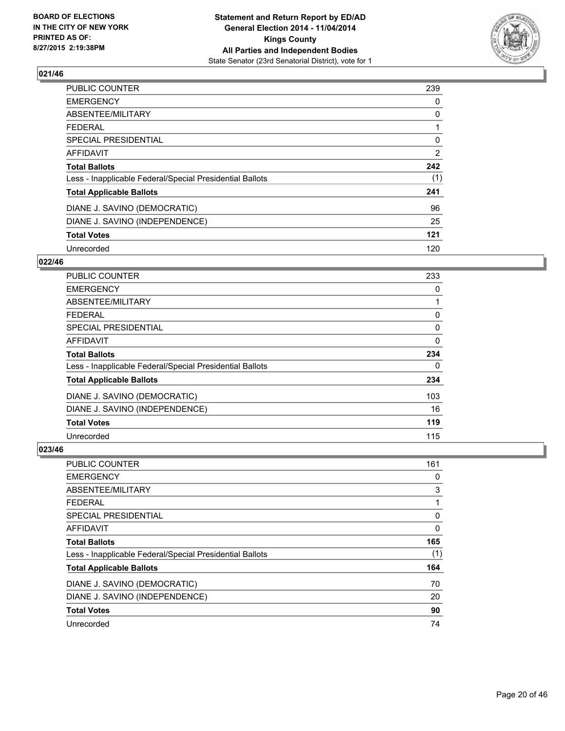## 021/46

| | |
|---|---|
| PUBLIC COUNTER | 239 |
| EMERGENCY | 0 |
| ABSENTEE/MILITARY | 0 |
| FEDERAL | 1 |
| SPECIAL PRESIDENTIAL | 0 |
| AFFIDAVIT | 2 |
| **Total Ballots** | **242** |
| Less - Inapplicable Federal/Special Presidential Ballots | (1) |
| **Total Applicable Ballots** | **241** |
| DIANE J. SAVINO (DEMOCRATIC) | 96 |
| DIANE J. SAVINO (INDEPENDENCE) | 25 |
| **Total Votes** | **121** |
| Unrecorded | 120 |

## 022/46

| | |
|---|---|
| PUBLIC COUNTER | 233 |
| EMERGENCY | 0 |
| ABSENTEE/MILITARY | 1 |
| FEDERAL | 0 |
| SPECIAL PRESIDENTIAL | 0 |
| AFFIDAVIT | 0 |
| **Total Ballots** | **234** |
| Less - Inapplicable Federal/Special Presidential Ballots | 0 |
| **Total Applicable Ballots** | **234** |
| DIANE J. SAVINO (DEMOCRATIC) | 103 |
| DIANE J. SAVINO (INDEPENDENCE) | 16 |
| **Total Votes** | **119** |
| Unrecorded | 115 |

## 023/46

| | |
|---|---|
| PUBLIC COUNTER | 161 |
| EMERGENCY | 0 |
| ABSENTEE/MILITARY | 3 |
| FEDERAL | 1 |
| SPECIAL PRESIDENTIAL | 0 |
| AFFIDAVIT | 0 |
| **Total Ballots** | **165** |
| Less - Inapplicable Federal/Special Presidential Ballots | (1) |
| **Total Applicable Ballots** | **164** |
| DIANE J. SAVINO (DEMOCRATIC) | 70 |
| DIANE J. SAVINO (INDEPENDENCE) | 20 |
| **Total Votes** | **90** |
| Unrecorded | 74 |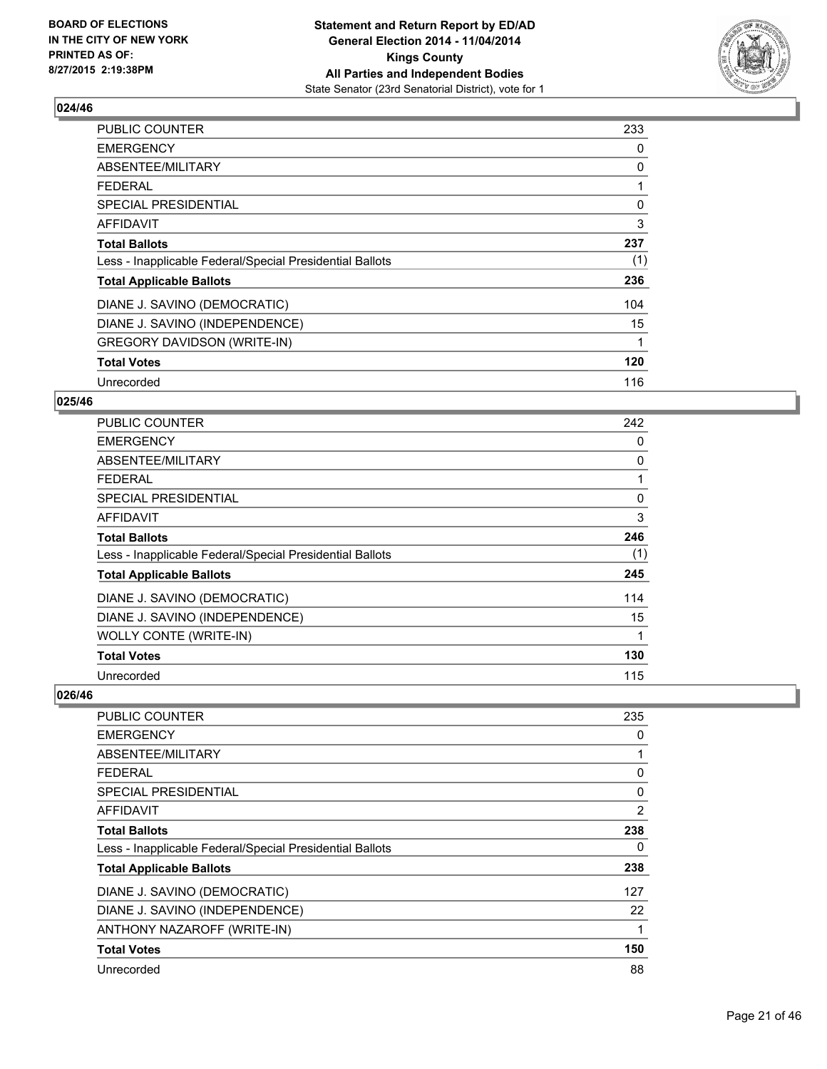### 024/46

| | |
|---|---|
| PUBLIC COUNTER | 233 |
| EMERGENCY | 0 |
| ABSENTEE/MILITARY | 0 |
| FEDERAL | 1 |
| SPECIAL PRESIDENTIAL | 0 |
| AFFIDAVIT | 3 |
| **Total Ballots** | **237** |
| Less - Inapplicable Federal/Special Presidential Ballots | (1) |
| **Total Applicable Ballots** | **236** |
| DIANE J. SAVINO (DEMOCRATIC) | 104 |
| DIANE J. SAVINO (INDEPENDENCE) | 15 |
| GREGORY DAVIDSON (WRITE-IN) | 1 |
| **Total Votes** | **120** |
| Unrecorded | 116 |

### 025/46

| | |
|---|---|
| PUBLIC COUNTER | 242 |
| EMERGENCY | 0 |
| ABSENTEE/MILITARY | 0 |
| FEDERAL | 1 |
| SPECIAL PRESIDENTIAL | 0 |
| AFFIDAVIT | 3 |
| **Total Ballots** | **246** |
| Less - Inapplicable Federal/Special Presidential Ballots | (1) |
| **Total Applicable Ballots** | **245** |
| DIANE J. SAVINO (DEMOCRATIC) | 114 |
| DIANE J. SAVINO (INDEPENDENCE) | 15 |
| WOLLY CONTE (WRITE-IN) | 1 |
| **Total Votes** | **130** |
| Unrecorded | 115 |

### 026/46

| | |
|---|---|
| PUBLIC COUNTER | 235 |
| EMERGENCY | 0 |
| ABSENTEE/MILITARY | 1 |
| FEDERAL | 0 |
| SPECIAL PRESIDENTIAL | 0 |
| AFFIDAVIT | 2 |
| **Total Ballots** | **238** |
| Less - Inapplicable Federal/Special Presidential Ballots | 0 |
| **Total Applicable Ballots** | **238** |
| DIANE J. SAVINO (DEMOCRATIC) | 127 |
| DIANE J. SAVINO (INDEPENDENCE) | 22 |
| ANTHONY NAZAROFF (WRITE-IN) | 1 |
| **Total Votes** | **150** |
| Unrecorded | 88 |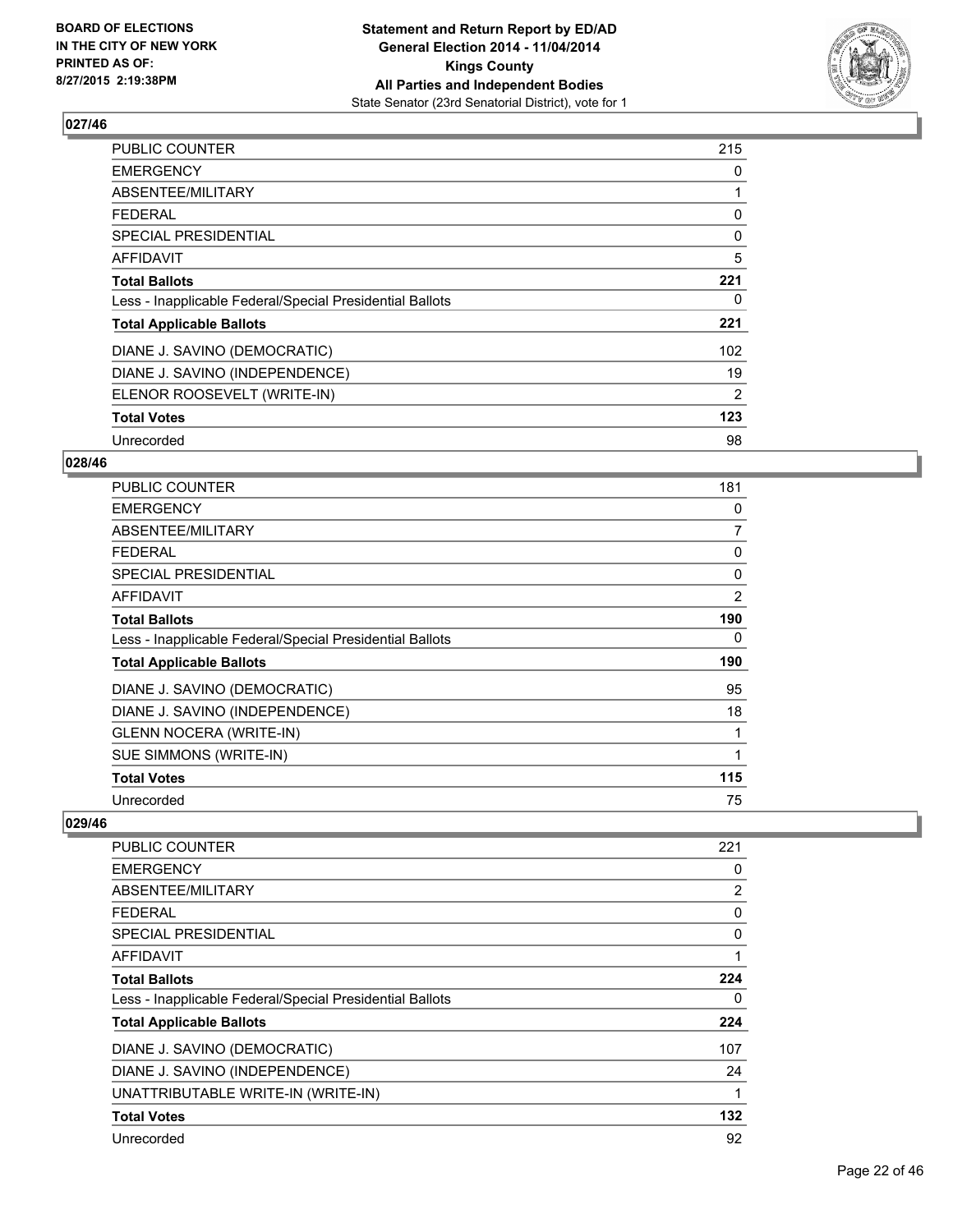## 027/46

| | |
|---|---|
| PUBLIC COUNTER | 215 |
| EMERGENCY | 0 |
| ABSENTEE/MILITARY | 1 |
| FEDERAL | 0 |
| SPECIAL PRESIDENTIAL | 0 |
| AFFIDAVIT | 5 |
| **Total Ballots** | **221** |
| Less - Inapplicable Federal/Special Presidential Ballots | 0 |
| **Total Applicable Ballots** | **221** |
| DIANE J. SAVINO (DEMOCRATIC) | 102 |
| DIANE J. SAVINO (INDEPENDENCE) | 19 |
| ELENOR ROOSEVELT (WRITE-IN) | 2 |
| **Total Votes** | **123** |
| Unrecorded | 98 |

## 028/46

| | |
|---|---|
| PUBLIC COUNTER | 181 |
| EMERGENCY | 0 |
| ABSENTEE/MILITARY | 7 |
| FEDERAL | 0 |
| SPECIAL PRESIDENTIAL | 0 |
| AFFIDAVIT | 2 |
| **Total Ballots** | **190** |
| Less - Inapplicable Federal/Special Presidential Ballots | 0 |
| **Total Applicable Ballots** | **190** |
| DIANE J. SAVINO (DEMOCRATIC) | 95 |
| DIANE J. SAVINO (INDEPENDENCE) | 18 |
| GLENN NOCERA (WRITE-IN) | 1 |
| SUE SIMMONS (WRITE-IN) | 1 |
| **Total Votes** | **115** |
| Unrecorded | 75 |

## 029/46

| | |
|---|---|
| PUBLIC COUNTER | 221 |
| EMERGENCY | 0 |
| ABSENTEE/MILITARY | 2 |
| FEDERAL | 0 |
| SPECIAL PRESIDENTIAL | 0 |
| AFFIDAVIT | 1 |
| **Total Ballots** | **224** |
| Less - Inapplicable Federal/Special Presidential Ballots | 0 |
| **Total Applicable Ballots** | **224** |
| DIANE J. SAVINO (DEMOCRATIC) | 107 |
| DIANE J. SAVINO (INDEPENDENCE) | 24 |
| UNATTRIBUTABLE WRITE-IN (WRITE-IN) | 1 |
| **Total Votes** | **132** |
| Unrecorded | 92 |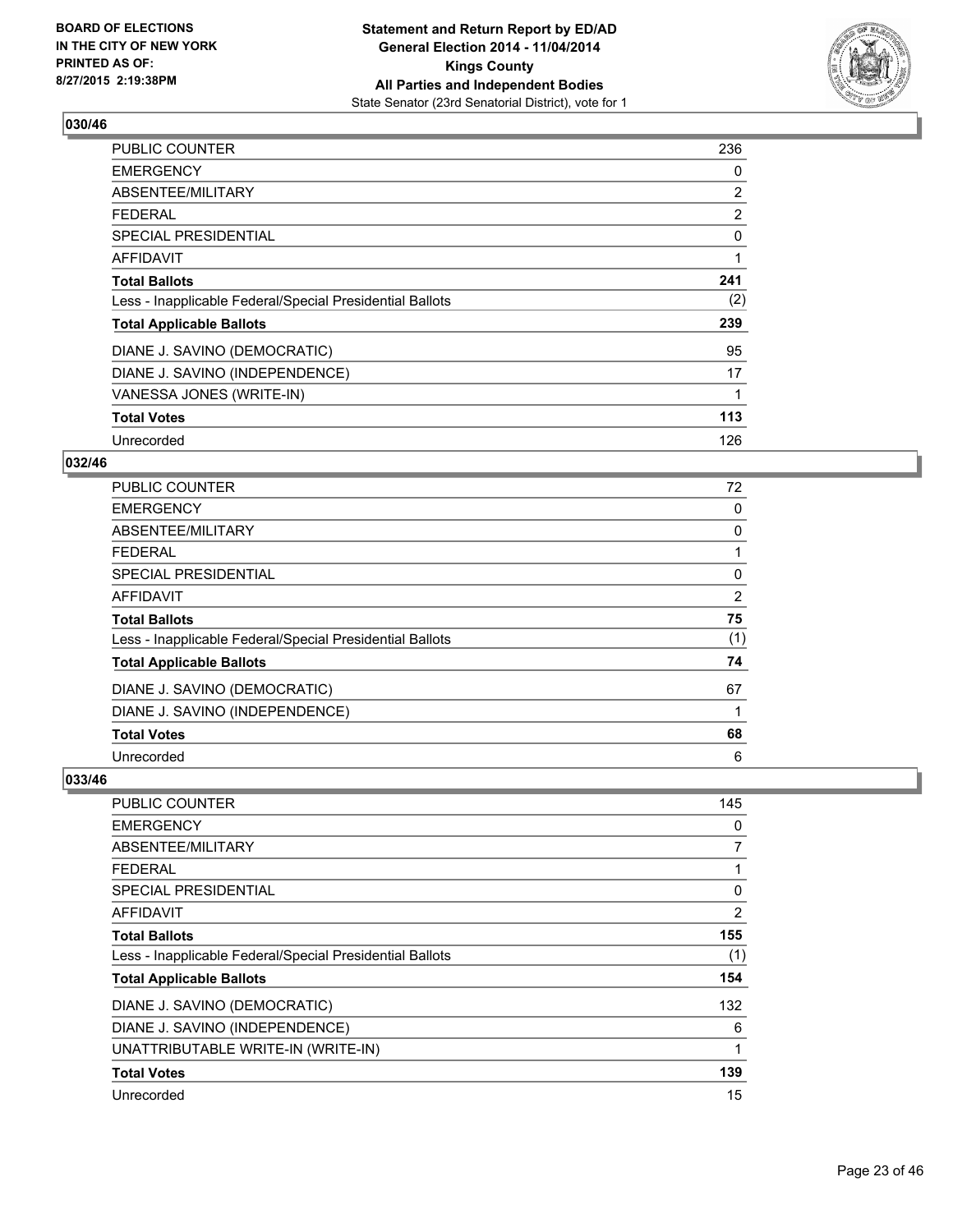## 030/46

| | |
|---|---|
| PUBLIC COUNTER | 236 |
| EMERGENCY | 0 |
| ABSENTEE/MILITARY | 2 |
| FEDERAL | 2 |
| SPECIAL PRESIDENTIAL | 0 |
| AFFIDAVIT | 1 |
| **Total Ballots** | **241** |
| Less - Inapplicable Federal/Special Presidential Ballots | (2) |
| **Total Applicable Ballots** | **239** |
| DIANE J. SAVINO (DEMOCRATIC) | 95 |
| DIANE J. SAVINO (INDEPENDENCE) | 17 |
| VANESSA JONES (WRITE-IN) | 1 |
| **Total Votes** | **113** |
| Unrecorded | 126 |

## 032/46

| | |
|---|---|
| PUBLIC COUNTER | 72 |
| EMERGENCY | 0 |
| ABSENTEE/MILITARY | 0 |
| FEDERAL | 1 |
| SPECIAL PRESIDENTIAL | 0 |
| AFFIDAVIT | 2 |
| **Total Ballots** | **75** |
| Less - Inapplicable Federal/Special Presidential Ballots | (1) |
| **Total Applicable Ballots** | **74** |
| DIANE J. SAVINO (DEMOCRATIC) | 67 |
| DIANE J. SAVINO (INDEPENDENCE) | 1 |
| **Total Votes** | **68** |
| Unrecorded | 6 |

## 033/46

| | |
|---|---|
| PUBLIC COUNTER | 145 |
| EMERGENCY | 0 |
| ABSENTEE/MILITARY | 7 |
| FEDERAL | 1 |
| SPECIAL PRESIDENTIAL | 0 |
| AFFIDAVIT | 2 |
| **Total Ballots** | **155** |
| Less - Inapplicable Federal/Special Presidential Ballots | (1) |
| **Total Applicable Ballots** | **154** |
| DIANE J. SAVINO (DEMOCRATIC) | 132 |
| DIANE J. SAVINO (INDEPENDENCE) | 6 |
| UNATTRIBUTABLE WRITE-IN (WRITE-IN) | 1 |
| **Total Votes** | **139** |
| Unrecorded | 15 |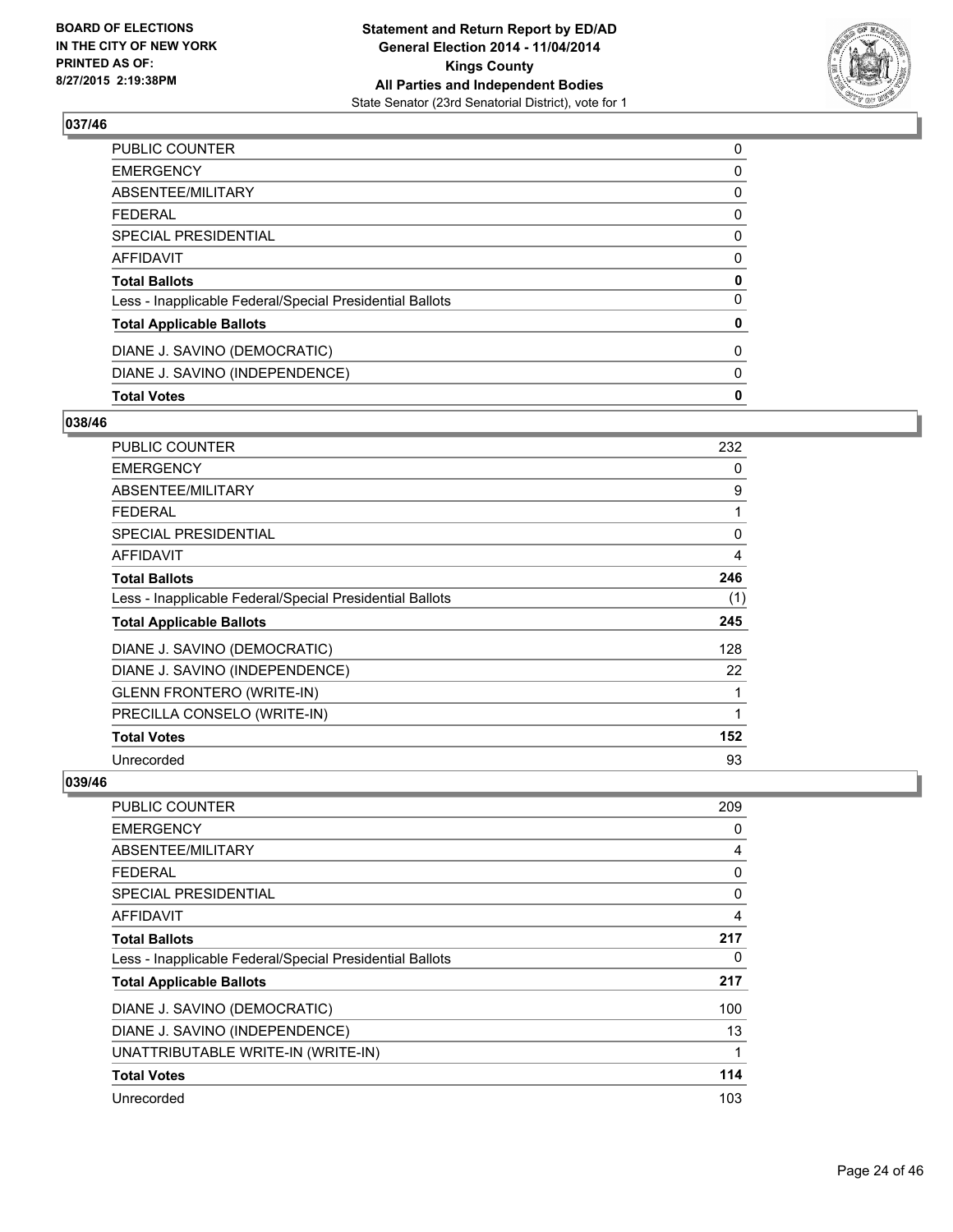**BOARD OF ELECTIONS IN THE CITY OF NEW YORK PRINTED AS OF: 8/27/2015 2:19:38PM**

**Statement and Return Report by ED/AD General Election 2014 - 11/04/2014 Kings County All Parties and Independent Bodies**
State Senator (23rd Senatorial District), vote for 1

## 037/46

| | |
|---|---|
| PUBLIC COUNTER | 0 |
| EMERGENCY | 0 |
| ABSENTEE/MILITARY | 0 |
| FEDERAL | 0 |
| SPECIAL PRESIDENTIAL | 0 |
| AFFIDAVIT | 0 |
| **Total Ballots** | **0** |
| Less - Inapplicable Federal/Special Presidential Ballots | 0 |
| **Total Applicable Ballots** | **0** |
| DIANE J. SAVINO (DEMOCRATIC) | 0 |
| DIANE J. SAVINO (INDEPENDENCE) | 0 |
| **Total Votes** | **0** |

## 038/46

| | |
|---|---|
| PUBLIC COUNTER | 232 |
| EMERGENCY | 0 |
| ABSENTEE/MILITARY | 9 |
| FEDERAL | 1 |
| SPECIAL PRESIDENTIAL | 0 |
| AFFIDAVIT | 4 |
| **Total Ballots** | **246** |
| Less - Inapplicable Federal/Special Presidential Ballots | (1) |
| **Total Applicable Ballots** | **245** |
| DIANE J. SAVINO (DEMOCRATIC) | 128 |
| DIANE J. SAVINO (INDEPENDENCE) | 22 |
| GLENN FRONTERO (WRITE-IN) | 1 |
| PRECILLA CONSELO (WRITE-IN) | 1 |
| **Total Votes** | **152** |
| Unrecorded | 93 |

## 039/46

| | |
|---|---|
| PUBLIC COUNTER | 209 |
| EMERGENCY | 0 |
| ABSENTEE/MILITARY | 4 |
| FEDERAL | 0 |
| SPECIAL PRESIDENTIAL | 0 |
| AFFIDAVIT | 4 |
| **Total Ballots** | **217** |
| Less - Inapplicable Federal/Special Presidential Ballots | 0 |
| **Total Applicable Ballots** | **217** |
| DIANE J. SAVINO (DEMOCRATIC) | 100 |
| DIANE J. SAVINO (INDEPENDENCE) | 13 |
| UNATTRIBUTABLE WRITE-IN (WRITE-IN) | 1 |
| **Total Votes** | **114** |
| Unrecorded | 103 |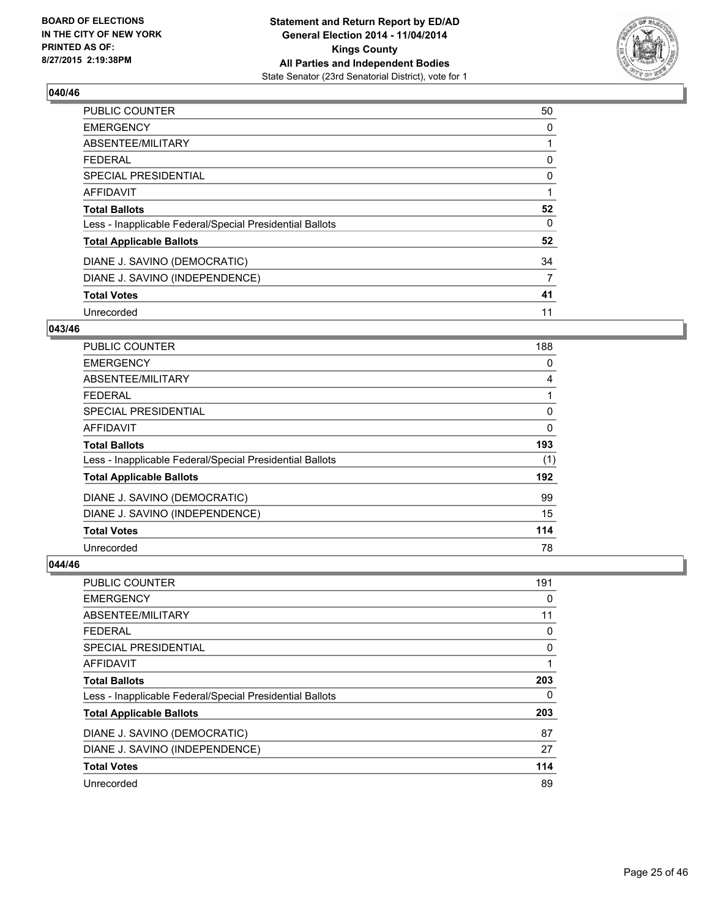### 040/46

| | |
|---|---|
| PUBLIC COUNTER | 50 |
| EMERGENCY | 0 |
| ABSENTEE/MILITARY | 1 |
| FEDERAL | 0 |
| SPECIAL PRESIDENTIAL | 0 |
| AFFIDAVIT | 1 |
| **Total Ballots** | **52** |
| Less - Inapplicable Federal/Special Presidential Ballots | 0 |
| **Total Applicable Ballots** | **52** |
| DIANE J. SAVINO (DEMOCRATIC) | 34 |
| DIANE J. SAVINO (INDEPENDENCE) | 7 |
| **Total Votes** | **41** |
| Unrecorded | 11 |

### 043/46

| | |
|---|---|
| PUBLIC COUNTER | 188 |
| EMERGENCY | 0 |
| ABSENTEE/MILITARY | 4 |
| FEDERAL | 1 |
| SPECIAL PRESIDENTIAL | 0 |
| AFFIDAVIT | 0 |
| **Total Ballots** | **193** |
| Less - Inapplicable Federal/Special Presidential Ballots | (1) |
| **Total Applicable Ballots** | **192** |
| DIANE J. SAVINO (DEMOCRATIC) | 99 |
| DIANE J. SAVINO (INDEPENDENCE) | 15 |
| **Total Votes** | **114** |
| Unrecorded | 78 |

### 044/46

| | |
|---|---|
| PUBLIC COUNTER | 191 |
| EMERGENCY | 0 |
| ABSENTEE/MILITARY | 11 |
| FEDERAL | 0 |
| SPECIAL PRESIDENTIAL | 0 |
| AFFIDAVIT | 1 |
| **Total Ballots** | **203** |
| Less - Inapplicable Federal/Special Presidential Ballots | 0 |
| **Total Applicable Ballots** | **203** |
| DIANE J. SAVINO (DEMOCRATIC) | 87 |
| DIANE J. SAVINO (INDEPENDENCE) | 27 |
| **Total Votes** | **114** |
| Unrecorded | 89 |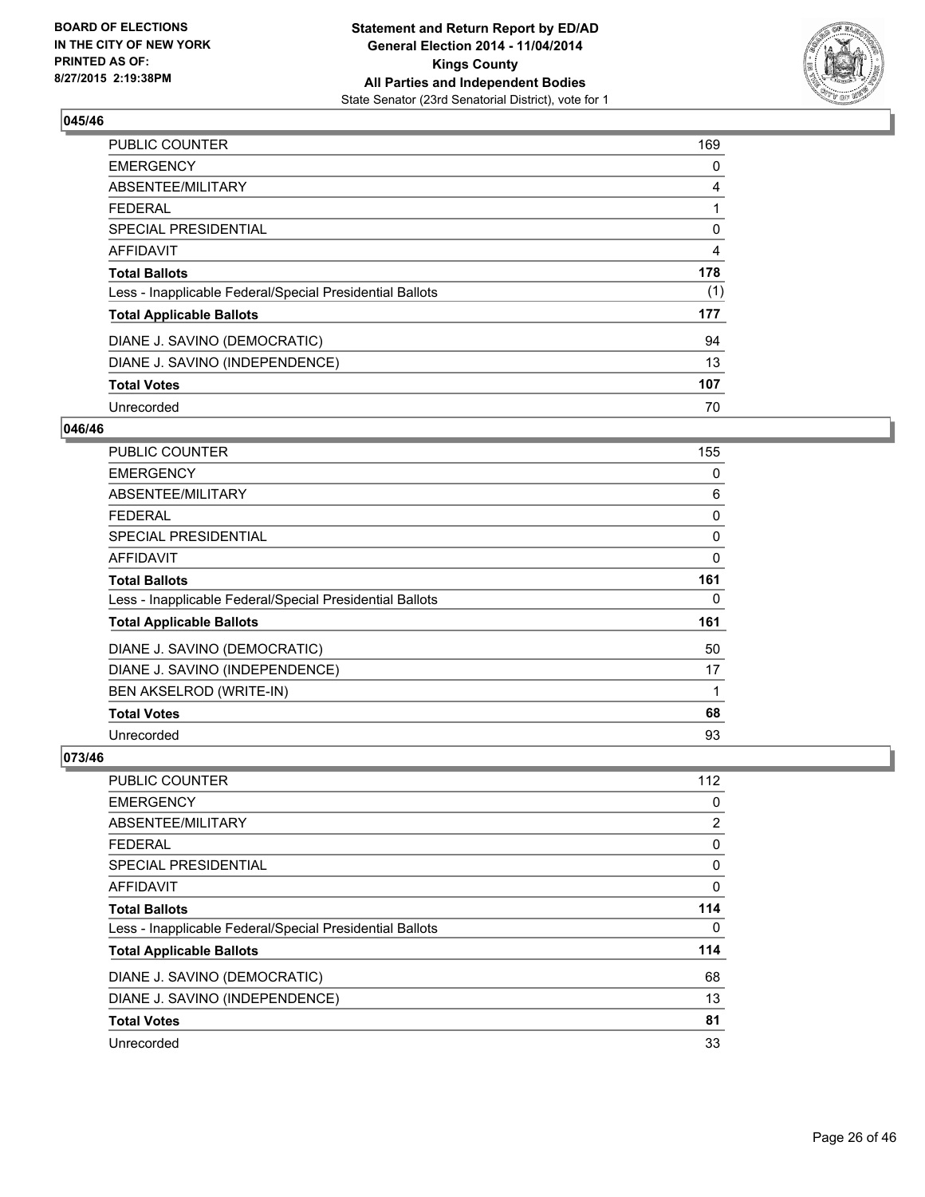## 045/46

| | |
|---|---|
| PUBLIC COUNTER | 169 |
| EMERGENCY | 0 |
| ABSENTEE/MILITARY | 4 |
| FEDERAL | 1 |
| SPECIAL PRESIDENTIAL | 0 |
| AFFIDAVIT | 4 |
| **Total Ballots** | **178** |
| Less - Inapplicable Federal/Special Presidential Ballots | (1) |
| **Total Applicable Ballots** | **177** |
| DIANE J. SAVINO (DEMOCRATIC) | 94 |
| DIANE J. SAVINO (INDEPENDENCE) | 13 |
| **Total Votes** | **107** |
| Unrecorded | 70 |

## 046/46

| | |
|---|---|
| PUBLIC COUNTER | 155 |
| EMERGENCY | 0 |
| ABSENTEE/MILITARY | 6 |
| FEDERAL | 0 |
| SPECIAL PRESIDENTIAL | 0 |
| AFFIDAVIT | 0 |
| **Total Ballots** | **161** |
| Less - Inapplicable Federal/Special Presidential Ballots | 0 |
| **Total Applicable Ballots** | **161** |
| DIANE J. SAVINO (DEMOCRATIC) | 50 |
| DIANE J. SAVINO (INDEPENDENCE) | 17 |
| BEN AKSELROD (WRITE-IN) | 1 |
| **Total Votes** | **68** |
| Unrecorded | 93 |

## 073/46

| | |
|---|---|
| PUBLIC COUNTER | 112 |
| EMERGENCY | 0 |
| ABSENTEE/MILITARY | 2 |
| FEDERAL | 0 |
| SPECIAL PRESIDENTIAL | 0 |
| AFFIDAVIT | 0 |
| **Total Ballots** | **114** |
| Less - Inapplicable Federal/Special Presidential Ballots | 0 |
| **Total Applicable Ballots** | **114** |
| DIANE J. SAVINO (DEMOCRATIC) | 68 |
| DIANE J. SAVINO (INDEPENDENCE) | 13 |
| **Total Votes** | **81** |
| Unrecorded | 33 |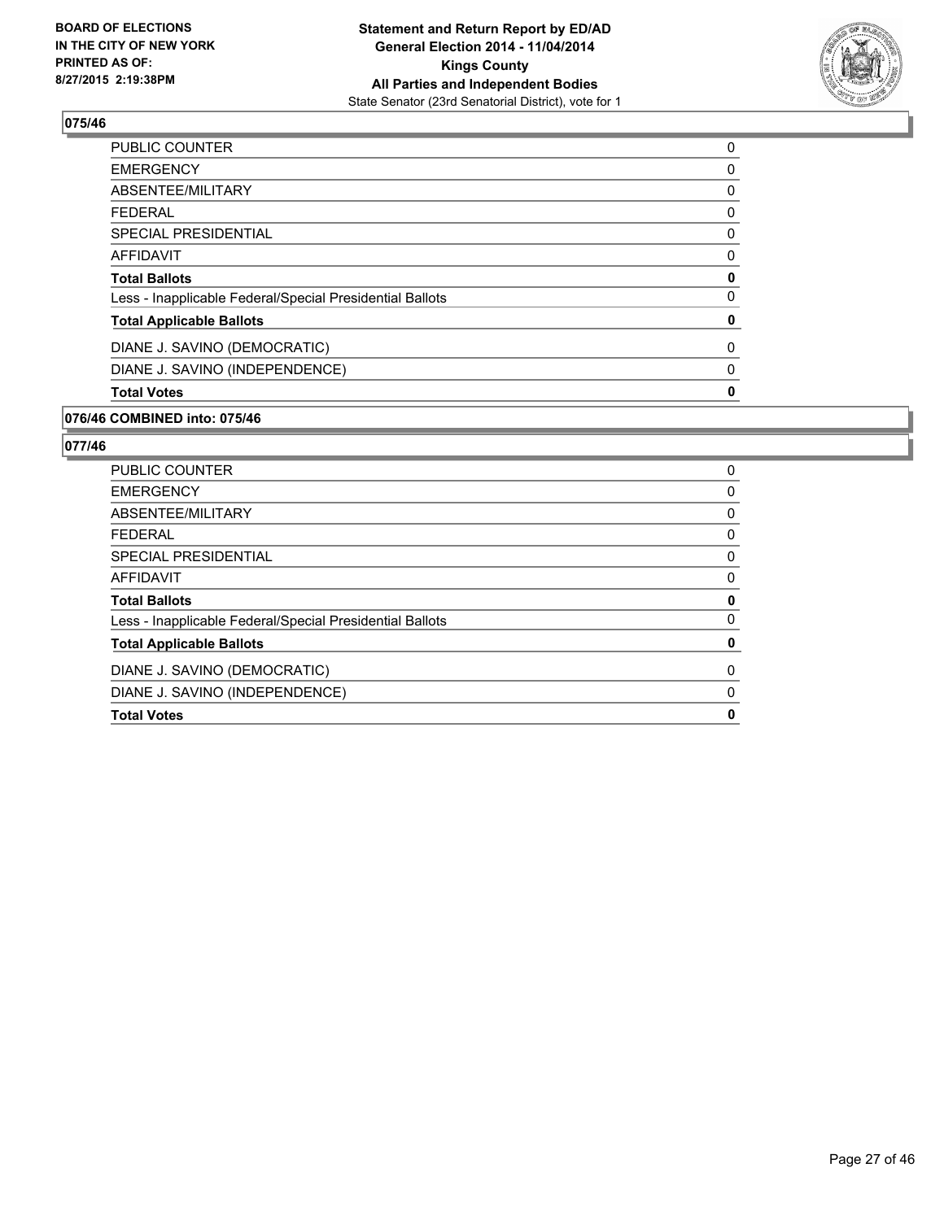## 075/46

| | |
|---|---|
| PUBLIC COUNTER | 0 |
| EMERGENCY | 0 |
| ABSENTEE/MILITARY | 0 |
| FEDERAL | 0 |
| SPECIAL PRESIDENTIAL | 0 |
| AFFIDAVIT | 0 |
| **Total Ballots** | **0** |
| Less - Inapplicable Federal/Special Presidential Ballots | 0 |
| **Total Applicable Ballots** | **0** |
| DIANE J. SAVINO (DEMOCRATIC) | 0 |
| DIANE J. SAVINO (INDEPENDENCE) | 0 |
| **Total Votes** | **0** |

## 076/46 COMBINED into: 075/46

## 077/46

| | |
|---|---|
| PUBLIC COUNTER | 0 |
| EMERGENCY | 0 |
| ABSENTEE/MILITARY | 0 |
| FEDERAL | 0 |
| SPECIAL PRESIDENTIAL | 0 |
| AFFIDAVIT | 0 |
| **Total Ballots** | **0** |
| Less - Inapplicable Federal/Special Presidential Ballots | 0 |
| **Total Applicable Ballots** | **0** |
| DIANE J. SAVINO (DEMOCRATIC) | 0 |
| DIANE J. SAVINO (INDEPENDENCE) | 0 |
| **Total Votes** | **0** |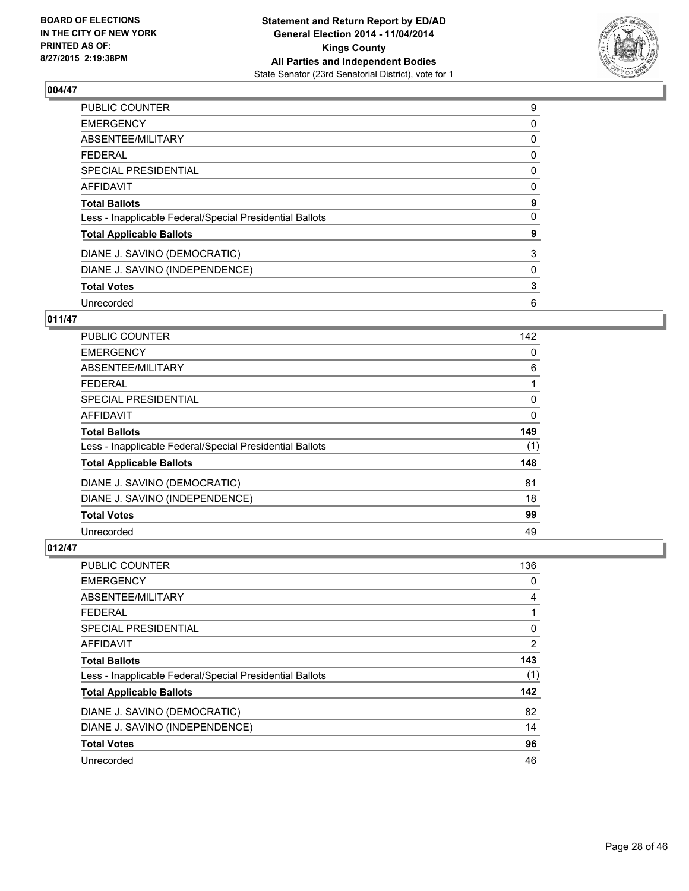**BOARD OF ELECTIONS IN THE CITY OF NEW YORK PRINTED AS OF: 8/27/2015 2:19:38PM**

**Statement and Return Report by ED/AD General Election 2014 - 11/04/2014 Kings County All Parties and Independent Bodies**
State Senator (23rd Senatorial District), vote for 1

### 004/47

| | |
|---|---|
| PUBLIC COUNTER | 9 |
| EMERGENCY | 0 |
| ABSENTEE/MILITARY | 0 |
| FEDERAL | 0 |
| SPECIAL PRESIDENTIAL | 0 |
| AFFIDAVIT | 0 |
| **Total Ballots** | **9** |
| Less - Inapplicable Federal/Special Presidential Ballots | 0 |
| **Total Applicable Ballots** | **9** |
| DIANE J. SAVINO (DEMOCRATIC) | 3 |
| DIANE J. SAVINO (INDEPENDENCE) | 0 |
| **Total Votes** | **3** |
| Unrecorded | 6 |

### 011/47

| | |
|---|---|
| PUBLIC COUNTER | 142 |
| EMERGENCY | 0 |
| ABSENTEE/MILITARY | 6 |
| FEDERAL | 1 |
| SPECIAL PRESIDENTIAL | 0 |
| AFFIDAVIT | 0 |
| **Total Ballots** | **149** |
| Less - Inapplicable Federal/Special Presidential Ballots | (1) |
| **Total Applicable Ballots** | **148** |
| DIANE J. SAVINO (DEMOCRATIC) | 81 |
| DIANE J. SAVINO (INDEPENDENCE) | 18 |
| **Total Votes** | **99** |
| Unrecorded | 49 |

### 012/47

| | |
|---|---|
| PUBLIC COUNTER | 136 |
| EMERGENCY | 0 |
| ABSENTEE/MILITARY | 4 |
| FEDERAL | 1 |
| SPECIAL PRESIDENTIAL | 0 |
| AFFIDAVIT | 2 |
| **Total Ballots** | **143** |
| Less - Inapplicable Federal/Special Presidential Ballots | (1) |
| **Total Applicable Ballots** | **142** |
| DIANE J. SAVINO (DEMOCRATIC) | 82 |
| DIANE J. SAVINO (INDEPENDENCE) | 14 |
| **Total Votes** | **96** |
| Unrecorded | 46 |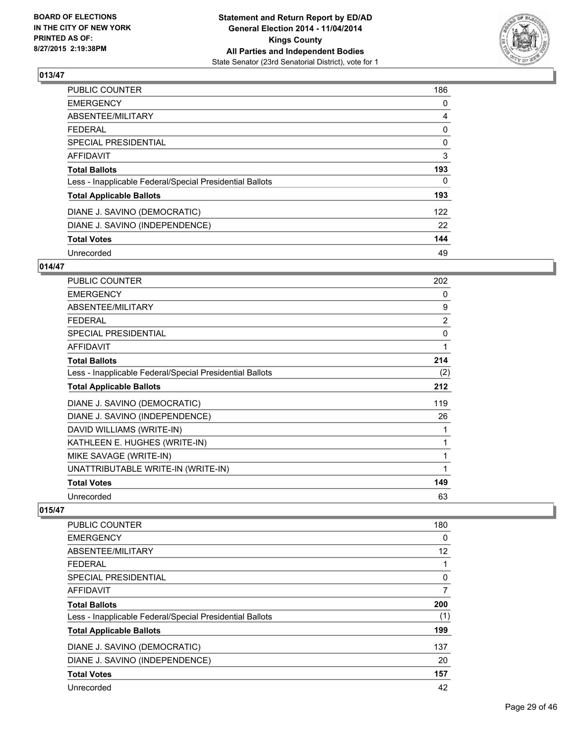### 013/47

| | |
|---|---|
| PUBLIC COUNTER | 186 |
| EMERGENCY | 0 |
| ABSENTEE/MILITARY | 4 |
| FEDERAL | 0 |
| SPECIAL PRESIDENTIAL | 0 |
| AFFIDAVIT | 3 |
| **Total Ballots** | **193** |
| Less - Inapplicable Federal/Special Presidential Ballots | 0 |
| **Total Applicable Ballots** | **193** |
| DIANE J. SAVINO (DEMOCRATIC) | 122 |
| DIANE J. SAVINO (INDEPENDENCE) | 22 |
| **Total Votes** | **144** |
| Unrecorded | 49 |

### 014/47

| | |
|---|---|
| PUBLIC COUNTER | 202 |
| EMERGENCY | 0 |
| ABSENTEE/MILITARY | 9 |
| FEDERAL | 2 |
| SPECIAL PRESIDENTIAL | 0 |
| AFFIDAVIT | 1 |
| **Total Ballots** | **214** |
| Less - Inapplicable Federal/Special Presidential Ballots | (2) |
| **Total Applicable Ballots** | **212** |
| DIANE J. SAVINO (DEMOCRATIC) | 119 |
| DIANE J. SAVINO (INDEPENDENCE) | 26 |
| DAVID WILLIAMS (WRITE-IN) | 1 |
| KATHLEEN E. HUGHES (WRITE-IN) | 1 |
| MIKE SAVAGE (WRITE-IN) | 1 |
| UNATTRIBUTABLE WRITE-IN (WRITE-IN) | 1 |
| **Total Votes** | **149** |
| Unrecorded | 63 |

### 015/47

| | |
|---|---|
| PUBLIC COUNTER | 180 |
| EMERGENCY | 0 |
| ABSENTEE/MILITARY | 12 |
| FEDERAL | 1 |
| SPECIAL PRESIDENTIAL | 0 |
| AFFIDAVIT | 7 |
| **Total Ballots** | **200** |
| Less - Inapplicable Federal/Special Presidential Ballots | (1) |
| **Total Applicable Ballots** | **199** |
| DIANE J. SAVINO (DEMOCRATIC) | 137 |
| DIANE J. SAVINO (INDEPENDENCE) | 20 |
| **Total Votes** | **157** |
| Unrecorded | 42 |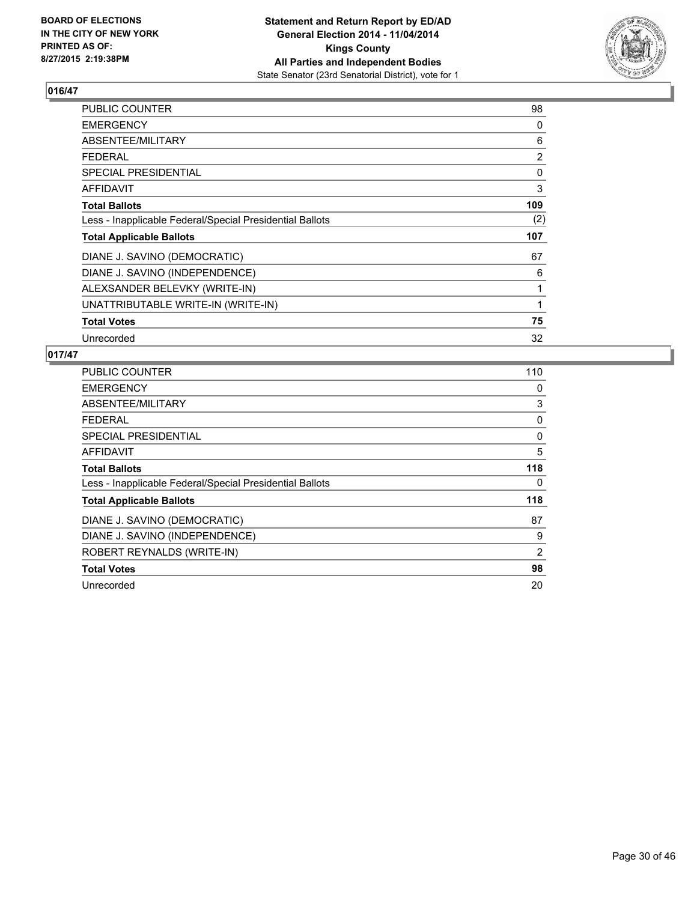BOARD OF ELECTIONS
IN THE CITY OF NEW YORK
PRINTED AS OF:
8/27/2015 2:19:38PM

**Statement and Return Report by ED/AD**
**General Election 2014 - 11/04/2014**
**Kings County**
**All Parties and Independent Bodies**
State Senator (23rd Senatorial District), vote for 1

### 016/47

| | |
|---|---|
| PUBLIC COUNTER | 98 |
| EMERGENCY | 0 |
| ABSENTEE/MILITARY | 6 |
| FEDERAL | 2 |
| SPECIAL PRESIDENTIAL | 0 |
| AFFIDAVIT | 3 |
| **Total Ballots** | **109** |
| Less - Inapplicable Federal/Special Presidential Ballots | (2) |
| **Total Applicable Ballots** | **107** |
| DIANE J. SAVINO (DEMOCRATIC) | 67 |
| DIANE J. SAVINO (INDEPENDENCE) | 6 |
| ALEXSANDER BELEVKY (WRITE-IN) | 1 |
| UNATTRIBUTABLE WRITE-IN (WRITE-IN) | 1 |
| **Total Votes** | **75** |
| Unrecorded | 32 |

### 017/47

| | |
|---|---|
| PUBLIC COUNTER | 110 |
| EMERGENCY | 0 |
| ABSENTEE/MILITARY | 3 |
| FEDERAL | 0 |
| SPECIAL PRESIDENTIAL | 0 |
| AFFIDAVIT | 5 |
| **Total Ballots** | **118** |
| Less - Inapplicable Federal/Special Presidential Ballots | 0 |
| **Total Applicable Ballots** | **118** |
| DIANE J. SAVINO (DEMOCRATIC) | 87 |
| DIANE J. SAVINO (INDEPENDENCE) | 9 |
| ROBERT REYNALDS (WRITE-IN) | 2 |
| **Total Votes** | **98** |
| Unrecorded | 20 |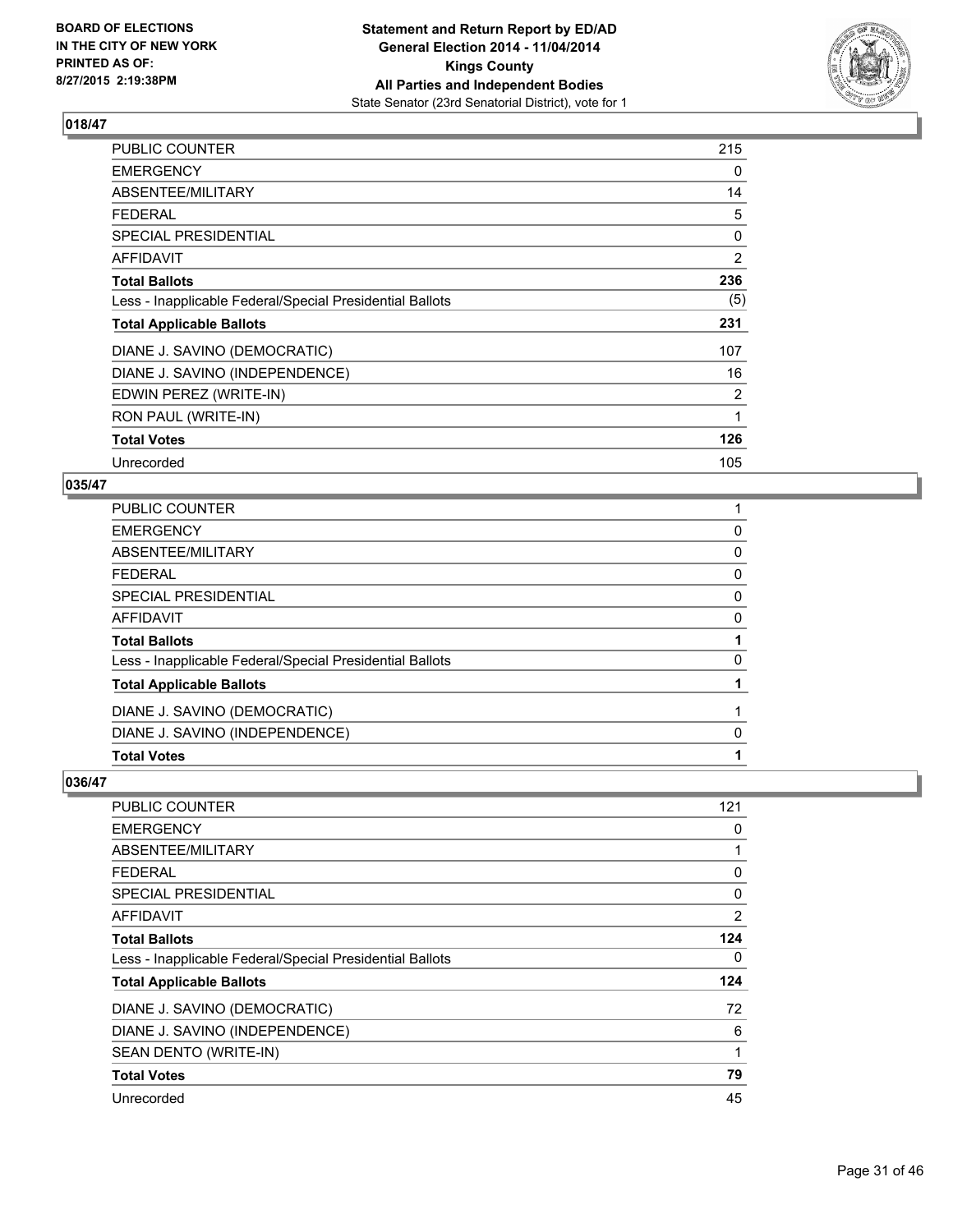### 018/47

| | |
|---|---|
| PUBLIC COUNTER | 215 |
| EMERGENCY | 0 |
| ABSENTEE/MILITARY | 14 |
| FEDERAL | 5 |
| SPECIAL PRESIDENTIAL | 0 |
| AFFIDAVIT | 2 |
| **Total Ballots** | **236** |
| Less - Inapplicable Federal/Special Presidential Ballots | (5) |
| **Total Applicable Ballots** | **231** |
| DIANE J. SAVINO (DEMOCRATIC) | 107 |
| DIANE J. SAVINO (INDEPENDENCE) | 16 |
| EDWIN PEREZ (WRITE-IN) | 2 |
| RON PAUL (WRITE-IN) | 1 |
| **Total Votes** | **126** |
| Unrecorded | 105 |

### 035/47

| | |
|---|---|
| PUBLIC COUNTER | 1 |
| EMERGENCY | 0 |
| ABSENTEE/MILITARY | 0 |
| FEDERAL | 0 |
| SPECIAL PRESIDENTIAL | 0 |
| AFFIDAVIT | 0 |
| **Total Ballots** | **1** |
| Less - Inapplicable Federal/Special Presidential Ballots | 0 |
| **Total Applicable Ballots** | **1** |
| DIANE J. SAVINO (DEMOCRATIC) | 1 |
| DIANE J. SAVINO (INDEPENDENCE) | 0 |
| **Total Votes** | **1** |

### 036/47

| | |
|---|---|
| PUBLIC COUNTER | 121 |
| EMERGENCY | 0 |
| ABSENTEE/MILITARY | 1 |
| FEDERAL | 0 |
| SPECIAL PRESIDENTIAL | 0 |
| AFFIDAVIT | 2 |
| **Total Ballots** | **124** |
| Less - Inapplicable Federal/Special Presidential Ballots | 0 |
| **Total Applicable Ballots** | **124** |
| DIANE J. SAVINO (DEMOCRATIC) | 72 |
| DIANE J. SAVINO (INDEPENDENCE) | 6 |
| SEAN DENTO (WRITE-IN) | 1 |
| **Total Votes** | **79** |
| Unrecorded | 45 |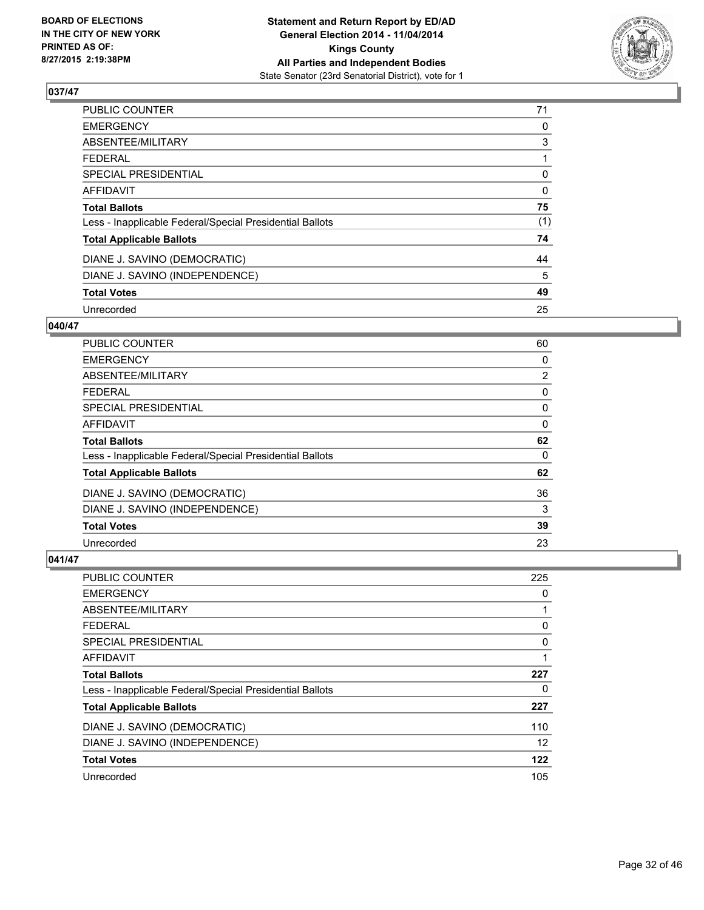## 037/47

| | |
|---|---|
| PUBLIC COUNTER | 71 |
| EMERGENCY | 0 |
| ABSENTEE/MILITARY | 3 |
| FEDERAL | 1 |
| SPECIAL PRESIDENTIAL | 0 |
| AFFIDAVIT | 0 |
| **Total Ballots** | **75** |
| Less - Inapplicable Federal/Special Presidential Ballots | (1) |
| **Total Applicable Ballots** | **74** |
| DIANE J. SAVINO (DEMOCRATIC) | 44 |
| DIANE J. SAVINO (INDEPENDENCE) | 5 |
| **Total Votes** | **49** |
| Unrecorded | 25 |

## 040/47

| | |
|---|---|
| PUBLIC COUNTER | 60 |
| EMERGENCY | 0 |
| ABSENTEE/MILITARY | 2 |
| FEDERAL | 0 |
| SPECIAL PRESIDENTIAL | 0 |
| AFFIDAVIT | 0 |
| **Total Ballots** | **62** |
| Less - Inapplicable Federal/Special Presidential Ballots | 0 |
| **Total Applicable Ballots** | **62** |
| DIANE J. SAVINO (DEMOCRATIC) | 36 |
| DIANE J. SAVINO (INDEPENDENCE) | 3 |
| **Total Votes** | **39** |
| Unrecorded | 23 |

## 041/47

| | |
|---|---|
| PUBLIC COUNTER | 225 |
| EMERGENCY | 0 |
| ABSENTEE/MILITARY | 1 |
| FEDERAL | 0 |
| SPECIAL PRESIDENTIAL | 0 |
| AFFIDAVIT | 1 |
| **Total Ballots** | **227** |
| Less - Inapplicable Federal/Special Presidential Ballots | 0 |
| **Total Applicable Ballots** | **227** |
| DIANE J. SAVINO (DEMOCRATIC) | 110 |
| DIANE J. SAVINO (INDEPENDENCE) | 12 |
| **Total Votes** | **122** |
| Unrecorded | 105 |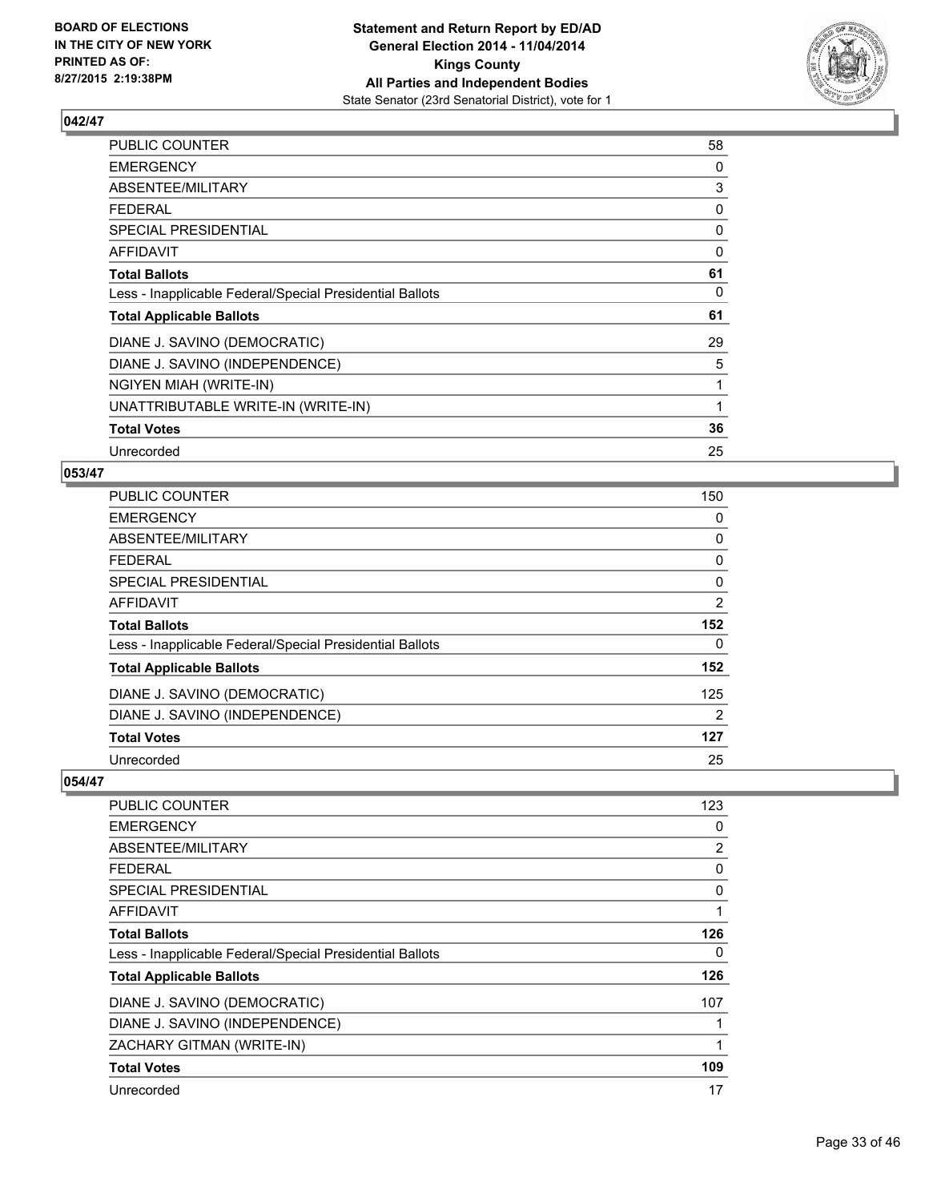BOARD OF ELECTIONS
IN THE CITY OF NEW YORK
PRINTED AS OF:
8/27/2015 2:19:38PM

**Statement and Return Report by ED/AD**
**General Election 2014 - 11/04/2014**
**Kings County**
**All Parties and Independent Bodies**
State Senator (23rd Senatorial District), vote for 1

### 042/47

| | |
|---|---|
| PUBLIC COUNTER | 58 |
| EMERGENCY | 0 |
| ABSENTEE/MILITARY | 3 |
| FEDERAL | 0 |
| SPECIAL PRESIDENTIAL | 0 |
| AFFIDAVIT | 0 |
| **Total Ballots** | **61** |
| Less - Inapplicable Federal/Special Presidential Ballots | 0 |
| **Total Applicable Ballots** | **61** |
| DIANE J. SAVINO (DEMOCRATIC) | 29 |
| DIANE J. SAVINO (INDEPENDENCE) | 5 |
| NGIYEN MIAH (WRITE-IN) | 1 |
| UNATTRIBUTABLE WRITE-IN (WRITE-IN) | 1 |
| **Total Votes** | **36** |
| Unrecorded | 25 |

### 053/47

| | |
|---|---|
| PUBLIC COUNTER | 150 |
| EMERGENCY | 0 |
| ABSENTEE/MILITARY | 0 |
| FEDERAL | 0 |
| SPECIAL PRESIDENTIAL | 0 |
| AFFIDAVIT | 2 |
| **Total Ballots** | **152** |
| Less - Inapplicable Federal/Special Presidential Ballots | 0 |
| **Total Applicable Ballots** | **152** |
| DIANE J. SAVINO (DEMOCRATIC) | 125 |
| DIANE J. SAVINO (INDEPENDENCE) | 2 |
| **Total Votes** | **127** |
| Unrecorded | 25 |

### 054/47

| | |
|---|---|
| PUBLIC COUNTER | 123 |
| EMERGENCY | 0 |
| ABSENTEE/MILITARY | 2 |
| FEDERAL | 0 |
| SPECIAL PRESIDENTIAL | 0 |
| AFFIDAVIT | 1 |
| **Total Ballots** | **126** |
| Less - Inapplicable Federal/Special Presidential Ballots | 0 |
| **Total Applicable Ballots** | **126** |
| DIANE J. SAVINO (DEMOCRATIC) | 107 |
| DIANE J. SAVINO (INDEPENDENCE) | 1 |
| ZACHARY GITMAN (WRITE-IN) | 1 |
| **Total Votes** | **109** |
| Unrecorded | 17 |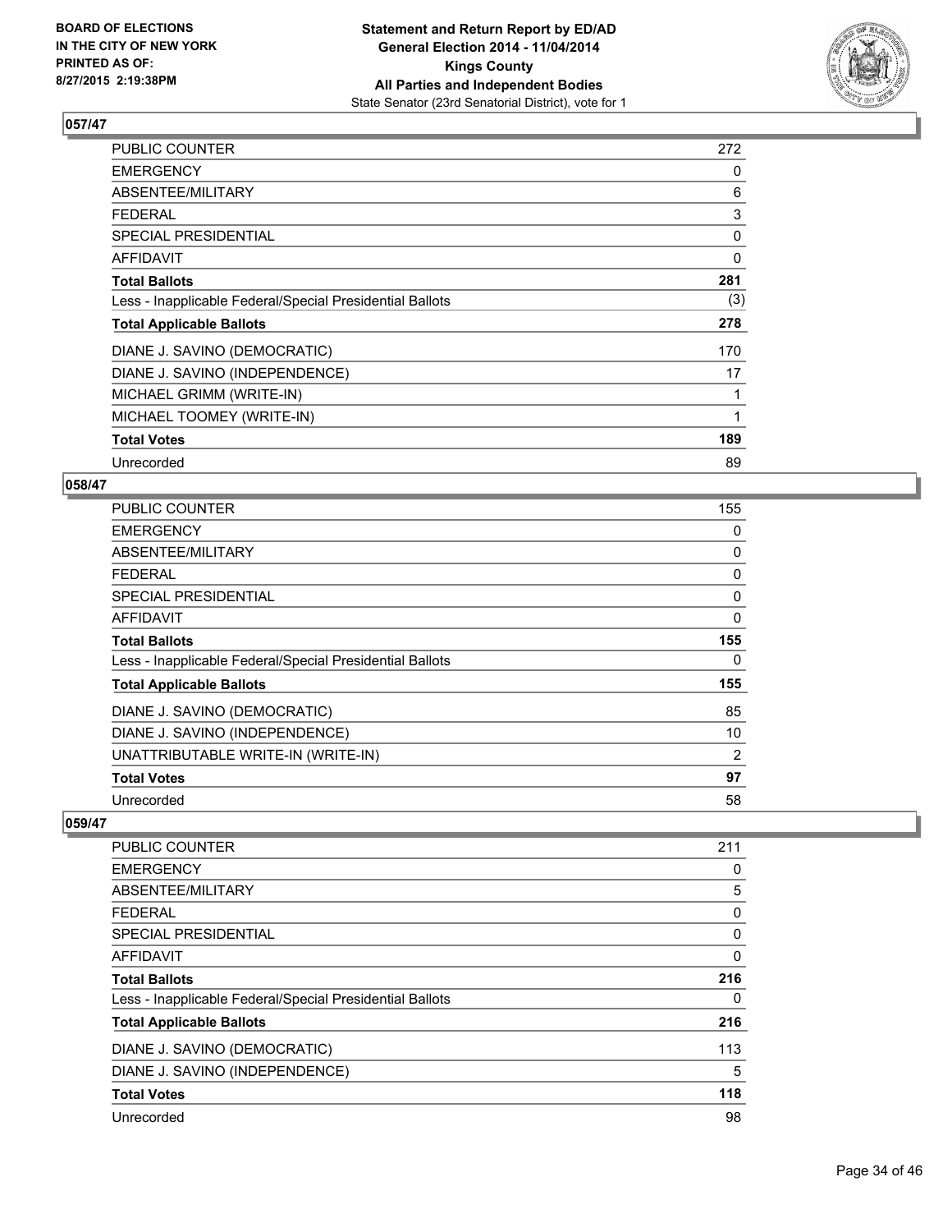## 057/47

| | |
|---|---|
| PUBLIC COUNTER | 272 |
| EMERGENCY | 0 |
| ABSENTEE/MILITARY | 6 |
| FEDERAL | 3 |
| SPECIAL PRESIDENTIAL | 0 |
| AFFIDAVIT | 0 |
| **Total Ballots** | **281** |
| Less - Inapplicable Federal/Special Presidential Ballots | (3) |
| **Total Applicable Ballots** | **278** |
| DIANE J. SAVINO (DEMOCRATIC) | 170 |
| DIANE J. SAVINO (INDEPENDENCE) | 17 |
| MICHAEL GRIMM (WRITE-IN) | 1 |
| MICHAEL TOOMEY (WRITE-IN) | 1 |
| **Total Votes** | **189** |
| Unrecorded | 89 |

## 058/47

| | |
|---|---|
| PUBLIC COUNTER | 155 |
| EMERGENCY | 0 |
| ABSENTEE/MILITARY | 0 |
| FEDERAL | 0 |
| SPECIAL PRESIDENTIAL | 0 |
| AFFIDAVIT | 0 |
| **Total Ballots** | **155** |
| Less - Inapplicable Federal/Special Presidential Ballots | 0 |
| **Total Applicable Ballots** | **155** |
| DIANE J. SAVINO (DEMOCRATIC) | 85 |
| DIANE J. SAVINO (INDEPENDENCE) | 10 |
| UNATTRIBUTABLE WRITE-IN (WRITE-IN) | 2 |
| **Total Votes** | **97** |
| Unrecorded | 58 |

## 059/47

| | |
|---|---|
| PUBLIC COUNTER | 211 |
| EMERGENCY | 0 |
| ABSENTEE/MILITARY | 5 |
| FEDERAL | 0 |
| SPECIAL PRESIDENTIAL | 0 |
| AFFIDAVIT | 0 |
| **Total Ballots** | **216** |
| Less - Inapplicable Federal/Special Presidential Ballots | 0 |
| **Total Applicable Ballots** | **216** |
| DIANE J. SAVINO (DEMOCRATIC) | 113 |
| DIANE J. SAVINO (INDEPENDENCE) | 5 |
| **Total Votes** | **118** |
| Unrecorded | 98 |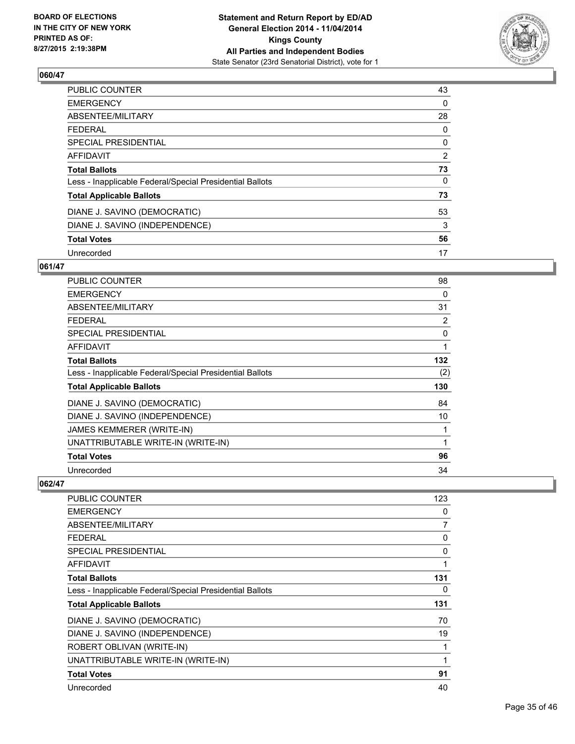## 060/47

| | |
|---|---|
| PUBLIC COUNTER | 43 |
| EMERGENCY | 0 |
| ABSENTEE/MILITARY | 28 |
| FEDERAL | 0 |
| SPECIAL PRESIDENTIAL | 0 |
| AFFIDAVIT | 2 |
| **Total Ballots** | **73** |
| Less - Inapplicable Federal/Special Presidential Ballots | 0 |
| **Total Applicable Ballots** | **73** |
| DIANE J. SAVINO (DEMOCRATIC) | 53 |
| DIANE J. SAVINO (INDEPENDENCE) | 3 |
| **Total Votes** | **56** |
| Unrecorded | 17 |

## 061/47

| | |
|---|---|
| PUBLIC COUNTER | 98 |
| EMERGENCY | 0 |
| ABSENTEE/MILITARY | 31 |
| FEDERAL | 2 |
| SPECIAL PRESIDENTIAL | 0 |
| AFFIDAVIT | 1 |
| **Total Ballots** | **132** |
| Less - Inapplicable Federal/Special Presidential Ballots | (2) |
| **Total Applicable Ballots** | **130** |
| DIANE J. SAVINO (DEMOCRATIC) | 84 |
| DIANE J. SAVINO (INDEPENDENCE) | 10 |
| JAMES KEMMERER (WRITE-IN) | 1 |
| UNATTRIBUTABLE WRITE-IN (WRITE-IN) | 1 |
| **Total Votes** | **96** |
| Unrecorded | 34 |

## 062/47

| | |
|---|---|
| PUBLIC COUNTER | 123 |
| EMERGENCY | 0 |
| ABSENTEE/MILITARY | 7 |
| FEDERAL | 0 |
| SPECIAL PRESIDENTIAL | 0 |
| AFFIDAVIT | 1 |
| **Total Ballots** | **131** |
| Less - Inapplicable Federal/Special Presidential Ballots | 0 |
| **Total Applicable Ballots** | **131** |
| DIANE J. SAVINO (DEMOCRATIC) | 70 |
| DIANE J. SAVINO (INDEPENDENCE) | 19 |
| ROBERT OBLIVAN (WRITE-IN) | 1 |
| UNATTRIBUTABLE WRITE-IN (WRITE-IN) | 1 |
| **Total Votes** | **91** |
| Unrecorded | 40 |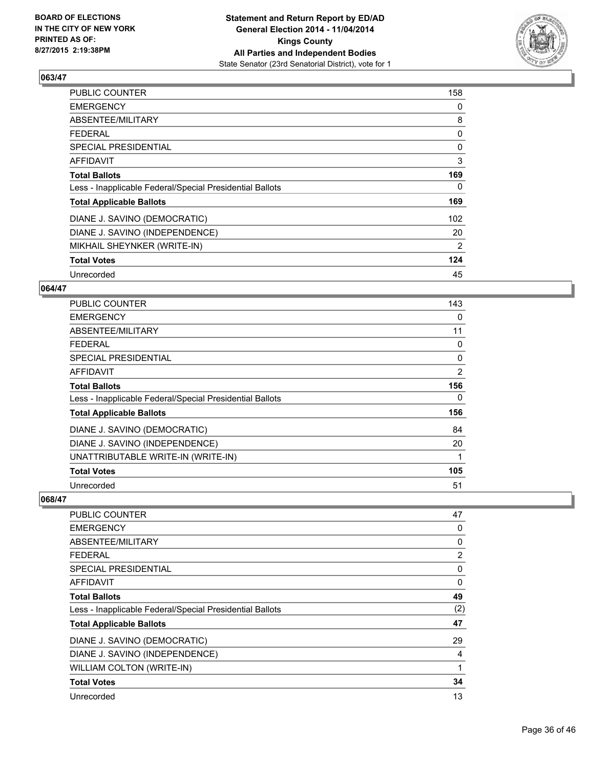## 063/47

| | |
|---|---|
| PUBLIC COUNTER | 158 |
| EMERGENCY | 0 |
| ABSENTEE/MILITARY | 8 |
| FEDERAL | 0 |
| SPECIAL PRESIDENTIAL | 0 |
| AFFIDAVIT | 3 |
| **Total Ballots** | **169** |
| Less - Inapplicable Federal/Special Presidential Ballots | 0 |
| **Total Applicable Ballots** | **169** |
| DIANE J. SAVINO (DEMOCRATIC) | 102 |
| DIANE J. SAVINO (INDEPENDENCE) | 20 |
| MIKHAIL SHEYNKER (WRITE-IN) | 2 |
| **Total Votes** | **124** |
| Unrecorded | 45 |

## 064/47

| | |
|---|---|
| PUBLIC COUNTER | 143 |
| EMERGENCY | 0 |
| ABSENTEE/MILITARY | 11 |
| FEDERAL | 0 |
| SPECIAL PRESIDENTIAL | 0 |
| AFFIDAVIT | 2 |
| **Total Ballots** | **156** |
| Less - Inapplicable Federal/Special Presidential Ballots | 0 |
| **Total Applicable Ballots** | **156** |
| DIANE J. SAVINO (DEMOCRATIC) | 84 |
| DIANE J. SAVINO (INDEPENDENCE) | 20 |
| UNATTRIBUTABLE WRITE-IN (WRITE-IN) | 1 |
| **Total Votes** | **105** |
| Unrecorded | 51 |

## 068/47

| | |
|---|---|
| PUBLIC COUNTER | 47 |
| EMERGENCY | 0 |
| ABSENTEE/MILITARY | 0 |
| FEDERAL | 2 |
| SPECIAL PRESIDENTIAL | 0 |
| AFFIDAVIT | 0 |
| **Total Ballots** | **49** |
| Less - Inapplicable Federal/Special Presidential Ballots | (2) |
| **Total Applicable Ballots** | **47** |
| DIANE J. SAVINO (DEMOCRATIC) | 29 |
| DIANE J. SAVINO (INDEPENDENCE) | 4 |
| WILLIAM COLTON (WRITE-IN) | 1 |
| **Total Votes** | **34** |
| Unrecorded | 13 |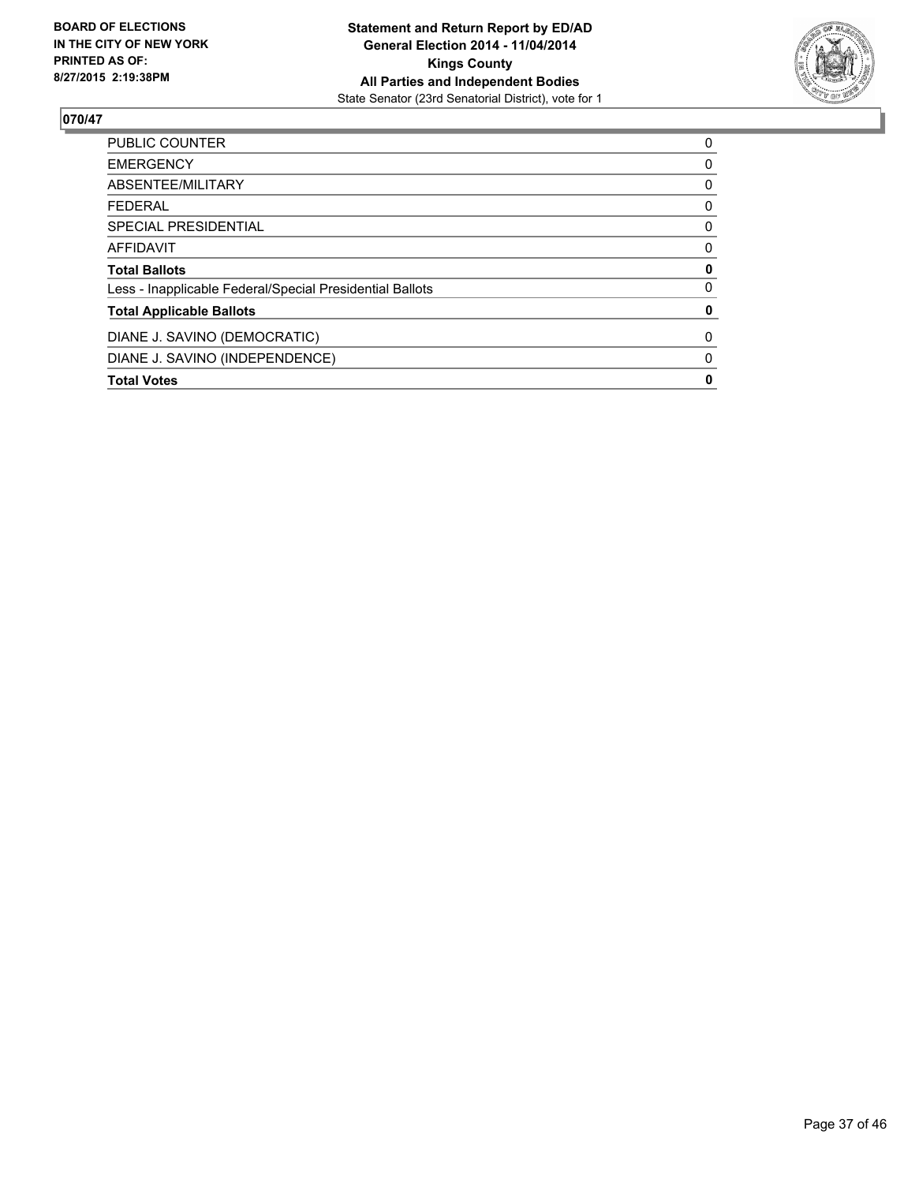BOARD OF ELECTIONS
IN THE CITY OF NEW YORK
PRINTED AS OF:
8/27/2015 2:19:38PM

**Statement and Return Report by ED/AD**
**General Election 2014 - 11/04/2014**
**Kings County**
**All Parties and Independent Bodies**
State Senator (23rd Senatorial District), vote for 1

**070/47**

| | |
|---|---|
| PUBLIC COUNTER | 0 |
| EMERGENCY | 0 |
| ABSENTEE/MILITARY | 0 |
| FEDERAL | 0 |
| SPECIAL PRESIDENTIAL | 0 |
| AFFIDAVIT | 0 |
| **Total Ballots** | **0** |
| Less - Inapplicable Federal/Special Presidential Ballots | 0 |
| **Total Applicable Ballots** | **0** |
| DIANE J. SAVINO (DEMOCRATIC) | 0 |
| DIANE J. SAVINO (INDEPENDENCE) | 0 |
| **Total Votes** | **0** |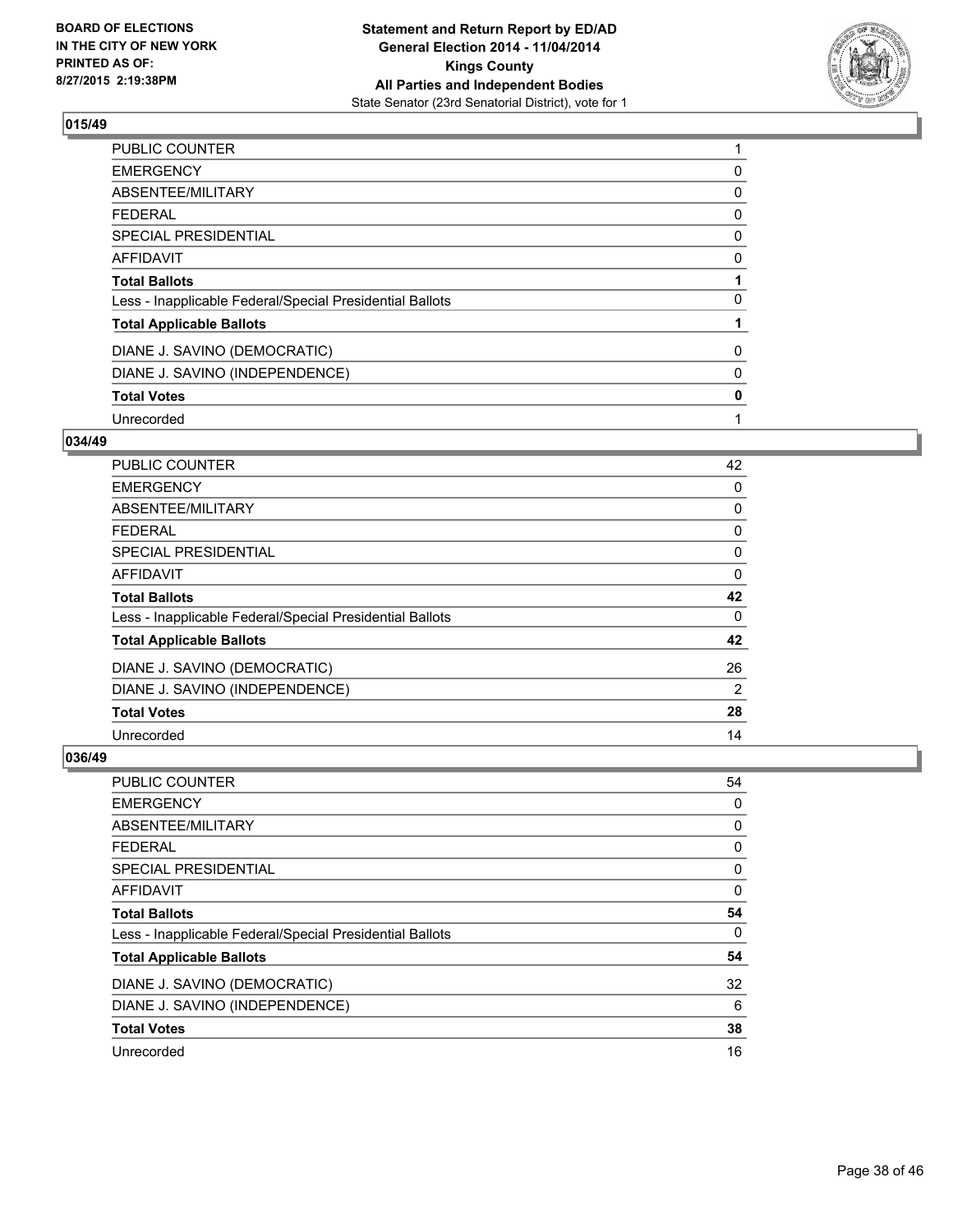BOARD OF ELECTIONS
IN THE CITY OF NEW YORK
PRINTED AS OF:
8/27/2015 2:19:38PM

**Statement and Return Report by ED/AD**
**General Election 2014 - 11/04/2014**
**Kings County**
**All Parties and Independent Bodies**
State Senator (23rd Senatorial District), vote for 1

### 015/49

| | |
|---|---|
| PUBLIC COUNTER | 1 |
| EMERGENCY | 0 |
| ABSENTEE/MILITARY | 0 |
| FEDERAL | 0 |
| SPECIAL PRESIDENTIAL | 0 |
| AFFIDAVIT | 0 |
| **Total Ballots** | **1** |
| Less - Inapplicable Federal/Special Presidential Ballots | 0 |
| **Total Applicable Ballots** | **1** |
| DIANE J. SAVINO (DEMOCRATIC) | 0 |
| DIANE J. SAVINO (INDEPENDENCE) | 0 |
| **Total Votes** | **0** |
| Unrecorded | 1 |

### 034/49

| | |
|---|---|
| PUBLIC COUNTER | 42 |
| EMERGENCY | 0 |
| ABSENTEE/MILITARY | 0 |
| FEDERAL | 0 |
| SPECIAL PRESIDENTIAL | 0 |
| AFFIDAVIT | 0 |
| **Total Ballots** | **42** |
| Less - Inapplicable Federal/Special Presidential Ballots | 0 |
| **Total Applicable Ballots** | **42** |
| DIANE J. SAVINO (DEMOCRATIC) | 26 |
| DIANE J. SAVINO (INDEPENDENCE) | 2 |
| **Total Votes** | **28** |
| Unrecorded | 14 |

### 036/49

| | |
|---|---|
| PUBLIC COUNTER | 54 |
| EMERGENCY | 0 |
| ABSENTEE/MILITARY | 0 |
| FEDERAL | 0 |
| SPECIAL PRESIDENTIAL | 0 |
| AFFIDAVIT | 0 |
| **Total Ballots** | **54** |
| Less - Inapplicable Federal/Special Presidential Ballots | 0 |
| **Total Applicable Ballots** | **54** |
| DIANE J. SAVINO (DEMOCRATIC) | 32 |
| DIANE J. SAVINO (INDEPENDENCE) | 6 |
| **Total Votes** | **38** |
| Unrecorded | 16 |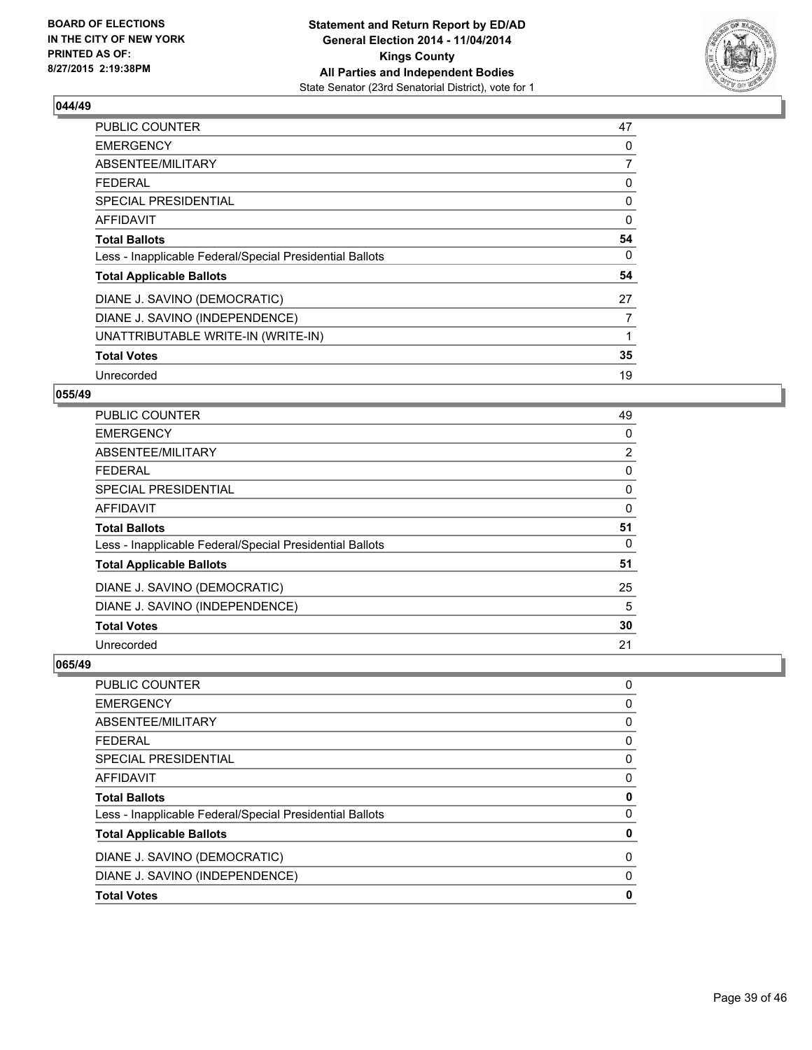## 044/49

| | |
|---|---|
| PUBLIC COUNTER | 47 |
| EMERGENCY | 0 |
| ABSENTEE/MILITARY | 7 |
| FEDERAL | 0 |
| SPECIAL PRESIDENTIAL | 0 |
| AFFIDAVIT | 0 |
| **Total Ballots** | **54** |
| Less - Inapplicable Federal/Special Presidential Ballots | 0 |
| **Total Applicable Ballots** | **54** |
| DIANE J. SAVINO (DEMOCRATIC) | 27 |
| DIANE J. SAVINO (INDEPENDENCE) | 7 |
| UNATTRIBUTABLE WRITE-IN (WRITE-IN) | 1 |
| **Total Votes** | **35** |
| Unrecorded | 19 |

## 055/49

| | |
|---|---|
| PUBLIC COUNTER | 49 |
| EMERGENCY | 0 |
| ABSENTEE/MILITARY | 2 |
| FEDERAL | 0 |
| SPECIAL PRESIDENTIAL | 0 |
| AFFIDAVIT | 0 |
| **Total Ballots** | **51** |
| Less - Inapplicable Federal/Special Presidential Ballots | 0 |
| **Total Applicable Ballots** | **51** |
| DIANE J. SAVINO (DEMOCRATIC) | 25 |
| DIANE J. SAVINO (INDEPENDENCE) | 5 |
| **Total Votes** | **30** |
| Unrecorded | 21 |

## 065/49

| | |
|---|---|
| PUBLIC COUNTER | 0 |
| EMERGENCY | 0 |
| ABSENTEE/MILITARY | 0 |
| FEDERAL | 0 |
| SPECIAL PRESIDENTIAL | 0 |
| AFFIDAVIT | 0 |
| **Total Ballots** | **0** |
| Less - Inapplicable Federal/Special Presidential Ballots | 0 |
| **Total Applicable Ballots** | **0** |
| DIANE J. SAVINO (DEMOCRATIC) | 0 |
| DIANE J. SAVINO (INDEPENDENCE) | 0 |
| **Total Votes** | **0** |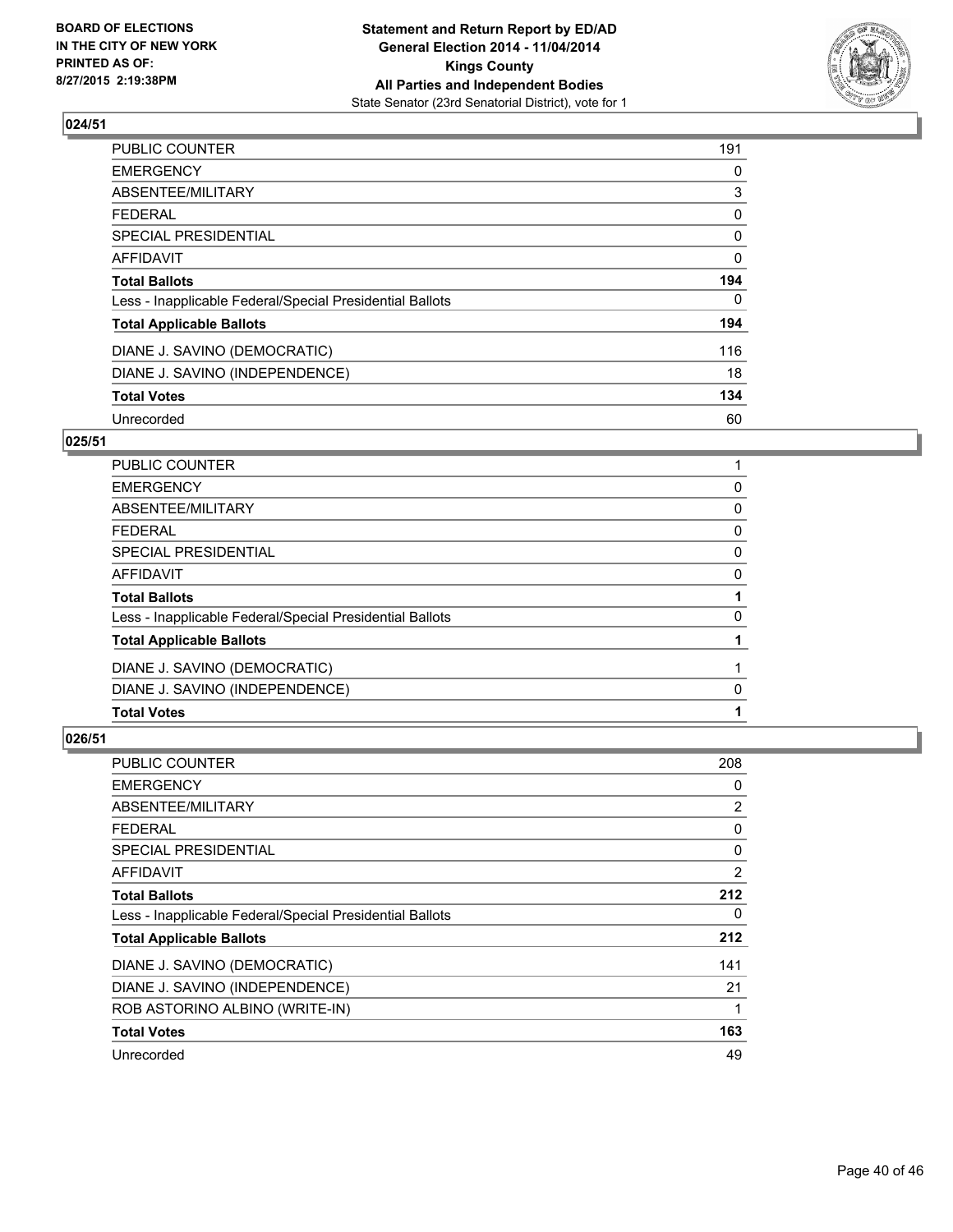**BOARD OF ELECTIONS IN THE CITY OF NEW YORK PRINTED AS OF: 8/27/2015 2:19:38PM**

**Statement and Return Report by ED/AD General Election 2014 - 11/04/2014 Kings County All Parties and Independent Bodies**
State Senator (23rd Senatorial District), vote for 1

## 024/51

| | |
|---|---|
| PUBLIC COUNTER | 191 |
| EMERGENCY | 0 |
| ABSENTEE/MILITARY | 3 |
| FEDERAL | 0 |
| SPECIAL PRESIDENTIAL | 0 |
| AFFIDAVIT | 0 |
| **Total Ballots** | **194** |
| Less - Inapplicable Federal/Special Presidential Ballots | 0 |
| **Total Applicable Ballots** | **194** |
| DIANE J. SAVINO (DEMOCRATIC) | 116 |
| DIANE J. SAVINO (INDEPENDENCE) | 18 |
| **Total Votes** | **134** |
| Unrecorded | 60 |

## 025/51

| | |
|---|---|
| PUBLIC COUNTER | 1 |
| EMERGENCY | 0 |
| ABSENTEE/MILITARY | 0 |
| FEDERAL | 0 |
| SPECIAL PRESIDENTIAL | 0 |
| AFFIDAVIT | 0 |
| **Total Ballots** | **1** |
| Less - Inapplicable Federal/Special Presidential Ballots | 0 |
| **Total Applicable Ballots** | **1** |
| DIANE J. SAVINO (DEMOCRATIC) | 1 |
| DIANE J. SAVINO (INDEPENDENCE) | 0 |
| **Total Votes** | **1** |

## 026/51

| | |
|---|---|
| PUBLIC COUNTER | 208 |
| EMERGENCY | 0 |
| ABSENTEE/MILITARY | 2 |
| FEDERAL | 0 |
| SPECIAL PRESIDENTIAL | 0 |
| AFFIDAVIT | 2 |
| **Total Ballots** | **212** |
| Less - Inapplicable Federal/Special Presidential Ballots | 0 |
| **Total Applicable Ballots** | **212** |
| DIANE J. SAVINO (DEMOCRATIC) | 141 |
| DIANE J. SAVINO (INDEPENDENCE) | 21 |
| ROB ASTORINO ALBINO (WRITE-IN) | 1 |
| **Total Votes** | **163** |
| Unrecorded | 49 |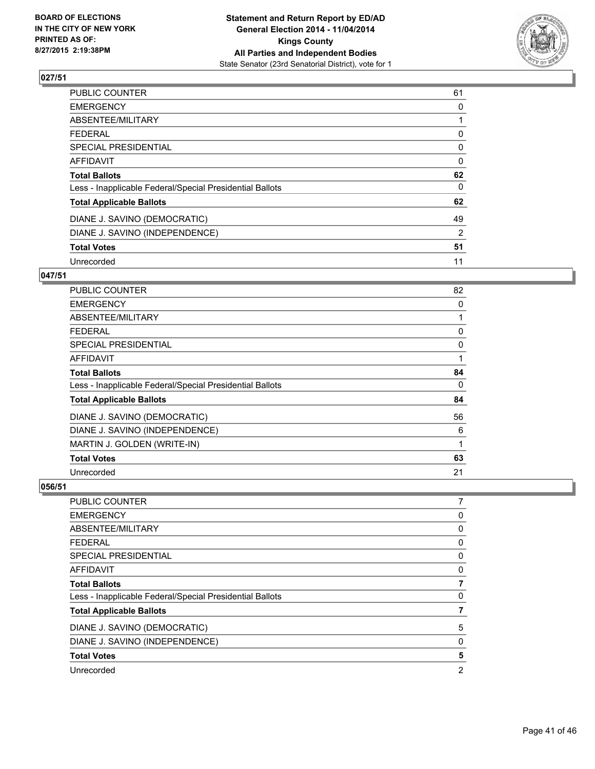**BOARD OF ELECTIONS IN THE CITY OF NEW YORK PRINTED AS OF: 8/27/2015 2:19:38PM**

**Statement and Return Report by ED/AD General Election 2014 - 11/04/2014 Kings County All Parties and Independent Bodies**
State Senator (23rd Senatorial District), vote for 1

## 027/51

| | |
|---|---|
| PUBLIC COUNTER | 61 |
| EMERGENCY | 0 |
| ABSENTEE/MILITARY | 1 |
| FEDERAL | 0 |
| SPECIAL PRESIDENTIAL | 0 |
| AFFIDAVIT | 0 |
| **Total Ballots** | **62** |
| Less - Inapplicable Federal/Special Presidential Ballots | 0 |
| **Total Applicable Ballots** | **62** |
| DIANE J. SAVINO (DEMOCRATIC) | 49 |
| DIANE J. SAVINO (INDEPENDENCE) | 2 |
| **Total Votes** | **51** |
| Unrecorded | 11 |

## 047/51

| | |
|---|---|
| PUBLIC COUNTER | 82 |
| EMERGENCY | 0 |
| ABSENTEE/MILITARY | 1 |
| FEDERAL | 0 |
| SPECIAL PRESIDENTIAL | 0 |
| AFFIDAVIT | 1 |
| **Total Ballots** | **84** |
| Less - Inapplicable Federal/Special Presidential Ballots | 0 |
| **Total Applicable Ballots** | **84** |
| DIANE J. SAVINO (DEMOCRATIC) | 56 |
| DIANE J. SAVINO (INDEPENDENCE) | 6 |
| MARTIN J. GOLDEN (WRITE-IN) | 1 |
| **Total Votes** | **63** |
| Unrecorded | 21 |

## 056/51

| | |
|---|---|
| PUBLIC COUNTER | 7 |
| EMERGENCY | 0 |
| ABSENTEE/MILITARY | 0 |
| FEDERAL | 0 |
| SPECIAL PRESIDENTIAL | 0 |
| AFFIDAVIT | 0 |
| **Total Ballots** | **7** |
| Less - Inapplicable Federal/Special Presidential Ballots | 0 |
| **Total Applicable Ballots** | **7** |
| DIANE J. SAVINO (DEMOCRATIC) | 5 |
| DIANE J. SAVINO (INDEPENDENCE) | 0 |
| **Total Votes** | **5** |
| Unrecorded | 2 |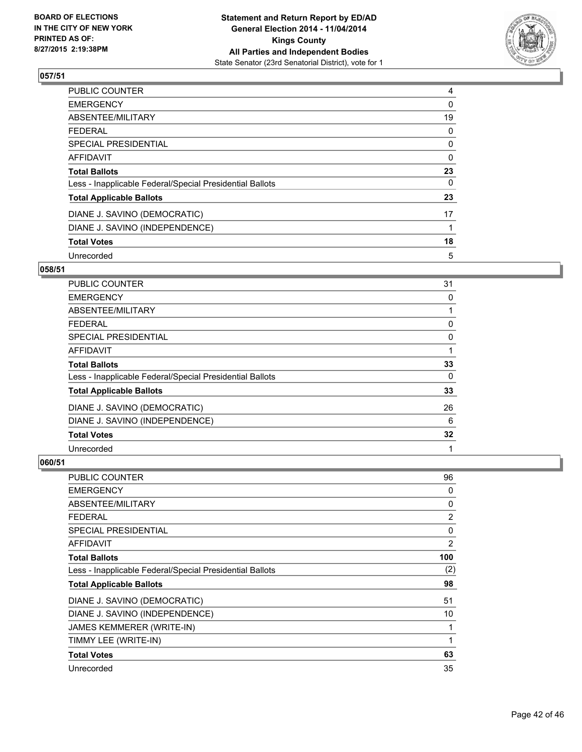## 057/51

| | |
|---|---|
| PUBLIC COUNTER | 4 |
| EMERGENCY | 0 |
| ABSENTEE/MILITARY | 19 |
| FEDERAL | 0 |
| SPECIAL PRESIDENTIAL | 0 |
| AFFIDAVIT | 0 |
| **Total Ballots** | **23** |
| Less - Inapplicable Federal/Special Presidential Ballots | 0 |
| **Total Applicable Ballots** | **23** |
| DIANE J. SAVINO (DEMOCRATIC) | 17 |
| DIANE J. SAVINO (INDEPENDENCE) | 1 |
| **Total Votes** | **18** |
| Unrecorded | 5 |

## 058/51

| | |
|---|---|
| PUBLIC COUNTER | 31 |
| EMERGENCY | 0 |
| ABSENTEE/MILITARY | 1 |
| FEDERAL | 0 |
| SPECIAL PRESIDENTIAL | 0 |
| AFFIDAVIT | 1 |
| **Total Ballots** | **33** |
| Less - Inapplicable Federal/Special Presidential Ballots | 0 |
| **Total Applicable Ballots** | **33** |
| DIANE J. SAVINO (DEMOCRATIC) | 26 |
| DIANE J. SAVINO (INDEPENDENCE) | 6 |
| **Total Votes** | **32** |
| Unrecorded | 1 |

## 060/51

| | |
|---|---|
| PUBLIC COUNTER | 96 |
| EMERGENCY | 0 |
| ABSENTEE/MILITARY | 0 |
| FEDERAL | 2 |
| SPECIAL PRESIDENTIAL | 0 |
| AFFIDAVIT | 2 |
| **Total Ballots** | **100** |
| Less - Inapplicable Federal/Special Presidential Ballots | (2) |
| **Total Applicable Ballots** | **98** |
| DIANE J. SAVINO (DEMOCRATIC) | 51 |
| DIANE J. SAVINO (INDEPENDENCE) | 10 |
| JAMES KEMMERER (WRITE-IN) | 1 |
| TIMMY LEE (WRITE-IN) | 1 |
| **Total Votes** | **63** |
| Unrecorded | 35 |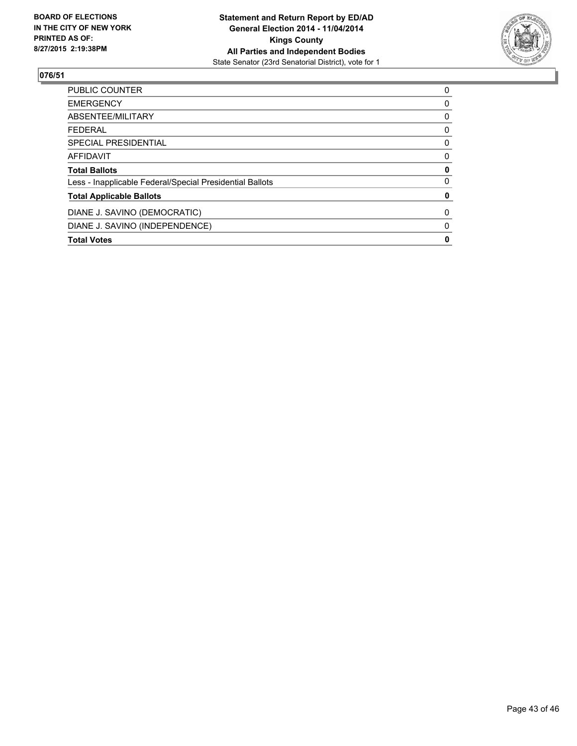BOARD OF ELECTIONS
IN THE CITY OF NEW YORK
PRINTED AS OF:
8/27/2015 2:19:38PM

**Statement and Return Report by ED/AD**
**General Election 2014 - 11/04/2014**
**Kings County**
**All Parties and Independent Bodies**
State Senator (23rd Senatorial District), vote for 1

**076/51**

| | |
|---|---|
| PUBLIC COUNTER | 0 |
| EMERGENCY | 0 |
| ABSENTEE/MILITARY | 0 |
| FEDERAL | 0 |
| SPECIAL PRESIDENTIAL | 0 |
| AFFIDAVIT | 0 |
| **Total Ballots** | **0** |
| Less - Inapplicable Federal/Special Presidential Ballots | 0 |
| **Total Applicable Ballots** | **0** |
| DIANE J. SAVINO (DEMOCRATIC) | 0 |
| DIANE J. SAVINO (INDEPENDENCE) | 0 |
| **Total Votes** | **0** |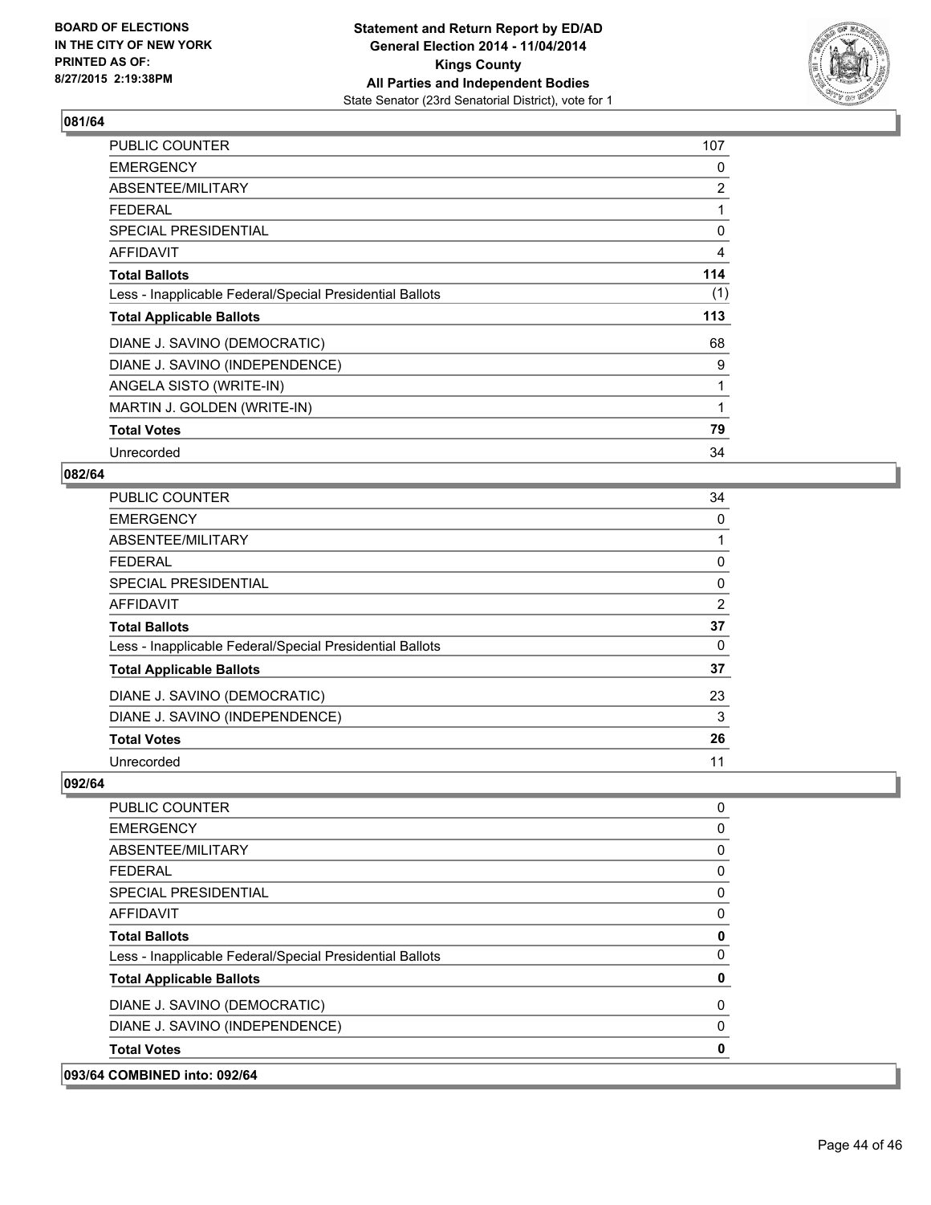## 081/64

| | |
|---|---|
| PUBLIC COUNTER | 107 |
| EMERGENCY | 0 |
| ABSENTEE/MILITARY | 2 |
| FEDERAL | 1 |
| SPECIAL PRESIDENTIAL | 0 |
| AFFIDAVIT | 4 |
| **Total Ballots** | **114** |
| Less - Inapplicable Federal/Special Presidential Ballots | (1) |
| **Total Applicable Ballots** | **113** |
| DIANE J. SAVINO (DEMOCRATIC) | 68 |
| DIANE J. SAVINO (INDEPENDENCE) | 9 |
| ANGELA SISTO (WRITE-IN) | 1 |
| MARTIN J. GOLDEN (WRITE-IN) | 1 |
| **Total Votes** | **79** |
| Unrecorded | 34 |

## 082/64

| | |
|---|---|
| PUBLIC COUNTER | 34 |
| EMERGENCY | 0 |
| ABSENTEE/MILITARY | 1 |
| FEDERAL | 0 |
| SPECIAL PRESIDENTIAL | 0 |
| AFFIDAVIT | 2 |
| **Total Ballots** | **37** |
| Less - Inapplicable Federal/Special Presidential Ballots | 0 |
| **Total Applicable Ballots** | **37** |
| DIANE J. SAVINO (DEMOCRATIC) | 23 |
| DIANE J. SAVINO (INDEPENDENCE) | 3 |
| **Total Votes** | **26** |
| Unrecorded | 11 |

## 092/64

| | |
|---|---|
| PUBLIC COUNTER | 0 |
| EMERGENCY | 0 |
| ABSENTEE/MILITARY | 0 |
| FEDERAL | 0 |
| SPECIAL PRESIDENTIAL | 0 |
| AFFIDAVIT | 0 |
| **Total Ballots** | **0** |
| Less - Inapplicable Federal/Special Presidential Ballots | 0 |
| **Total Applicable Ballots** | **0** |
| DIANE J. SAVINO (DEMOCRATIC) | 0 |
| DIANE J. SAVINO (INDEPENDENCE) | 0 |
| **Total Votes** | **0** |

## 093/64 COMBINED into: 092/64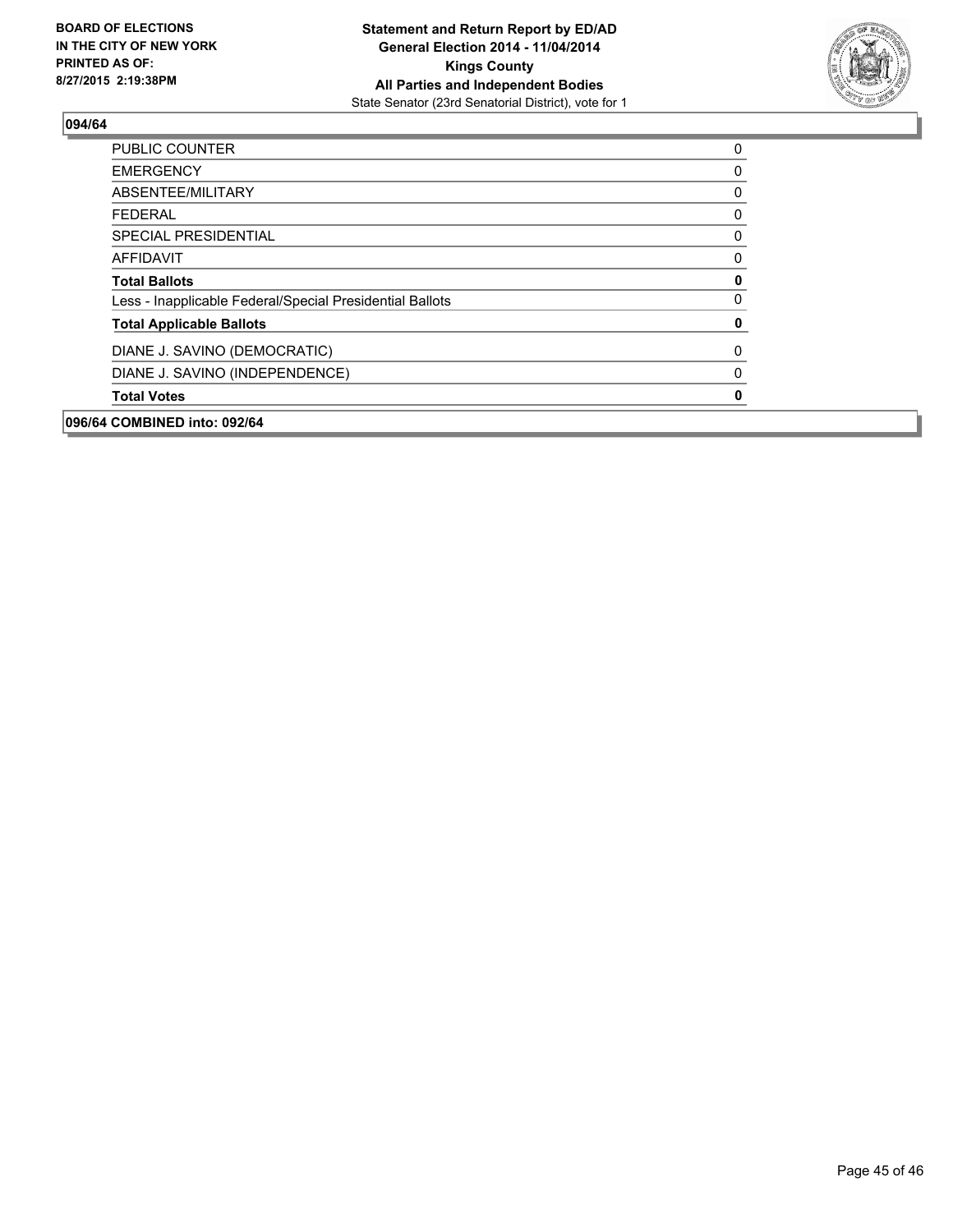**094/64**

| | |
|---|---|
| PUBLIC COUNTER | 0 |
| EMERGENCY | 0 |
| ABSENTEE/MILITARY | 0 |
| FEDERAL | 0 |
| SPECIAL PRESIDENTIAL | 0 |
| AFFIDAVIT | 0 |
| **Total Ballots** | **0** |
| Less - Inapplicable Federal/Special Presidential Ballots | 0 |
| **Total Applicable Ballots** | **0** |
| DIANE J. SAVINO (DEMOCRATIC) | 0 |
| DIANE J. SAVINO (INDEPENDENCE) | 0 |
| **Total Votes** | **0** |

**096/64 COMBINED into: 092/64**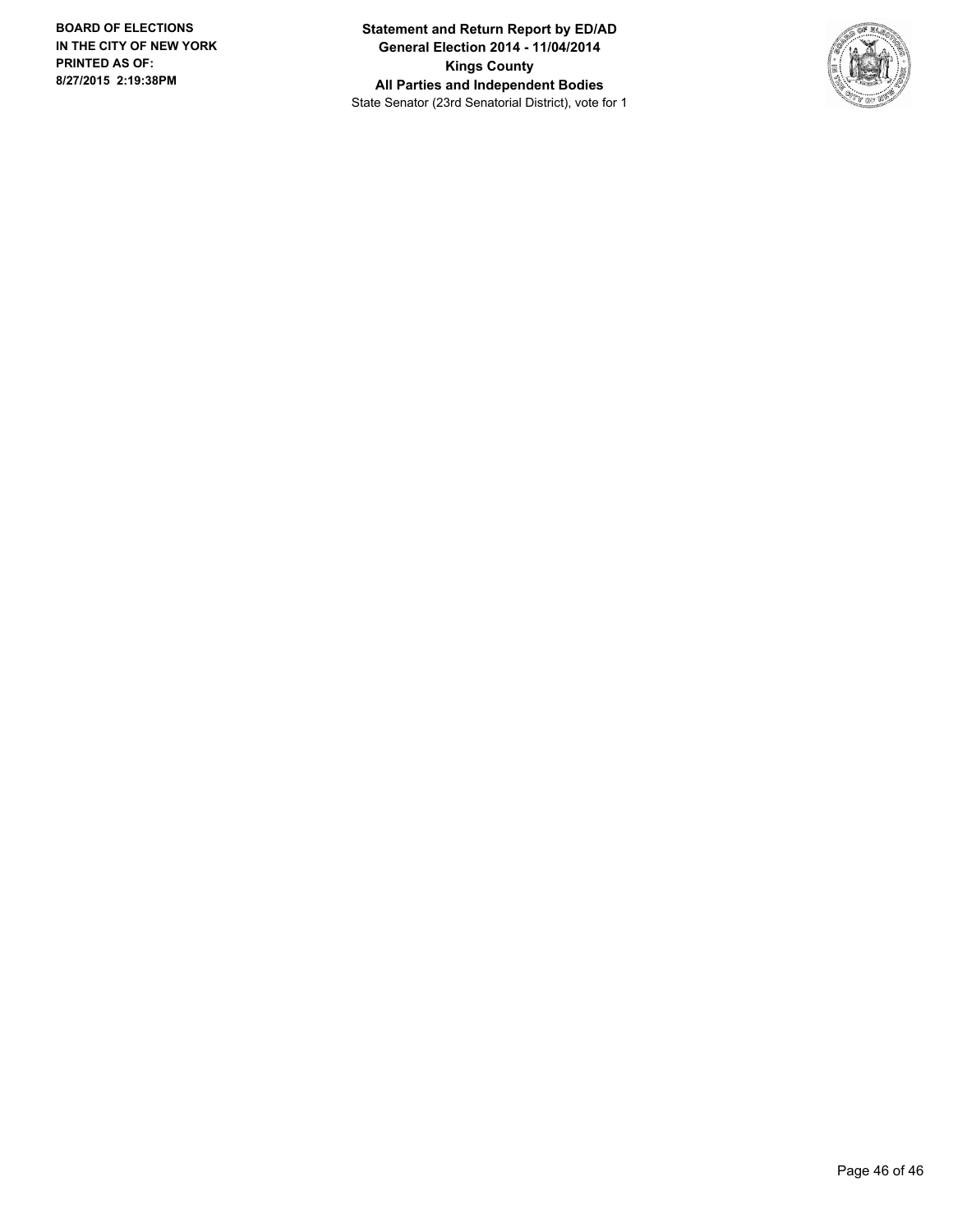**BOARD OF ELECTIONS**
**IN THE CITY OF NEW YORK**
**PRINTED AS OF:**
**8/27/2015 2:19:38PM**

**Statement and Return Report by ED/AD**
**General Election 2014 - 11/04/2014**
**Kings County**
**All Parties and Independent Bodies**
State Senator (23rd Senatorial District), vote for 1